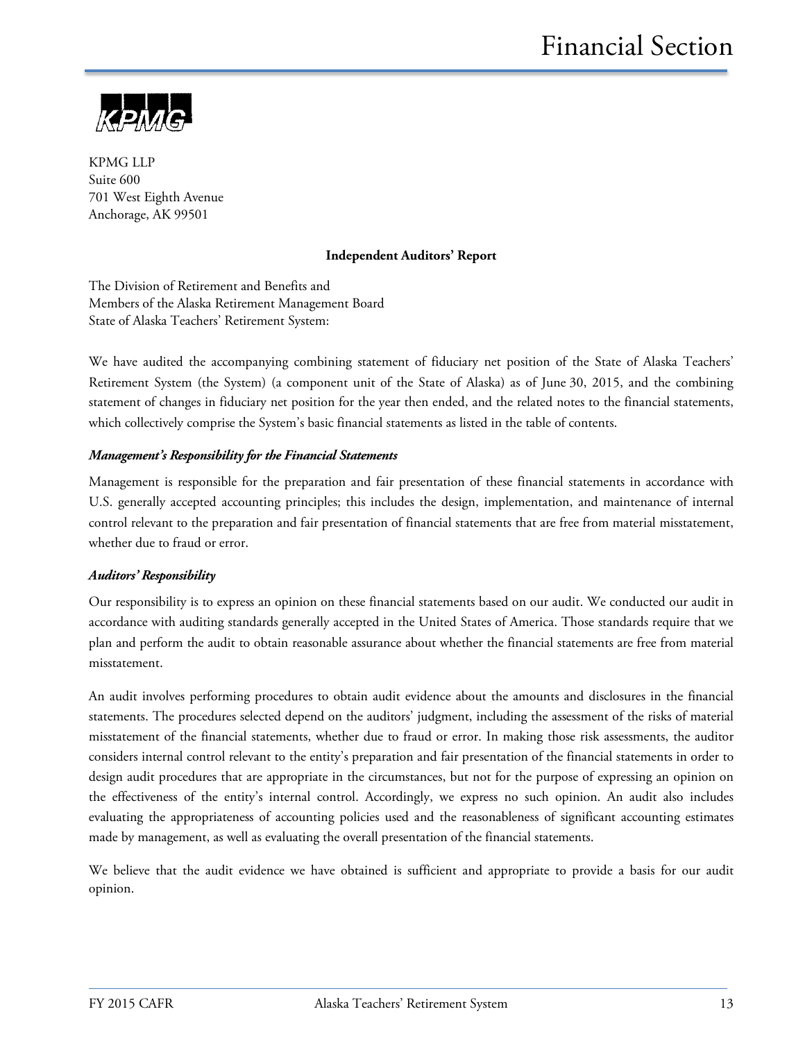KPMG LLP
Suite 600
701 West Eighth Avenue
Anchorage, AK 99501

**Independent Auditors' Report**

The Division of Retirement and Benefits and
Members of the Alaska Retirement Management Board
State of Alaska Teachers' Retirement System:

We have audited the accompanying combining statement of fiduciary net position of the State of Alaska Teachers' Retirement System (the System) (a component unit of the State of Alaska) as of June 30, 2015, and the combining statement of changes in fiduciary net position for the year then ended, and the related notes to the financial statements, which collectively comprise the System's basic financial statements as listed in the table of contents.

***Management's Responsibility for the Financial Statements***

Management is responsible for the preparation and fair presentation of these financial statements in accordance with U.S. generally accepted accounting principles; this includes the design, implementation, and maintenance of internal control relevant to the preparation and fair presentation of financial statements that are free from material misstatement, whether due to fraud or error.

***Auditors' Responsibility***

Our responsibility is to express an opinion on these financial statements based on our audit. We conducted our audit in accordance with auditing standards generally accepted in the United States of America. Those standards require that we plan and perform the audit to obtain reasonable assurance about whether the financial statements are free from material misstatement.

An audit involves performing procedures to obtain audit evidence about the amounts and disclosures in the financial statements. The procedures selected depend on the auditors' judgment, including the assessment of the risks of material misstatement of the financial statements, whether due to fraud or error. In making those risk assessments, the auditor considers internal control relevant to the entity's preparation and fair presentation of the financial statements in order to design audit procedures that are appropriate in the circumstances, but not for the purpose of expressing an opinion on the effectiveness of the entity's internal control. Accordingly, we express no such opinion. An audit also includes evaluating the appropriateness of accounting policies used and the reasonableness of significant accounting estimates made by management, as well as evaluating the overall presentation of the financial statements.

We believe that the audit evidence we have obtained is sufficient and appropriate to provide a basis for our audit opinion.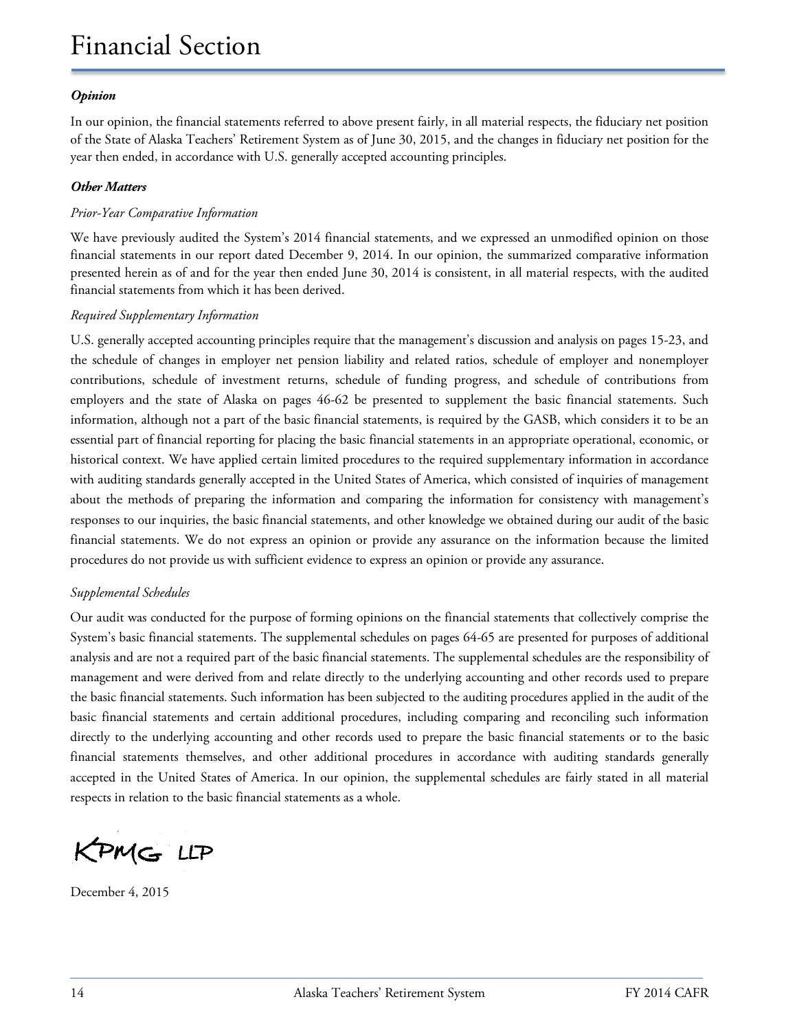***Opinion***

In our opinion, the financial statements referred to above present fairly, in all material respects, the fiduciary net position of the State of Alaska Teachers' Retirement System as of June 30, 2015, and the changes in fiduciary net position for the year then ended, in accordance with U.S. generally accepted accounting principles.

***Other Matters***

*Prior-Year Comparative Information*

We have previously audited the System's 2014 financial statements, and we expressed an unmodified opinion on those financial statements in our report dated December 9, 2014. In our opinion, the summarized comparative information presented herein as of and for the year then ended June 30, 2014 is consistent, in all material respects, with the audited financial statements from which it has been derived.

*Required Supplementary Information*

U.S. generally accepted accounting principles require that the management's discussion and analysis on pages 15-23, and the schedule of changes in employer net pension liability and related ratios, schedule of employer and nonemployer contributions, schedule of investment returns, schedule of funding progress, and schedule of contributions from employers and the state of Alaska on pages 46-62 be presented to supplement the basic financial statements. Such information, although not a part of the basic financial statements, is required by the GASB, which considers it to be an essential part of financial reporting for placing the basic financial statements in an appropriate operational, economic, or historical context. We have applied certain limited procedures to the required supplementary information in accordance with auditing standards generally accepted in the United States of America, which consisted of inquiries of management about the methods of preparing the information and comparing the information for consistency with management's responses to our inquiries, the basic financial statements, and other knowledge we obtained during our audit of the basic financial statements. We do not express an opinion or provide any assurance on the information because the limited procedures do not provide us with sufficient evidence to express an opinion or provide any assurance.

*Supplemental Schedules*

Our audit was conducted for the purpose of forming opinions on the financial statements that collectively comprise the System's basic financial statements. The supplemental schedules on pages 64-65 are presented for purposes of additional analysis and are not a required part of the basic financial statements. The supplemental schedules are the responsibility of management and were derived from and relate directly to the underlying accounting and other records used to prepare the basic financial statements. Such information has been subjected to the auditing procedures applied in the audit of the basic financial statements and certain additional procedures, including comparing and reconciling such information directly to the underlying accounting and other records used to prepare the basic financial statements or to the basic financial statements themselves, and other additional procedures in accordance with auditing standards generally accepted in the United States of America. In our opinion, the supplemental schedules are fairly stated in all material respects in relation to the basic financial statements as a whole.

KPMG LLP

December 4, 2015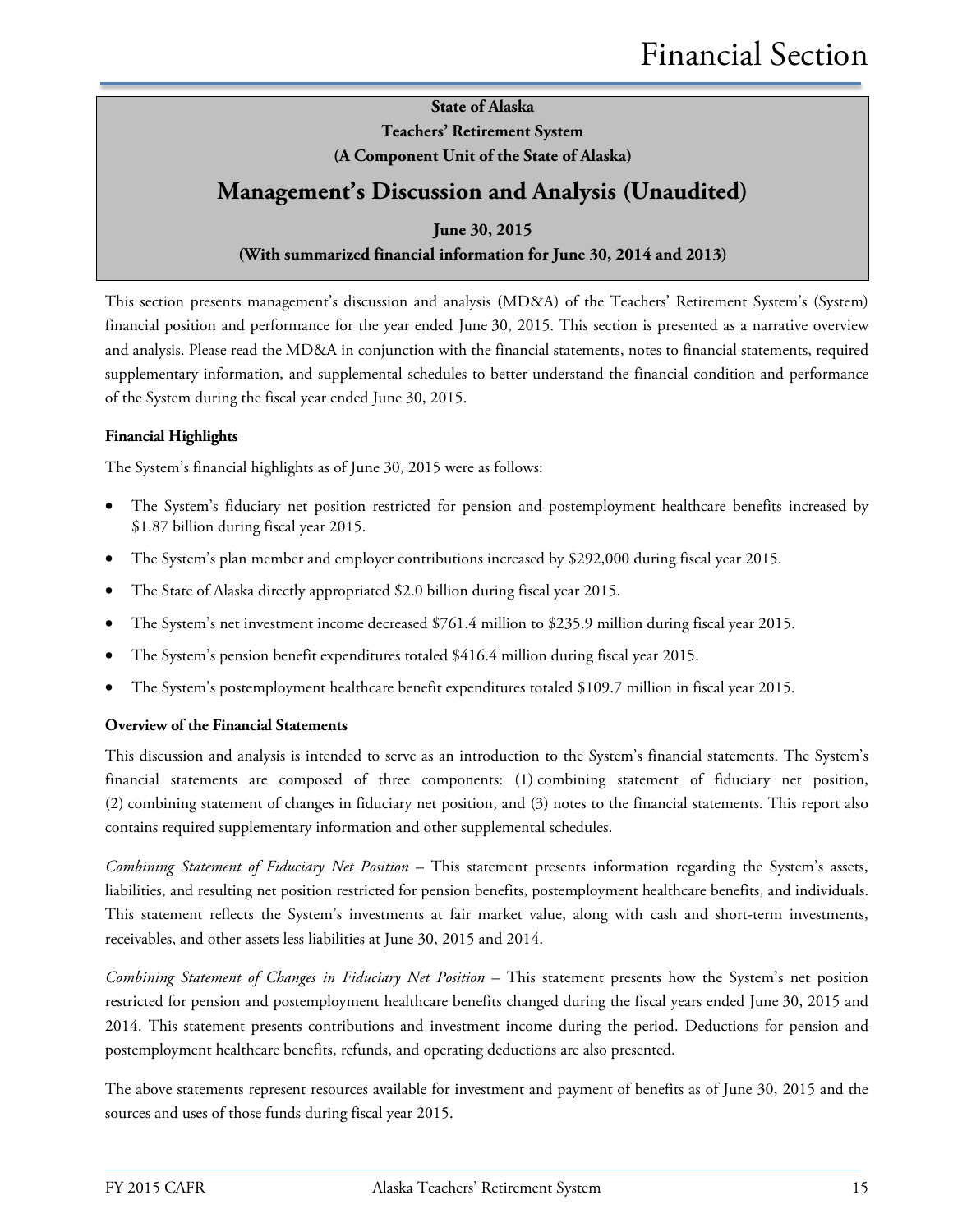**State of Alaska**
**Teachers' Retirement System**
**(A Component Unit of the State of Alaska)**

# Management's Discussion and Analysis (Unaudited)

**June 30, 2015**
**(With summarized financial information for June 30, 2014 and 2013)**

This section presents management's discussion and analysis (MD&A) of the Teachers' Retirement System's (System) financial position and performance for the year ended June 30, 2015. This section is presented as a narrative overview and analysis. Please read the MD&A in conjunction with the financial statements, notes to financial statements, required supplementary information, and supplemental schedules to better understand the financial condition and performance of the System during the fiscal year ended June 30, 2015.

### Financial Highlights

The System's financial highlights as of June 30, 2015 were as follows:

- The System's fiduciary net position restricted for pension and postemployment healthcare benefits increased by $1.87 billion during fiscal year 2015.
- The System's plan member and employer contributions increased by $292,000 during fiscal year 2015.
- The State of Alaska directly appropriated $2.0 billion during fiscal year 2015.
- The System's net investment income decreased $761.4 million to $235.9 million during fiscal year 2015.
- The System's pension benefit expenditures totaled $416.4 million during fiscal year 2015.
- The System's postemployment healthcare benefit expenditures totaled $109.7 million in fiscal year 2015.

### Overview of the Financial Statements

This discussion and analysis is intended to serve as an introduction to the System's financial statements. The System's financial statements are composed of three components: (1) combining statement of fiduciary net position, (2) combining statement of changes in fiduciary net position, and (3) notes to the financial statements. This report also contains required supplementary information and other supplemental schedules.

*Combining Statement of Fiduciary Net Position* – This statement presents information regarding the System's assets, liabilities, and resulting net position restricted for pension benefits, postemployment healthcare benefits, and individuals. This statement reflects the System's investments at fair market value, along with cash and short-term investments, receivables, and other assets less liabilities at June 30, 2015 and 2014.

*Combining Statement of Changes in Fiduciary Net Position* – This statement presents how the System's net position restricted for pension and postemployment healthcare benefits changed during the fiscal years ended June 30, 2015 and 2014. This statement presents contributions and investment income during the period. Deductions for pension and postemployment healthcare benefits, refunds, and operating deductions are also presented.

The above statements represent resources available for investment and payment of benefits as of June 30, 2015 and the sources and uses of those funds during fiscal year 2015.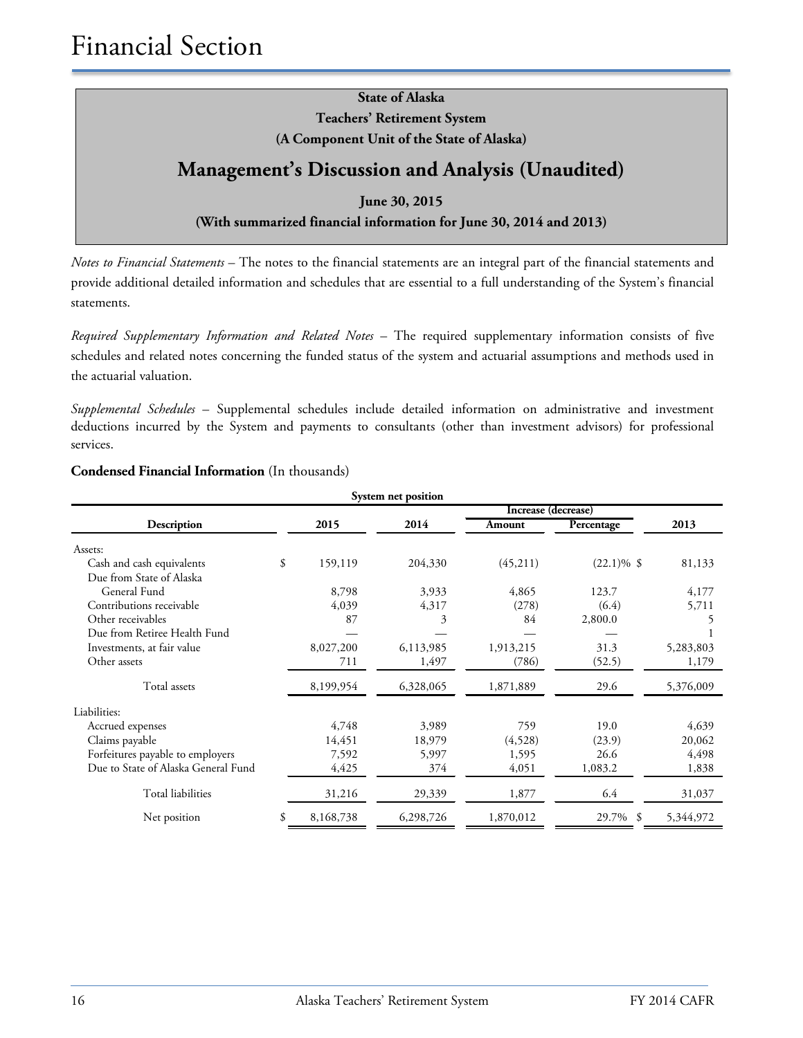# Financial Section

**State of Alaska**
**Teachers' Retirement System**
**(A Component Unit of the State of Alaska)**

## Management's Discussion and Analysis (Unaudited)

**June 30, 2015**
**(With summarized financial information for June 30, 2014 and 2013)**

*Notes to Financial Statements* – The notes to the financial statements are an integral part of the financial statements and provide additional detailed information and schedules that are essential to a full understanding of the System's financial statements.

*Required Supplementary Information and Related Notes* – The required supplementary information consists of five schedules and related notes concerning the funded status of the system and actuarial assumptions and methods used in the actuarial valuation.

*Supplemental Schedules* – Supplemental schedules include detailed information on administrative and investment deductions incurred by the System and payments to consultants (other than investment advisors) for professional services.

**Condensed Financial Information** (In thousands)

| System net position | | | Increase (decrease) | | |
|---|---|---|---|---|---|
| Description | 2015 | 2014 | Amount | Percentage | 2013 |
| Assets: | | | | | |
| Cash and cash equivalents | $ 159,119 | 204,330 | (45,211) | (22.1)% | $ 81,133 |
| Due from State of Alaska General Fund | 8,798 | 3,933 | 4,865 | 123.7 | 4,177 |
| Contributions receivable | 4,039 | 4,317 | (278) | (6.4) | 5,711 |
| Other receivables | 87 | 3 | 84 | 2,800.0 | 5 |
| Due from Retiree Health Fund | — | — | — | — | 1 |
| Investments, at fair value | 8,027,200 | 6,113,985 | 1,913,215 | 31.3 | 5,283,803 |
| Other assets | 711 | 1,497 | (786) | (52.5) | 1,179 |
| Total assets | 8,199,954 | 6,328,065 | 1,871,889 | 29.6 | 5,376,009 |
| Liabilities: | | | | | |
| Accrued expenses | 4,748 | 3,989 | 759 | 19.0 | 4,639 |
| Claims payable | 14,451 | 18,979 | (4,528) | (23.9) | 20,062 |
| Forfeitures payable to employers | 7,592 | 5,997 | 1,595 | 26.6 | 4,498 |
| Due to State of Alaska General Fund | 4,425 | 374 | 4,051 | 1,083.2 | 1,838 |
| Total liabilities | 31,216 | 29,339 | 1,877 | 6.4 | 31,037 |
| Net position | $ 8,168,738 | 6,298,726 | 1,870,012 | 29.7% | $ 5,344,972 |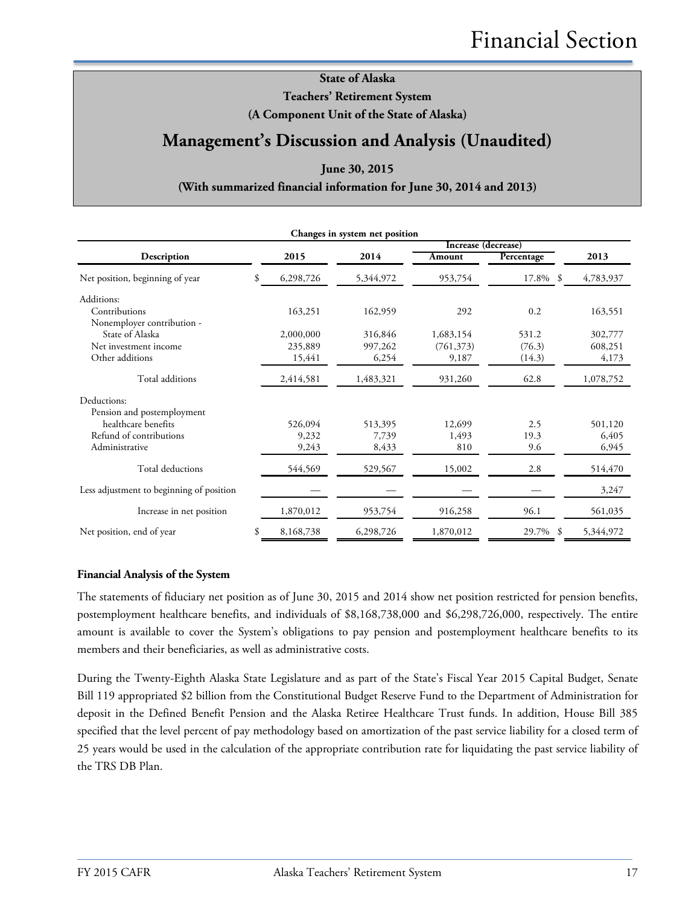**State of Alaska**
**Teachers' Retirement System**
**(A Component Unit of the State of Alaska)**

# Management's Discussion and Analysis (Unaudited)

**June 30, 2015**
**(With summarized financial information for June 30, 2014 and 2013)**

**Changes in system net position**

| Description | 2015 | 2014 | Increase (decrease) Amount | Increase (decrease) Percentage | 2013 |
|---|---|---|---|---|---|
| Net position, beginning of year | $ 6,298,726 | 5,344,972 | 953,754 | 17.8% | $ 4,783,937 |
| Additions: | | | | | |
| Contributions | 163,251 | 162,959 | 292 | 0.2 | 163,551 |
| Nonemployer contribution - State of Alaska | 2,000,000 | 316,846 | 1,683,154 | 531.2 | 302,777 |
| Net investment income | 235,889 | 997,262 | (761,373) | (76.3) | 608,251 |
| Other additions | 15,441 | 6,254 | 9,187 | (14.3) | 4,173 |
| Total additions | 2,414,581 | 1,483,321 | 931,260 | 62.8 | 1,078,752 |
| Deductions: | | | | | |
| Pension and postemployment healthcare benefits | 526,094 | 513,395 | 12,699 | 2.5 | 501,120 |
| Refund of contributions | 9,232 | 7,739 | 1,493 | 19.3 | 6,405 |
| Administrative | 9,243 | 8,433 | 810 | 9.6 | 6,945 |
| Total deductions | 544,569 | 529,567 | 15,002 | 2.8 | 514,470 |
| Less adjustment to beginning of position | — | — | — | — | 3,247 |
| Increase in net position | 1,870,012 | 953,754 | 916,258 | 96.1 | 561,035 |
| Net position, end of year | $ 8,168,738 | 6,298,726 | 1,870,012 | 29.7% | $ 5,344,972 |

**Financial Analysis of the System**

The statements of fiduciary net position as of June 30, 2015 and 2014 show net position restricted for pension benefits, postemployment healthcare benefits, and individuals of $8,168,738,000 and $6,298,726,000, respectively. The entire amount is available to cover the System's obligations to pay pension and postemployment healthcare benefits to its members and their beneficiaries, as well as administrative costs.

During the Twenty-Eighth Alaska State Legislature and as part of the State's Fiscal Year 2015 Capital Budget, Senate Bill 119 appropriated $2 billion from the Constitutional Budget Reserve Fund to the Department of Administration for deposit in the Defined Benefit Pension and the Alaska Retiree Healthcare Trust funds. In addition, House Bill 385 specified that the level percent of pay methodology based on amortization of the past service liability for a closed term of 25 years would be used in the calculation of the appropriate contribution rate for liquidating the past service liability of the TRS DB Plan.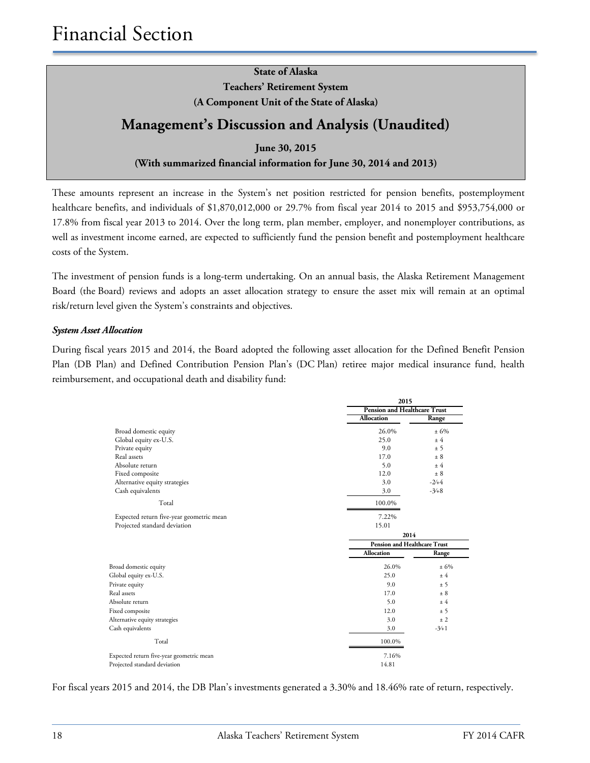## State of Alaska
## Teachers' Retirement System
## (A Component Unit of the State of Alaska)

# Management's Discussion and Analysis (Unaudited)

**June 30, 2015**

**(With summarized financial information for June 30, 2014 and 2013)**

These amounts represent an increase in the System's net position restricted for pension benefits, postemployment healthcare benefits, and individuals of $1,870,012,000 or 29.7% from fiscal year 2014 to 2015 and $953,754,000 or 17.8% from fiscal year 2013 to 2014. Over the long term, plan member, employer, and nonemployer contributions, as well as investment income earned, are expected to sufficiently fund the pension benefit and postemployment healthcare costs of the System.

The investment of pension funds is a long-term undertaking. On an annual basis, the Alaska Retirement Management Board (the Board) reviews and adopts an asset allocation strategy to ensure the asset mix will remain at an optimal risk/return level given the System's constraints and objectives.

***System Asset Allocation***

During fiscal years 2015 and 2014, the Board adopted the following asset allocation for the Defined Benefit Pension Plan (DB Plan) and Defined Contribution Pension Plan's (DC Plan) retiree major medical insurance fund, health reimbursement, and occupational death and disability fund:

| | 2015 | |
|---|---|---|
| | Pension and Healthcare Trust | |
| | Allocation | Range |
| Broad domestic equity | 26.0% | ± 6% |
| Global equity ex-U.S. | 25.0 | ± 4 |
| Private equity | 9.0 | ± 5 |
| Real assets | 17.0 | ± 8 |
| Absolute return | 5.0 | ± 4 |
| Fixed composite | 12.0 | ± 8 |
| Alternative equity strategies | 3.0 | -2/+4 |
| Cash equivalents | 3.0 | -3/+8 |
| Total | 100.0% | |
| Expected return five-year geometric mean | 7.22% | |
| Projected standard deviation | 15.01 | |

| | 2014 | |
|---|---|---|
| | Pension and Healthcare Trust | |
| | Allocation | Range |
| Broad domestic equity | 26.0% | ± 6% |
| Global equity ex-U.S. | 25.0 | ± 4 |
| Private equity | 9.0 | ± 5 |
| Real assets | 17.0 | ± 8 |
| Absolute return | 5.0 | ± 4 |
| Fixed composite | 12.0 | ± 5 |
| Alternative equity strategies | 3.0 | ± 2 |
| Cash equivalents | 3.0 | -3/+1 |
| Total | 100.0% | |
| Expected return five-year geometric mean | 7.16% | |
| Projected standard deviation | 14.81 | |

For fiscal years 2015 and 2014, the DB Plan's investments generated a 3.30% and 18.46% rate of return, respectively.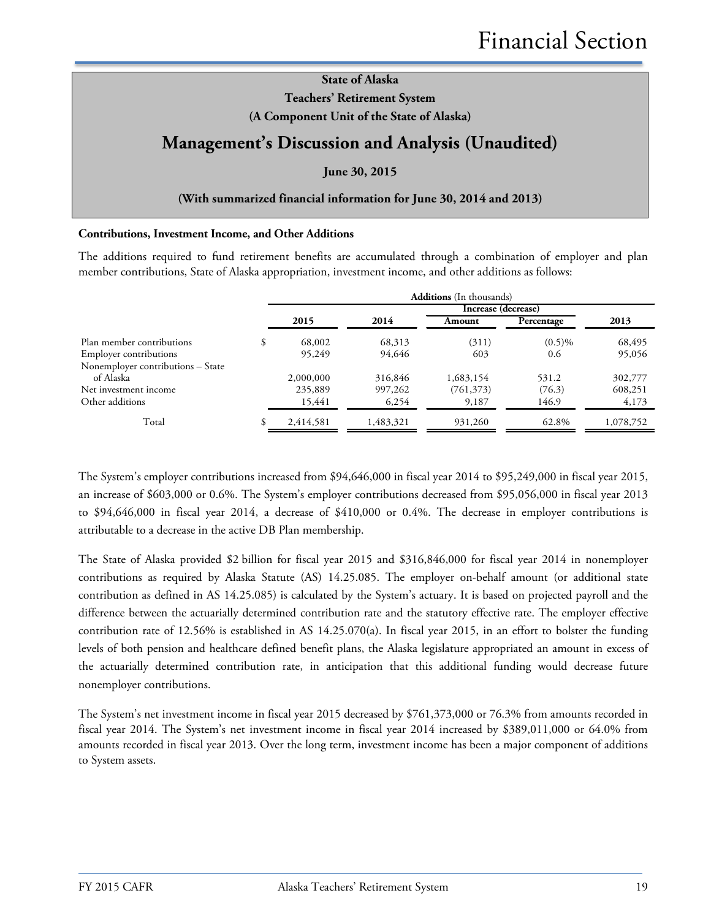State of Alaska
Teachers' Retirement System
(A Component Unit of the State of Alaska)

## Management's Discussion and Analysis (Unaudited)

June 30, 2015

(With summarized financial information for June 30, 2014 and 2013)

**Contributions, Investment Income, and Other Additions**

The additions required to fund retirement benefits are accumulated through a combination of employer and plan member contributions, State of Alaska appropriation, investment income, and other additions as follows:

| | **Additions** (In thousands) | | | | |
|---|---|---|---|---|---|
| | | | Increase (decrease) | | |
| | 2015 | 2014 | Amount | Percentage | 2013 |
| Plan member contributions | $ 68,002 | 68,313 | (311) | (0.5)% | 68,495 |
| Employer contributions | 95,249 | 94,646 | 603 | 0.6 | 95,056 |
| Nonemployer contributions – State of Alaska | 2,000,000 | 316,846 | 1,683,154 | 531.2 | 302,777 |
| Net investment income | 235,889 | 997,262 | (761,373) | (76.3) | 608,251 |
| Other additions | 15,441 | 6,254 | 9,187 | 146.9 | 4,173 |
| Total | $ 2,414,581 | 1,483,321 | 931,260 | 62.8% | 1,078,752 |

The System's employer contributions increased from $94,646,000 in fiscal year 2014 to $95,249,000 in fiscal year 2015, an increase of $603,000 or 0.6%. The System's employer contributions decreased from $95,056,000 in fiscal year 2013 to $94,646,000 in fiscal year 2014, a decrease of $410,000 or 0.4%. The decrease in employer contributions is attributable to a decrease in the active DB Plan membership.

The State of Alaska provided $2 billion for fiscal year 2015 and $316,846,000 for fiscal year 2014 in nonemployer contributions as required by Alaska Statute (AS) 14.25.085. The employer on-behalf amount (or additional state contribution as defined in AS 14.25.085) is calculated by the System's actuary. It is based on projected payroll and the difference between the actuarially determined contribution rate and the statutory effective rate. The employer effective contribution rate of 12.56% is established in AS 14.25.070(a). In fiscal year 2015, in an effort to bolster the funding levels of both pension and healthcare defined benefit plans, the Alaska legislature appropriated an amount in excess of the actuarially determined contribution rate, in anticipation that this additional funding would decrease future nonemployer contributions.

The System's net investment income in fiscal year 2015 decreased by $761,373,000 or 76.3% from amounts recorded in fiscal year 2014. The System's net investment income in fiscal year 2014 increased by $389,011,000 or 64.0% from amounts recorded in fiscal year 2013. Over the long term, investment income has been a major component of additions to System assets.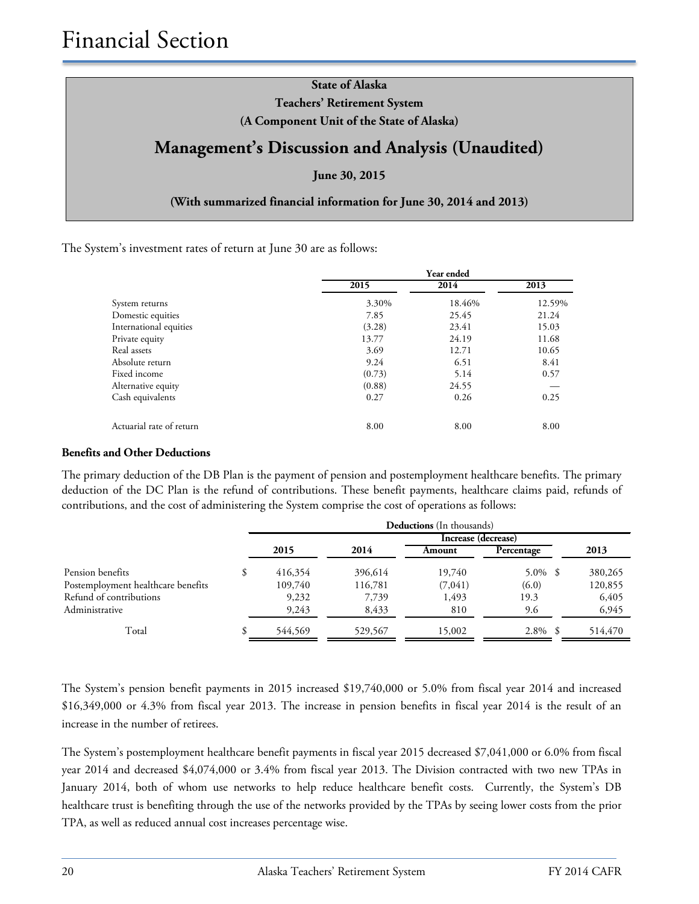# Financial Section

**State of Alaska**
**Teachers' Retirement System**
**(A Component Unit of the State of Alaska)**

## Management's Discussion and Analysis (Unaudited)

**June 30, 2015**

**(With summarized financial information for June 30, 2014 and 2013)**

The System's investment rates of return at June 30 are as follows:

| | Year ended | | |
|---|---|---|---|
| | **2015** | **2014** | **2013** |
| System returns | 3.30% | 18.46% | 12.59% |
| Domestic equities | 7.85 | 25.45 | 21.24 |
| International equities | (3.28) | 23.41 | 15.03 |
| Private equity | 13.77 | 24.19 | 11.68 |
| Real assets | 3.69 | 12.71 | 10.65 |
| Absolute return | 9.24 | 6.51 | 8.41 |
| Fixed income | (0.73) | 5.14 | 0.57 |
| Alternative equity | (0.88) | 24.55 | — |
| Cash equivalents | 0.27 | 0.26 | 0.25 |
| Actuarial rate of return | 8.00 | 8.00 | 8.00 |

### Benefits and Other Deductions

The primary deduction of the DB Plan is the payment of pension and postemployment healthcare benefits. The primary deduction of the DC Plan is the refund of contributions. These benefit payments, healthcare claims paid, refunds of contributions, and the cost of administering the System comprise the cost of operations as follows:

| | **Deductions** (In thousands) | | | | |
|---|---|---|---|---|---|
| | | | Increase (decrease) | | |
| | **2015** | **2014** | **Amount** | **Percentage** | **2013** |
| Pension benefits | $ 416,354 | 396,614 | 19,740 | 5.0% | $ 380,265 |
| Postemployment healthcare benefits | 109,740 | 116,781 | (7,041) | (6.0) | 120,855 |
| Refund of contributions | 9,232 | 7,739 | 1,493 | 19.3 | 6,405 |
| Administrative | 9,243 | 8,433 | 810 | 9.6 | 6,945 |
| Total | $ 544,569 | 529,567 | 15,002 | 2.8% | $ 514,470 |

The System's pension benefit payments in 2015 increased $19,740,000 or 5.0% from fiscal year 2014 and increased $16,349,000 or 4.3% from fiscal year 2013. The increase in pension benefits in fiscal year 2014 is the result of an increase in the number of retirees.

The System's postemployment healthcare benefit payments in fiscal year 2015 decreased $7,041,000 or 6.0% from fiscal year 2014 and decreased $4,074,000 or 3.4% from fiscal year 2013. The Division contracted with two new TPAs in January 2014, both of whom use networks to help reduce healthcare benefit costs. Currently, the System's DB healthcare trust is benefiting through the use of the networks provided by the TPAs by seeing lower costs from the prior TPA, as well as reduced annual cost increases percentage wise.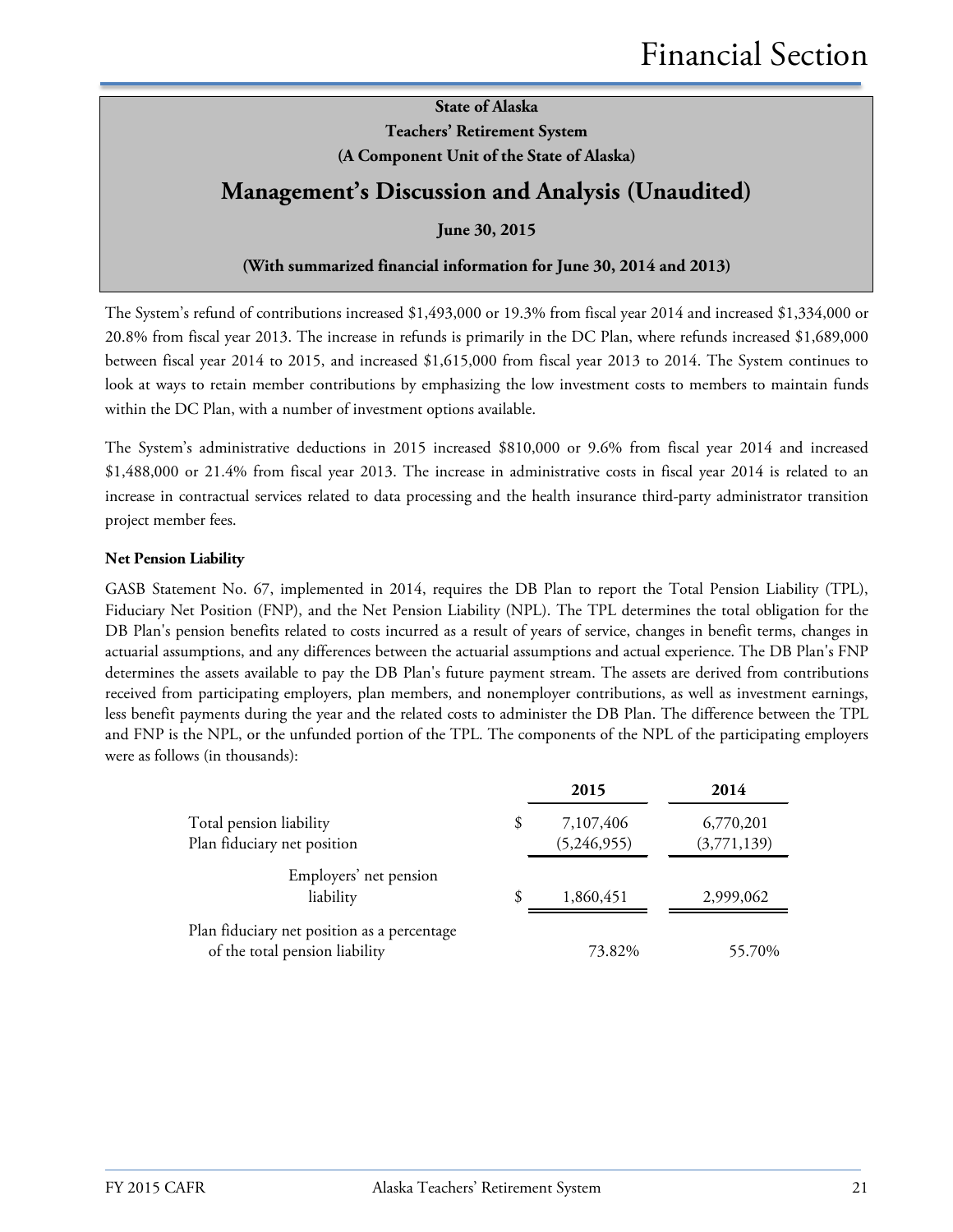State of Alaska
Teachers' Retirement System
(A Component Unit of the State of Alaska)

## Management's Discussion and Analysis (Unaudited)

June 30, 2015

(With summarized financial information for June 30, 2014 and 2013)

The System's refund of contributions increased $1,493,000 or 19.3% from fiscal year 2014 and increased $1,334,000 or 20.8% from fiscal year 2013. The increase in refunds is primarily in the DC Plan, where refunds increased $1,689,000 between fiscal year 2014 to 2015, and increased $1,615,000 from fiscal year 2013 to 2014. The System continues to look at ways to retain member contributions by emphasizing the low investment costs to members to maintain funds within the DC Plan, with a number of investment options available.

The System's administrative deductions in 2015 increased $810,000 or 9.6% from fiscal year 2014 and increased $1,488,000 or 21.4% from fiscal year 2013. The increase in administrative costs in fiscal year 2014 is related to an increase in contractual services related to data processing and the health insurance third-party administrator transition project member fees.

**Net Pension Liability**

GASB Statement No. 67, implemented in 2014, requires the DB Plan to report the Total Pension Liability (TPL), Fiduciary Net Position (FNP), and the Net Pension Liability (NPL). The TPL determines the total obligation for the DB Plan's pension benefits related to costs incurred as a result of years of service, changes in benefit terms, changes in actuarial assumptions, and any differences between the actuarial assumptions and actual experience. The DB Plan's FNP determines the assets available to pay the DB Plan's future payment stream. The assets are derived from contributions received from participating employers, plan members, and nonemployer contributions, as well as investment earnings, less benefit payments during the year and the related costs to administer the DB Plan. The difference between the TPL and FNP is the NPL, or the unfunded portion of the TPL. The components of the NPL of the participating employers were as follows (in thousands):

| | | 2015 | 2014 |
|---|---|---|---|
| Total pension liability | $ | 7,107,406 | 6,770,201 |
| Plan fiduciary net position | | (5,246,955) | (3,771,139) |
| Employers' net pension liability | $ | 1,860,451 | 2,999,062 |
| Plan fiduciary net position as a percentage of the total pension liability | | 73.82% | 55.70% |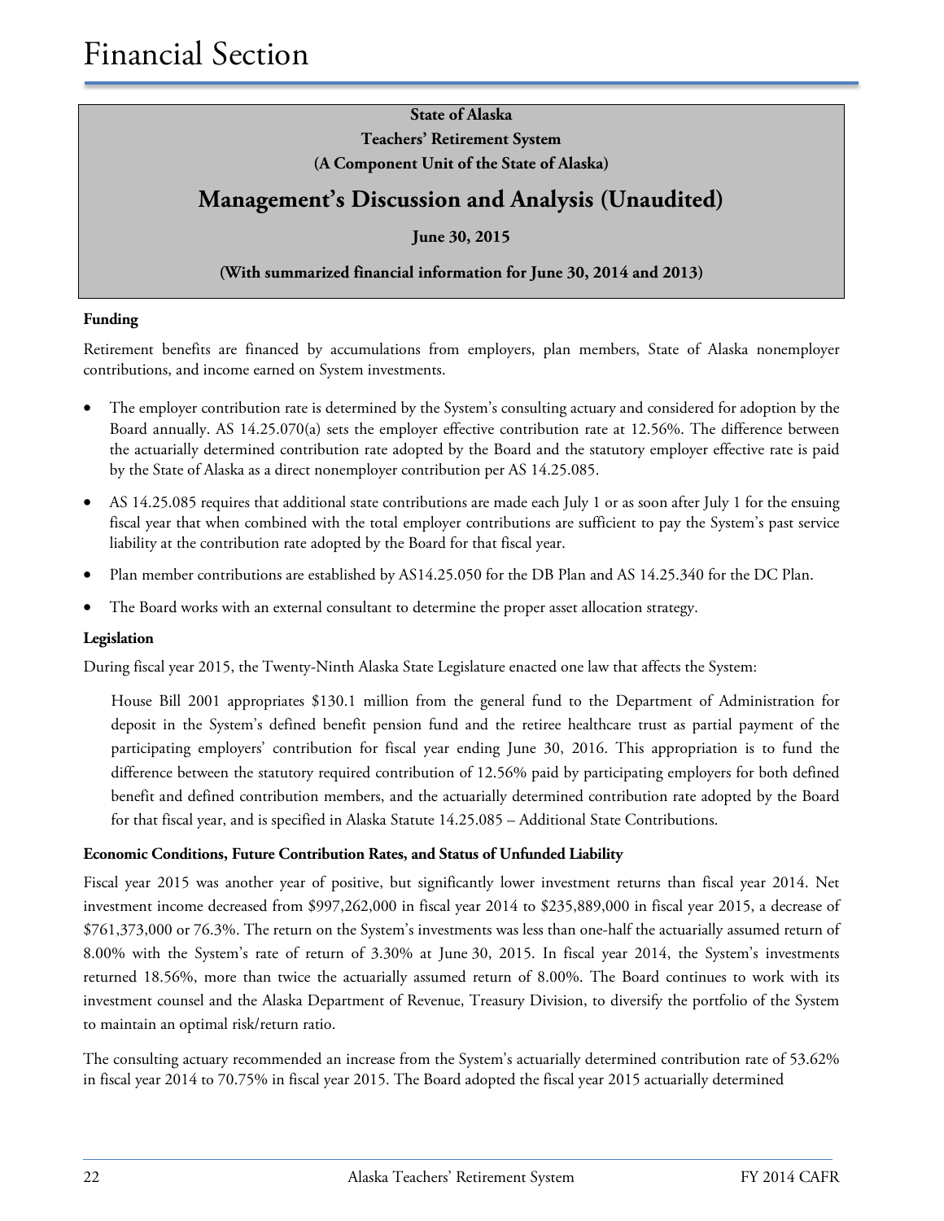**State of Alaska**
**Teachers' Retirement System**
**(A Component Unit of the State of Alaska)**

## Management's Discussion and Analysis (Unaudited)

**June 30, 2015**

**(With summarized financial information for June 30, 2014 and 2013)**

**Funding**

Retirement benefits are financed by accumulations from employers, plan members, State of Alaska nonemployer contributions, and income earned on System investments.

- The employer contribution rate is determined by the System's consulting actuary and considered for adoption by the Board annually. AS 14.25.070(a) sets the employer effective contribution rate at 12.56%. The difference between the actuarially determined contribution rate adopted by the Board and the statutory employer effective rate is paid by the State of Alaska as a direct nonemployer contribution per AS 14.25.085.
- AS 14.25.085 requires that additional state contributions are made each July 1 or as soon after July 1 for the ensuing fiscal year that when combined with the total employer contributions are sufficient to pay the System's past service liability at the contribution rate adopted by the Board for that fiscal year.
- Plan member contributions are established by AS14.25.050 for the DB Plan and AS 14.25.340 for the DC Plan.
- The Board works with an external consultant to determine the proper asset allocation strategy.

**Legislation**

During fiscal year 2015, the Twenty-Ninth Alaska State Legislature enacted one law that affects the System:

> House Bill 2001 appropriates $130.1 million from the general fund to the Department of Administration for deposit in the System's defined benefit pension fund and the retiree healthcare trust as partial payment of the participating employers' contribution for fiscal year ending June 30, 2016. This appropriation is to fund the difference between the statutory required contribution of 12.56% paid by participating employers for both defined benefit and defined contribution members, and the actuarially determined contribution rate adopted by the Board for that fiscal year, and is specified in Alaska Statute 14.25.085 – Additional State Contributions.

**Economic Conditions, Future Contribution Rates, and Status of Unfunded Liability**

Fiscal year 2015 was another year of positive, but significantly lower investment returns than fiscal year 2014. Net investment income decreased from $997,262,000 in fiscal year 2014 to $235,889,000 in fiscal year 2015, a decrease of $761,373,000 or 76.3%. The return on the System's investments was less than one-half the actuarially assumed return of 8.00% with the System's rate of return of 3.30% at June 30, 2015. In fiscal year 2014, the System's investments returned 18.56%, more than twice the actuarially assumed return of 8.00%. The Board continues to work with its investment counsel and the Alaska Department of Revenue, Treasury Division, to diversify the portfolio of the System to maintain an optimal risk/return ratio.

The consulting actuary recommended an increase from the System's actuarially determined contribution rate of 53.62% in fiscal year 2014 to 70.75% in fiscal year 2015. The Board adopted the fiscal year 2015 actuarially determined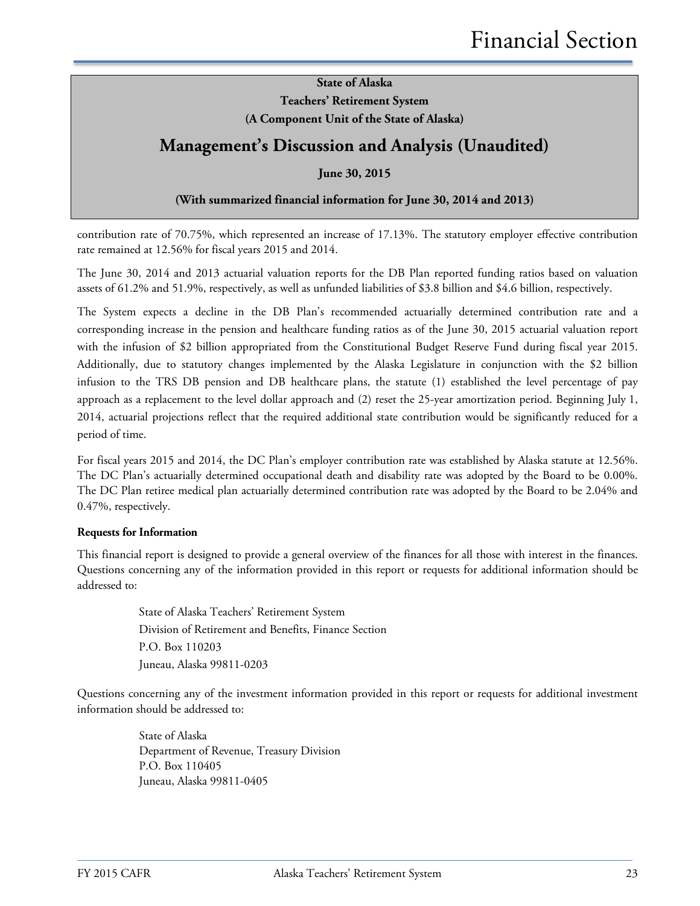**State of Alaska**
**Teachers' Retirement System**
**(A Component Unit of the State of Alaska)**

## Management's Discussion and Analysis (Unaudited)

**June 30, 2015**

**(With summarized financial information for June 30, 2014 and 2013)**

contribution rate of 70.75%, which represented an increase of 17.13%. The statutory employer effective contribution rate remained at 12.56% for fiscal years 2015 and 2014.

The June 30, 2014 and 2013 actuarial valuation reports for the DB Plan reported funding ratios based on valuation assets of 61.2% and 51.9%, respectively, as well as unfunded liabilities of $3.8 billion and $4.6 billion, respectively.

The System expects a decline in the DB Plan's recommended actuarially determined contribution rate and a corresponding increase in the pension and healthcare funding ratios as of the June 30, 2015 actuarial valuation report with the infusion of $2 billion appropriated from the Constitutional Budget Reserve Fund during fiscal year 2015. Additionally, due to statutory changes implemented by the Alaska Legislature in conjunction with the $2 billion infusion to the TRS DB pension and DB healthcare plans, the statute (1) established the level percentage of pay approach as a replacement to the level dollar approach and (2) reset the 25-year amortization period. Beginning July 1, 2014, actuarial projections reflect that the required additional state contribution would be significantly reduced for a period of time.

For fiscal years 2015 and 2014, the DC Plan's employer contribution rate was established by Alaska statute at 12.56%. The DC Plan's actuarially determined occupational death and disability rate was adopted by the Board to be 0.00%. The DC Plan retiree medical plan actuarially determined contribution rate was adopted by the Board to be 2.04% and 0.47%, respectively.

**Requests for Information**

This financial report is designed to provide a general overview of the finances for all those with interest in the finances. Questions concerning any of the information provided in this report or requests for additional information should be addressed to:

State of Alaska Teachers' Retirement System
Division of Retirement and Benefits, Finance Section
P.O. Box 110203
Juneau, Alaska 99811-0203

Questions concerning any of the investment information provided in this report or requests for additional investment information should be addressed to:

State of Alaska
Department of Revenue, Treasury Division
P.O. Box 110405
Juneau, Alaska 99811-0405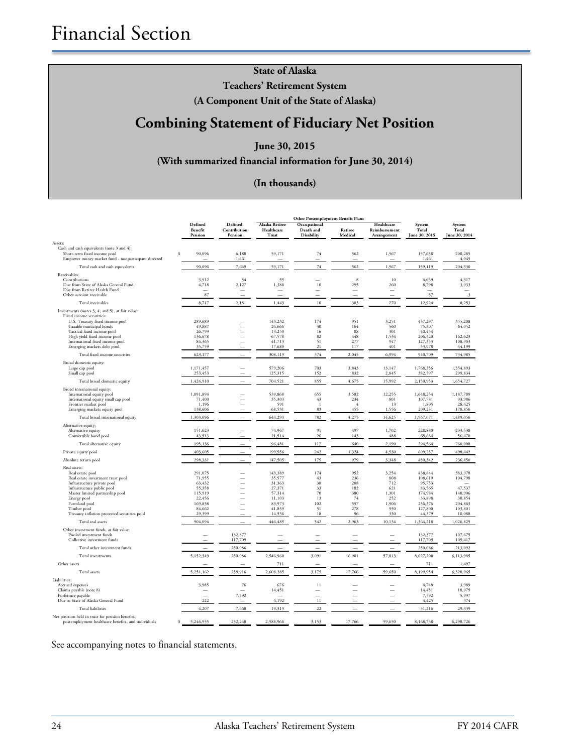# Financial Section

## State of Alaska

### Teachers' Retirement System

### (A Component Unit of the State of Alaska)

## Combining Statement of Fiduciary Net Position

### June 30, 2015

### (With summarized financial information for June 30, 2014)

### (In thousands)

| | Defined Benefit Pension | Defined Contribution Pension | Other Postemployment Benefit Plans: Alaska Retiree Healthcare Trust | Occupational Death and Disability | Retiree Medical | Healthcare Reimbursement Arrangement | System Total June 30, 2015 | System Total June 30, 2014 |
|---|---|---|---|---|---|---|---|---|
| Assets: | | | | | | | | |
| Cash and cash equivalents (note 3 and 4): | | | | | | | | |
| Short-term fixed income pool | $ 90,096 | 6,188 | 59,171 | 74 | 562 | 1,567 | 157,658 | 200,285 |
| Empower money market fund - nonparticipant directed | — | 1,461 | — | — | — | — | 1,461 | 4,045 |
| Total cash and cash equivalents | 90,096 | 7,649 | 59,171 | 74 | 562 | 1,567 | 159,119 | 204,330 |
| Receivables: | | | | | | | | |
| Contributions | 3,912 | 54 | 55 | — | 8 | 10 | 4,039 | 4,317 |
| Due from State of Alaska General Fund | 4,718 | 2,127 | 1,388 | 10 | 295 | 260 | 8,798 | 3,933 |
| Due from Retiree Health Fund | — | — | — | — | — | — | — | — |
| Other account receivable | 87 | — | — | — | — | — | 87 | 3 |
| Total receivables | 8,717 | 2,181 | 1,443 | 10 | 303 | 270 | 12,924 | 8,253 |
| Investments (notes 3, 4, and 5), at fair value: | | | | | | | | |
| Fixed income securities: | | | | | | | | |
| U.S. Treasury fixed income pool | 289,689 | — | 143,232 | 174 | 951 | 3,251 | 437,297 | 355,208 |
| Taxable municipal bonds | 49,887 | — | 24,666 | 30 | 164 | 560 | 75,307 | 64,052 |
| Tactical fixed income pool | 26,799 | — | 13,250 | 16 | 88 | 301 | 40,454 | — |
| High yield fixed income pool | 136,678 | — | 67,578 | 82 | 448 | 1,534 | 206,320 | 162,623 |
| International fixed income pool | 84,365 | — | 41,713 | 51 | 277 | 947 | 127,353 | 108,903 |
| Emerging markets debt pool | 35,759 | — | 17,680 | 21 | 117 | 401 | 53,978 | 44,199 |
| Total fixed income securities | 623,177 | — | 308,119 | 374 | 2,045 | 6,994 | 940,709 | 734,985 |
| Broad domestic equity: | | | | | | | | |
| Large cap pool | 1,171,457 | — | 579,206 | 703 | 3,843 | 13,147 | 1,768,356 | 1,354,893 |
| Small cap pool | 253,453 | — | 125,315 | 152 | 832 | 2,845 | 382,597 | 299,834 |
| Total broad domestic equity | 1,424,910 | — | 704,521 | 855 | 4,675 | 15,992 | 2,150,953 | 1,654,727 |
| Broad international equity: | | | | | | | | |
| International equity pool | 1,091,894 | — | 539,868 | 655 | 3,582 | 12,255 | 1,648,254 | 1,187,789 |
| International equity small cap pool | 71,400 | — | 35,303 | 43 | 234 | 801 | 107,781 | 93,986 |
| Frontier market pool | 1,196 | — | 591 | 1 | 4 | 13 | 1,805 | 28,425 |
| Emerging markets equity pool | 138,606 | — | 68,531 | 83 | 455 | 1,556 | 209,231 | 178,856 |
| Total broad international equity | 1,303,096 | — | 644,293 | 782 | 4,275 | 14,625 | 1,967,071 | 1,489,056 |
| Alternative equity: | | | | | | | | |
| Alternative equity | 151,623 | — | 74,967 | 91 | 497 | 1,702 | 228,880 | 203,538 |
| Convertible bond pool | 43,513 | — | 21,514 | 26 | 143 | 488 | 65,684 | 56,470 |
| Total alternative equity | 195,136 | — | 96,481 | 117 | 640 | 2,190 | 294,564 | 260,008 |
| Private equity pool | 403,605 | — | 199,556 | 242 | 1,324 | 4,530 | 609,257 | 498,442 |
| Absolute return pool | 298,331 | — | 147,505 | 179 | 979 | 3,348 | 450,342 | 236,850 |
| Real assets: | | | | | | | | |
| Real estate pool | 291,075 | — | 143,389 | 174 | 952 | 3,254 | 438,844 | 383,978 |
| Real estate investment trust pool | 71,955 | — | 35,577 | 43 | 236 | 808 | 108,619 | 104,798 |
| Infrastructure private pool | 63,432 | — | 31,363 | 38 | 208 | 712 | 95,753 | — |
| Infrastructure public pool | 55,358 | — | 27,371 | 33 | 182 | 621 | 83,565 | 47,537 |
| Master limited partnership pool | 115,919 | — | 57,314 | 70 | 380 | 1,301 | 174,984 | 140,906 |
| Energy pool | 22,456 | — | 11,103 | 13 | 74 | 252 | 33,898 | 30,854 |
| Farmland pool | 169,838 | — | 83,973 | 102 | 557 | 1,906 | 256,376 | 204,863 |
| Timber pool | 84,662 | — | 41,859 | 51 | 278 | 950 | 127,800 | 103,801 |
| Treasury inflation protected securities pool | 29,399 | — | 14,536 | 18 | 96 | 330 | 44,379 | 10,088 |
| Total real assets | 904,094 | — | 446,485 | 542 | 2,963 | 10,134 | 1,364,218 | 1,026,825 |
| Other investment funds, at fair value: | | | | | | | | |
| Pooled investment funds | — | 132,377 | — | — | — | — | 132,377 | 107,675 |
| Collective investment funds | — | 117,709 | — | — | — | — | 117,709 | 105,417 |
| Total other investment funds | — | 250,086 | — | — | — | — | 250,086 | 213,092 |
| Total investments | 5,152,349 | 250,086 | 2,546,960 | 3,091 | 16,901 | 57,813 | 8,027,200 | 6,113,985 |
| Other assets | — | — | 711 | — | — | — | 711 | 1,497 |
| Total assets | 5,251,162 | 259,916 | 2,608,285 | 3,175 | 17,766 | 59,650 | 8,199,954 | 6,328,065 |
| Liabilities: | | | | | | | | |
| Accrued expenses | 3,985 | 76 | 676 | 11 | — | — | 4,748 | 3,989 |
| Claims payable (note 8) | — | — | 14,451 | — | — | — | 14,451 | 18,979 |
| Forfeiture payable | — | 7,592 | — | — | — | — | 7,592 | 5,997 |
| Due to State of Alaska General Fund | 222 | — | 4,192 | 11 | — | — | 4,425 | 374 |
| Total liabilities | 4,207 | 7,668 | 19,319 | 22 | — | — | 31,216 | 29,339 |
| Net position held in trust for pension benefits, postemployment healthcare benefits, and individuals | $ 5,246,955 | 252,248 | 2,588,966 | 3,153 | 17,766 | 59,650 | 8,168,738 | 6,298,726 |

See accompanying notes to financial statements.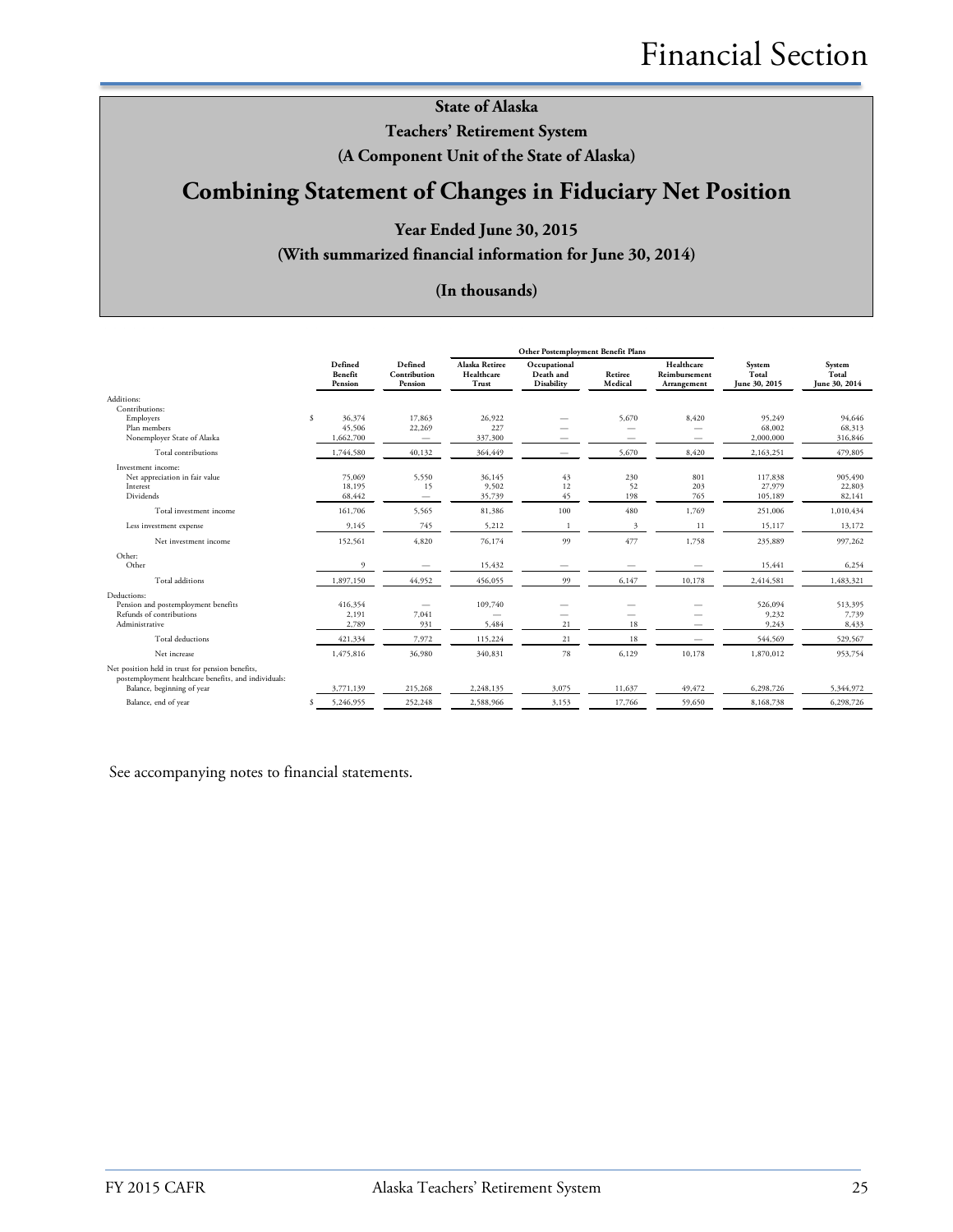# Financial Section

**State of Alaska**

**Teachers' Retirement System**

**(A Component Unit of the State of Alaska)**

## Combining Statement of Changes in Fiduciary Net Position

**Year Ended June 30, 2015**

**(With summarized financial information for June 30, 2014)**

**(In thousands)**

| | Defined Benefit Pension | Defined Contribution Pension | Other Postemployment Benefit Plans | | | | System Total June 30, 2015 | System Total June 30, 2014 |
|---|---|---|---|---|---|---|---|---|
| | | | Alaska Retiree Healthcare Trust | Occupational Death and Disability | Retiree Medical | Healthcare Reimbursement Arrangement | | |
| Additions: | | | | | | | | |
| Contributions: | | | | | | | | |
| Employers | $ 36,374 | 17,863 | 26,922 | — | 5,670 | 8,420 | 95,249 | 94,646 |
| Plan members | 45,506 | 22,269 | 227 | — | — | — | 68,002 | 68,313 |
| Nonemployer State of Alaska | 1,662,700 | — | 337,300 | — | — | — | 2,000,000 | 316,846 |
| Total contributions | 1,744,580 | 40,132 | 364,449 | — | 5,670 | 8,420 | 2,163,251 | 479,805 |
| Investment income: | | | | | | | | |
| Net appreciation in fair value | 75,069 | 5,550 | 36,145 | 43 | 230 | 801 | 117,838 | 905,490 |
| Interest | 18,195 | 15 | 9,502 | 12 | 52 | 203 | 27,979 | 22,803 |
| Dividends | 68,442 | — | 35,739 | 45 | 198 | 765 | 105,189 | 82,141 |
| Total investment income | 161,706 | 5,565 | 81,386 | 100 | 480 | 1,769 | 251,006 | 1,010,434 |
| Less investment expense | 9,145 | 745 | 5,212 | 1 | 3 | 11 | 15,117 | 13,172 |
| Net investment income | 152,561 | 4,820 | 76,174 | 99 | 477 | 1,758 | 235,889 | 997,262 |
| Other: | | | | | | | | |
| Other | 9 | — | 15,432 | — | — | — | 15,441 | 6,254 |
| Total additions | 1,897,150 | 44,952 | 456,055 | 99 | 6,147 | 10,178 | 2,414,581 | 1,483,321 |
| Deductions: | | | | | | | | |
| Pension and postemployment benefits | 416,354 | — | 109,740 | — | — | — | 526,094 | 513,395 |
| Refunds of contributions | 2,191 | 7,041 | — | — | — | — | 9,232 | 7,739 |
| Administrative | 2,789 | 931 | 5,484 | 21 | 18 | — | 9,243 | 8,433 |
| Total deductions | 421,334 | 7,972 | 115,224 | 21 | 18 | — | 544,569 | 529,567 |
| Net increase | 1,475,816 | 36,980 | 340,831 | 78 | 6,129 | 10,178 | 1,870,012 | 953,754 |
| Net position held in trust for pension benefits, postemployment healthcare benefits, and individuals: | | | | | | | | |
| Balance, beginning of year | 3,771,139 | 215,268 | 2,248,135 | 3,075 | 11,637 | 49,472 | 6,298,726 | 5,344,972 |
| Balance, end of year | $ 5,246,955 | 252,248 | 2,588,966 | 3,153 | 17,766 | 59,650 | 8,168,738 | 6,298,726 |

See accompanying notes to financial statements.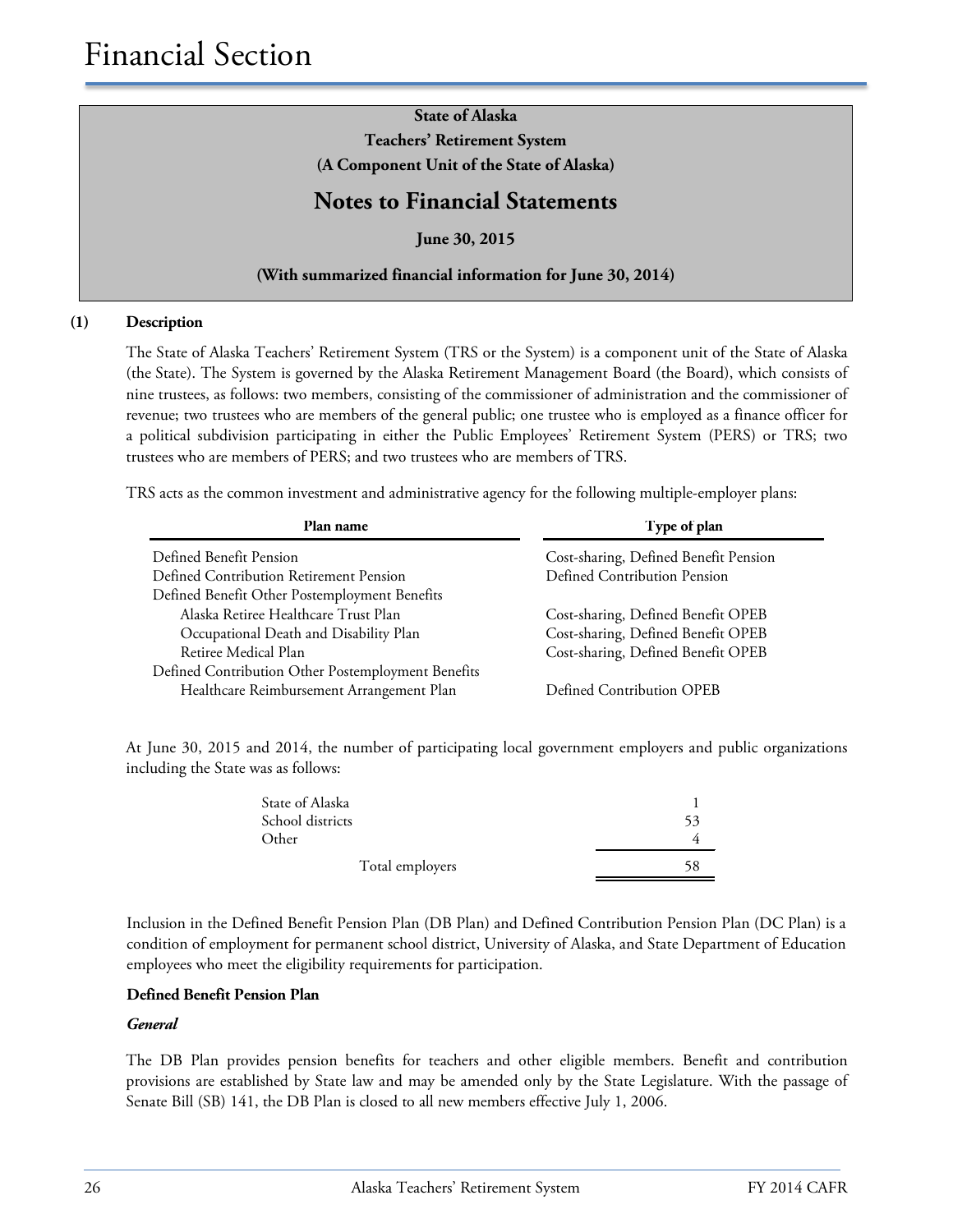# Financial Section

**State of Alaska**

**Teachers' Retirement System**

**(A Component Unit of the State of Alaska)**

## Notes to Financial Statements

**June 30, 2015**

**(With summarized financial information for June 30, 2014)**

**(1) Description**

The State of Alaska Teachers' Retirement System (TRS or the System) is a component unit of the State of Alaska (the State). The System is governed by the Alaska Retirement Management Board (the Board), which consists of nine trustees, as follows: two members, consisting of the commissioner of administration and the commissioner of revenue; two trustees who are members of the general public; one trustee who is employed as a finance officer for a political subdivision participating in either the Public Employees' Retirement System (PERS) or TRS; two trustees who are members of PERS; and two trustees who are members of TRS.

TRS acts as the common investment and administrative agency for the following multiple-employer plans:

| Plan name | Type of plan |
|---|---|
| Defined Benefit Pension | Cost-sharing, Defined Benefit Pension |
| Defined Contribution Retirement Pension | Defined Contribution Pension |
| Defined Benefit Other Postemployment Benefits | |
| Alaska Retiree Healthcare Trust Plan | Cost-sharing, Defined Benefit OPEB |
| Occupational Death and Disability Plan | Cost-sharing, Defined Benefit OPEB |
| Retiree Medical Plan | Cost-sharing, Defined Benefit OPEB |
| Defined Contribution Other Postemployment Benefits | |
| Healthcare Reimbursement Arrangement Plan | Defined Contribution OPEB |

At June 30, 2015 and 2014, the number of participating local government employers and public organizations including the State was as follows:

| | |
|---|---|
| State of Alaska | 1 |
| School districts | 53 |
| Other | 4 |
| Total employers | 58 |

Inclusion in the Defined Benefit Pension Plan (DB Plan) and Defined Contribution Pension Plan (DC Plan) is a condition of employment for permanent school district, University of Alaska, and State Department of Education employees who meet the eligibility requirements for participation.

**Defined Benefit Pension Plan**

***General***

The DB Plan provides pension benefits for teachers and other eligible members. Benefit and contribution provisions are established by State law and may be amended only by the State Legislature. With the passage of Senate Bill (SB) 141, the DB Plan is closed to all new members effective July 1, 2006.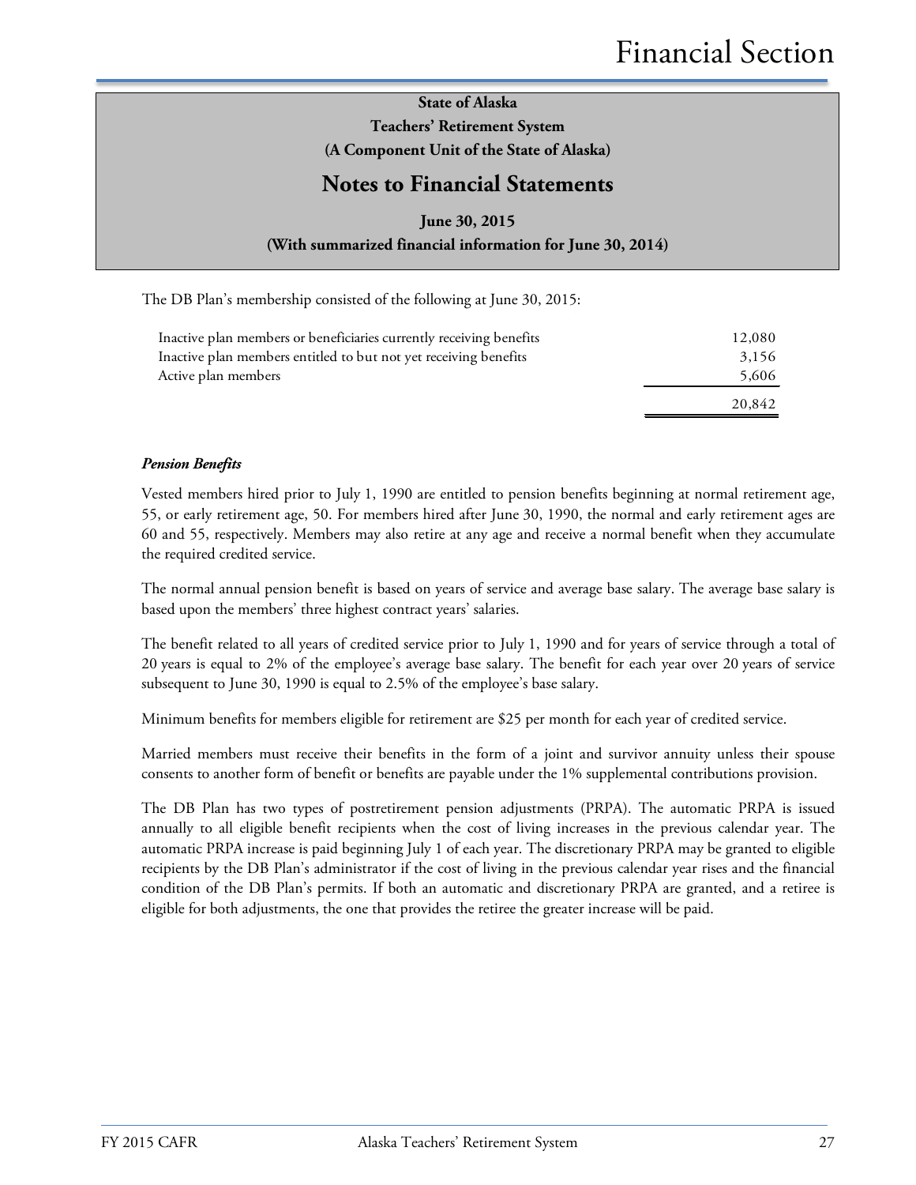**State of Alaska**
**Teachers' Retirement System**
**(A Component Unit of the State of Alaska)**

## Notes to Financial Statements

**June 30, 2015**
**(With summarized financial information for June 30, 2014)**

The DB Plan's membership consisted of the following at June 30, 2015:

| | |
|---|---:|
| Inactive plan members or beneficiaries currently receiving benefits | 12,080 |
| Inactive plan members entitled to but not yet receiving benefits | 3,156 |
| Active plan members | 5,606 |
| | 20,842 |

***Pension Benefits***

Vested members hired prior to July 1, 1990 are entitled to pension benefits beginning at normal retirement age, 55, or early retirement age, 50. For members hired after June 30, 1990, the normal and early retirement ages are 60 and 55, respectively. Members may also retire at any age and receive a normal benefit when they accumulate the required credited service.

The normal annual pension benefit is based on years of service and average base salary. The average base salary is based upon the members' three highest contract years' salaries.

The benefit related to all years of credited service prior to July 1, 1990 and for years of service through a total of 20 years is equal to 2% of the employee's average base salary. The benefit for each year over 20 years of service subsequent to June 30, 1990 is equal to 2.5% of the employee's base salary.

Minimum benefits for members eligible for retirement are $25 per month for each year of credited service.

Married members must receive their benefits in the form of a joint and survivor annuity unless their spouse consents to another form of benefit or benefits are payable under the 1% supplemental contributions provision.

The DB Plan has two types of postretirement pension adjustments (PRPA). The automatic PRPA is issued annually to all eligible benefit recipients when the cost of living increases in the previous calendar year. The automatic PRPA increase is paid beginning July 1 of each year. The discretionary PRPA may be granted to eligible recipients by the DB Plan's administrator if the cost of living in the previous calendar year rises and the financial condition of the DB Plan's permits. If both an automatic and discretionary PRPA are granted, and a retiree is eligible for both adjustments, the one that provides the retiree the greater increase will be paid.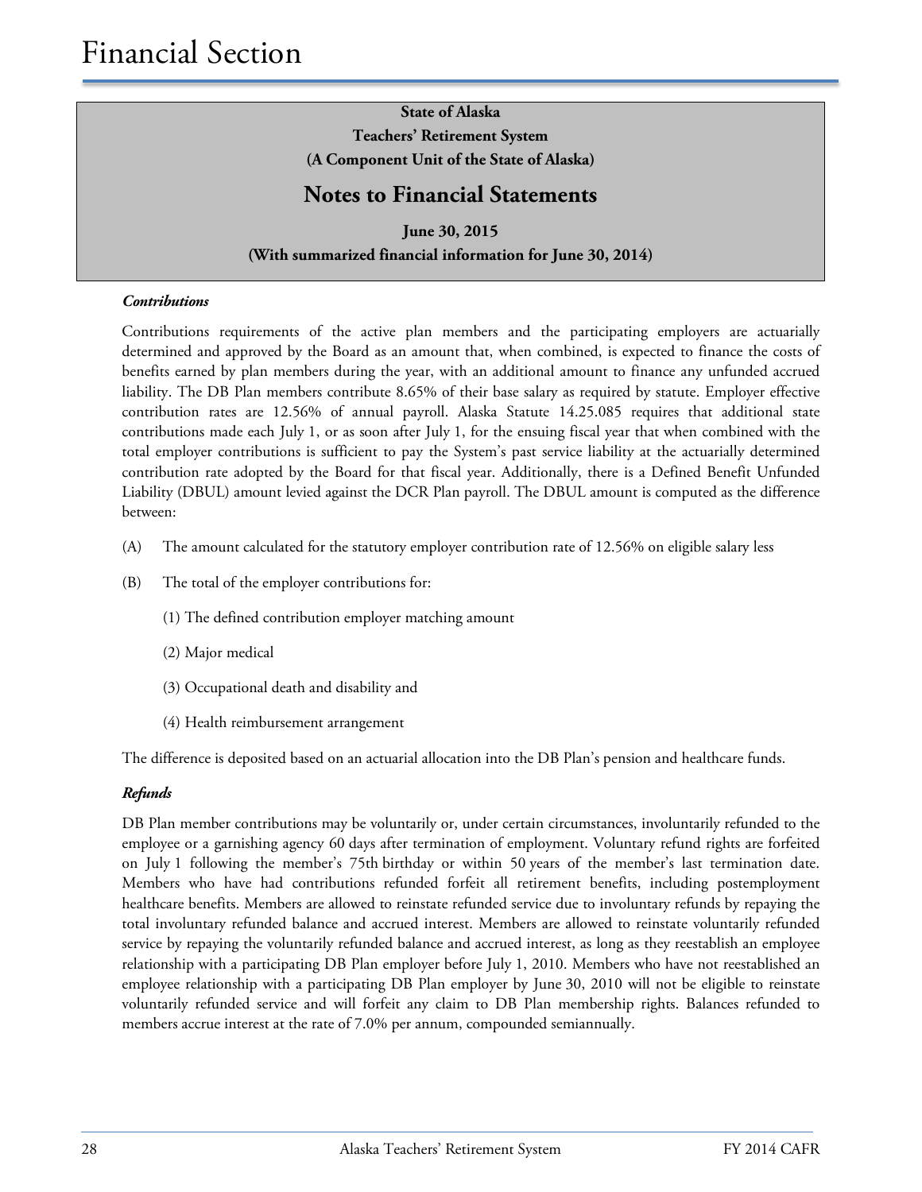**State of Alaska**
**Teachers' Retirement System**
**(A Component Unit of the State of Alaska)**

## Notes to Financial Statements

**June 30, 2015**
**(With summarized financial information for June 30, 2014)**

***Contributions***

Contributions requirements of the active plan members and the participating employers are actuarially determined and approved by the Board as an amount that, when combined, is expected to finance the costs of benefits earned by plan members during the year, with an additional amount to finance any unfunded accrued liability. The DB Plan members contribute 8.65% of their base salary as required by statute. Employer effective contribution rates are 12.56% of annual payroll. Alaska Statute 14.25.085 requires that additional state contributions made each July 1, or as soon after July 1, for the ensuing fiscal year that when combined with the total employer contributions is sufficient to pay the System's past service liability at the actuarially determined contribution rate adopted by the Board for that fiscal year. Additionally, there is a Defined Benefit Unfunded Liability (DBUL) amount levied against the DCR Plan payroll. The DBUL amount is computed as the difference between:

(A) The amount calculated for the statutory employer contribution rate of 12.56% on eligible salary less

(B) The total of the employer contributions for:

(1) The defined contribution employer matching amount

(2) Major medical

(3) Occupational death and disability and

(4) Health reimbursement arrangement

The difference is deposited based on an actuarial allocation into the DB Plan's pension and healthcare funds.

***Refunds***

DB Plan member contributions may be voluntarily or, under certain circumstances, involuntarily refunded to the employee or a garnishing agency 60 days after termination of employment. Voluntary refund rights are forfeited on July 1 following the member's 75th birthday or within 50 years of the member's last termination date. Members who have had contributions refunded forfeit all retirement benefits, including postemployment healthcare benefits. Members are allowed to reinstate refunded service due to involuntary refunds by repaying the total involuntary refunded balance and accrued interest. Members are allowed to reinstate voluntarily refunded service by repaying the voluntarily refunded balance and accrued interest, as long as they reestablish an employee relationship with a participating DB Plan employer before July 1, 2010. Members who have not reestablished an employee relationship with a participating DB Plan employer by June 30, 2010 will not be eligible to reinstate voluntarily refunded service and will forfeit any claim to DB Plan membership rights. Balances refunded to members accrue interest at the rate of 7.0% per annum, compounded semiannually.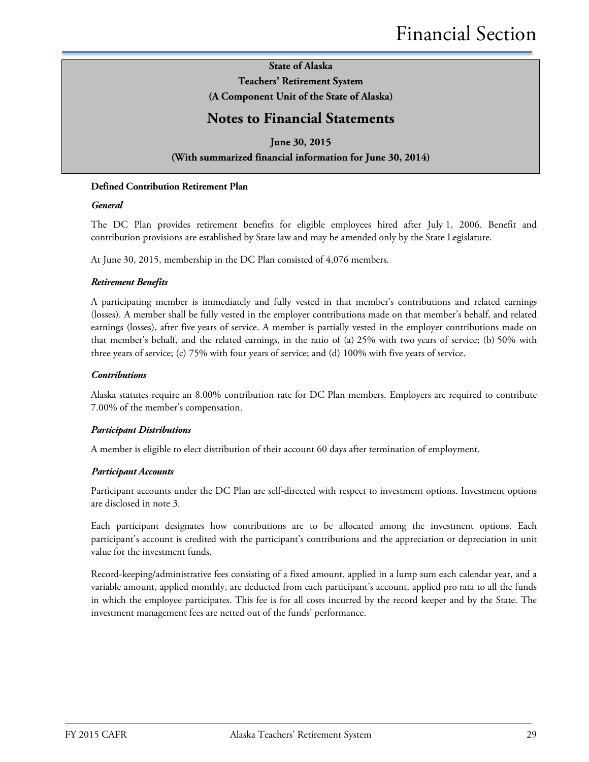## Defined Contribution Retirement Plan

### *General*

The DC Plan provides retirement benefits for eligible employees hired after July 1, 2006. Benefit and contribution provisions are established by State law and may be amended only by the State Legislature.

At June 30, 2015, membership in the DC Plan consisted of 4,076 members.

### *Retirement Benefits*

A participating member is immediately and fully vested in that member's contributions and related earnings (losses). A member shall be fully vested in the employer contributions made on that member's behalf, and related earnings (losses), after five years of service. A member is partially vested in the employer contributions made on that member's behalf, and the related earnings, in the ratio of (a) 25% with two years of service; (b) 50% with three years of service; (c) 75% with four years of service; and (d) 100% with five years of service.

### *Contributions*

Alaska statutes require an 8.00% contribution rate for DC Plan members. Employers are required to contribute 7.00% of the member's compensation.

### *Participant Distributions*

A member is eligible to elect distribution of their account 60 days after termination of employment.

### *Participant Accounts*

Participant accounts under the DC Plan are self-directed with respect to investment options. Investment options are disclosed in note 3.

Each participant designates how contributions are to be allocated among the investment options. Each participant's account is credited with the participant's contributions and the appreciation or depreciation in unit value for the investment funds.

Record-keeping/administrative fees consisting of a fixed amount, applied in a lump sum each calendar year, and a variable amount, applied monthly, are deducted from each participant's account, applied pro rata to all the funds in which the employee participates. This fee is for all costs incurred by the record keeper and by the State. The investment management fees are netted out of the funds' performance.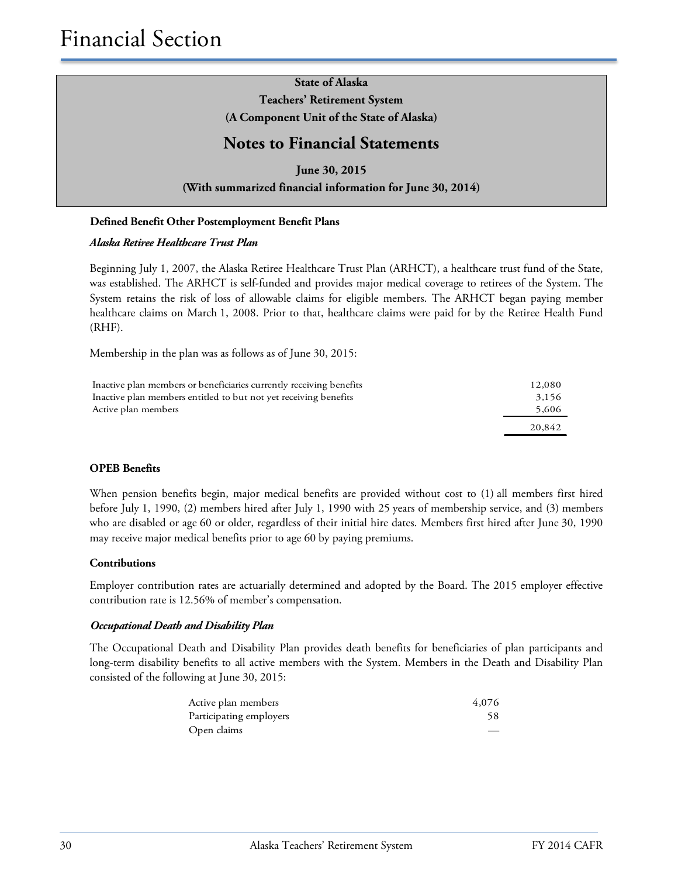**State of Alaska**
**Teachers' Retirement System**
**(A Component Unit of the State of Alaska)**

## Notes to Financial Statements

**June 30, 2015**
**(With summarized financial information for June 30, 2014)**

**Defined Benefit Other Postemployment Benefit Plans**

***Alaska Retiree Healthcare Trust Plan***

Beginning July 1, 2007, the Alaska Retiree Healthcare Trust Plan (ARHCT), a healthcare trust fund of the State, was established. The ARHCT is self-funded and provides major medical coverage to retirees of the System. The System retains the risk of loss of allowable claims for eligible members. The ARHCT began paying member healthcare claims on March 1, 2008. Prior to that, healthcare claims were paid for by the Retiree Health Fund (RHF).

Membership in the plan was as follows as of June 30, 2015:

| | |
|---|---:|
| Inactive plan members or beneficiaries currently receiving benefits | 12,080 |
| Inactive plan members entitled to but not yet receiving benefits | 3,156 |
| Active plan members | 5,606 |
| | 20,842 |

**OPEB Benefits**

When pension benefits begin, major medical benefits are provided without cost to (1) all members first hired before July 1, 1990, (2) members hired after July 1, 1990 with 25 years of membership service, and (3) members who are disabled or age 60 or older, regardless of their initial hire dates. Members first hired after June 30, 1990 may receive major medical benefits prior to age 60 by paying premiums.

**Contributions**

Employer contribution rates are actuarially determined and adopted by the Board. The 2015 employer effective contribution rate is 12.56% of member's compensation.

***Occupational Death and Disability Plan***

The Occupational Death and Disability Plan provides death benefits for beneficiaries of plan participants and long-term disability benefits to all active members with the System. Members in the Death and Disability Plan consisted of the following at June 30, 2015:

| | |
|---|---:|
| Active plan members | 4,076 |
| Participating employers | 58 |
| Open claims | — |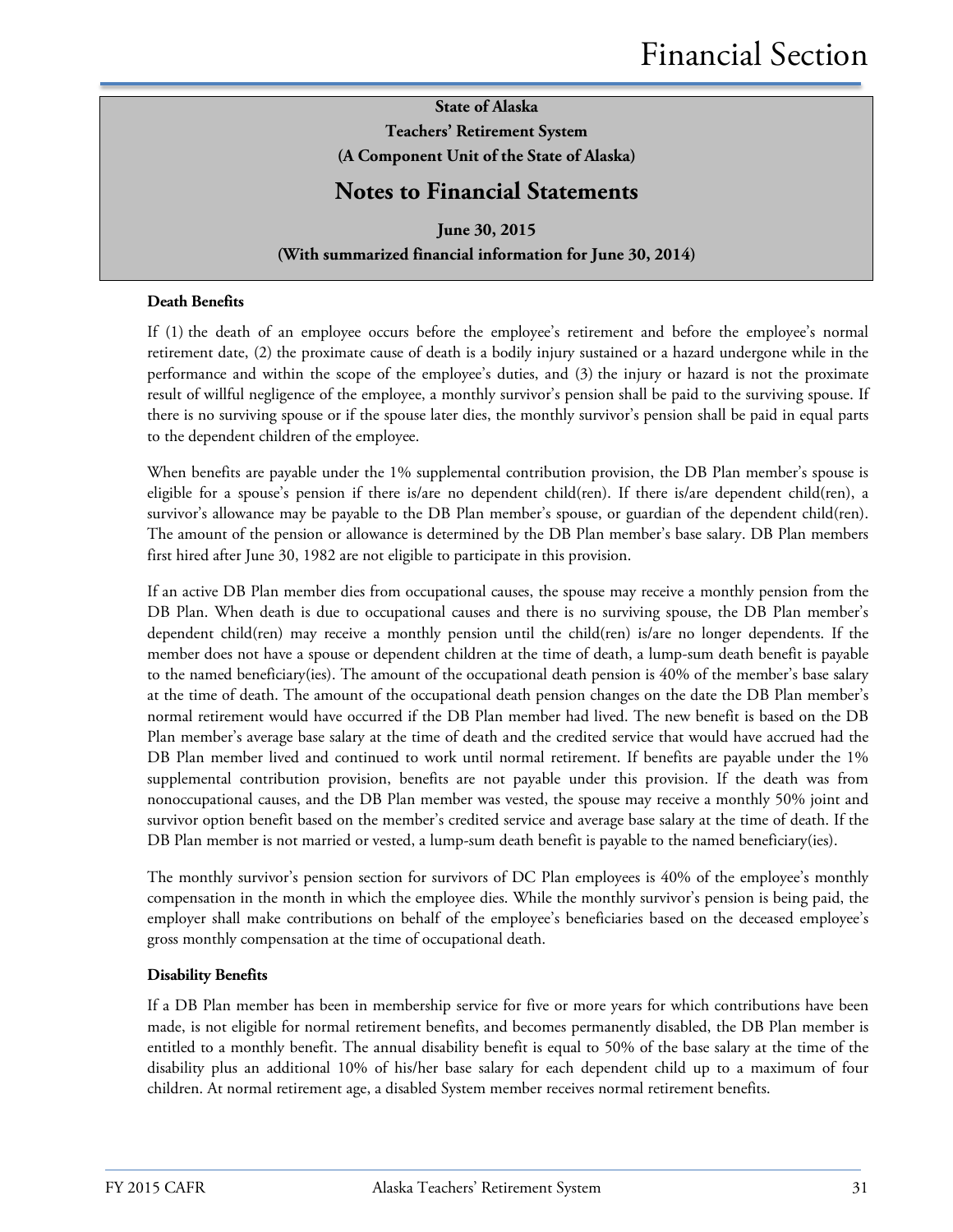#### Death Benefits

If (1) the death of an employee occurs before the employee's retirement and before the employee's normal retirement date, (2) the proximate cause of death is a bodily injury sustained or a hazard undergone while in the performance and within the scope of the employee's duties, and (3) the injury or hazard is not the proximate result of willful negligence of the employee, a monthly survivor's pension shall be paid to the surviving spouse. If there is no surviving spouse or if the spouse later dies, the monthly survivor's pension shall be paid in equal parts to the dependent children of the employee.

When benefits are payable under the 1% supplemental contribution provision, the DB Plan member's spouse is eligible for a spouse's pension if there is/are no dependent child(ren). If there is/are dependent child(ren), a survivor's allowance may be payable to the DB Plan member's spouse, or guardian of the dependent child(ren). The amount of the pension or allowance is determined by the DB Plan member's base salary. DB Plan members first hired after June 30, 1982 are not eligible to participate in this provision.

If an active DB Plan member dies from occupational causes, the spouse may receive a monthly pension from the DB Plan. When death is due to occupational causes and there is no surviving spouse, the DB Plan member's dependent child(ren) may receive a monthly pension until the child(ren) is/are no longer dependents. If the member does not have a spouse or dependent children at the time of death, a lump-sum death benefit is payable to the named beneficiary(ies). The amount of the occupational death pension is 40% of the member's base salary at the time of death. The amount of the occupational death pension changes on the date the DB Plan member's normal retirement would have occurred if the DB Plan member had lived. The new benefit is based on the DB Plan member's average base salary at the time of death and the credited service that would have accrued had the DB Plan member lived and continued to work until normal retirement. If benefits are payable under the 1% supplemental contribution provision, benefits are not payable under this provision. If the death was from nonoccupational causes, and the DB Plan member was vested, the spouse may receive a monthly 50% joint and survivor option benefit based on the member's credited service and average base salary at the time of death. If the DB Plan member is not married or vested, a lump-sum death benefit is payable to the named beneficiary(ies).

The monthly survivor's pension section for survivors of DC Plan employees is 40% of the employee's monthly compensation in the month in which the employee dies. While the monthly survivor's pension is being paid, the employer shall make contributions on behalf of the employee's beneficiaries based on the deceased employee's gross monthly compensation at the time of occupational death.

#### Disability Benefits

If a DB Plan member has been in membership service for five or more years for which contributions have been made, is not eligible for normal retirement benefits, and becomes permanently disabled, the DB Plan member is entitled to a monthly benefit. The annual disability benefit is equal to 50% of the base salary at the time of the disability plus an additional 10% of his/her base salary for each dependent child up to a maximum of four children. At normal retirement age, a disabled System member receives normal retirement benefits.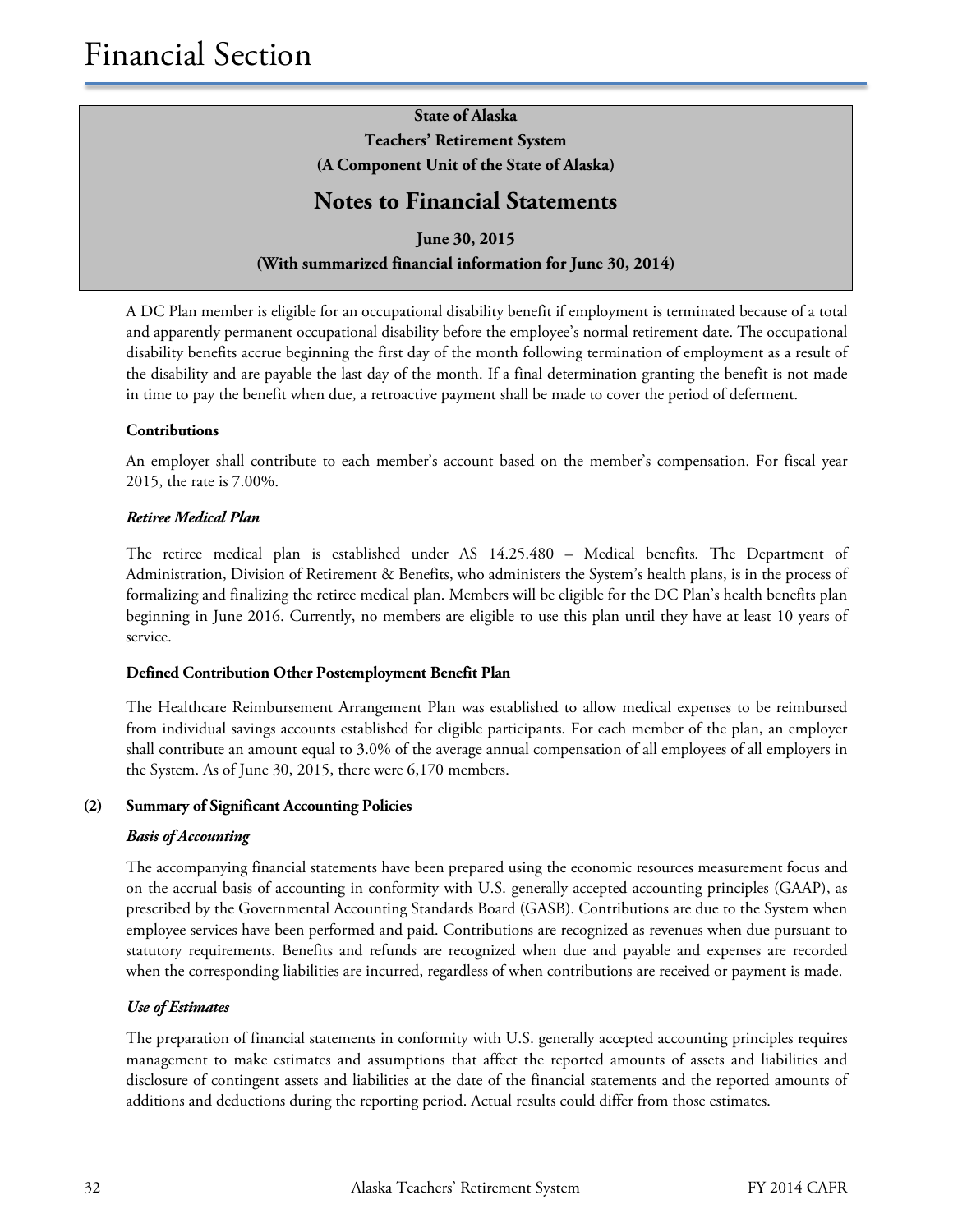**State of Alaska**
**Teachers' Retirement System**
**(A Component Unit of the State of Alaska)**

## Notes to Financial Statements

**June 30, 2015**
**(With summarized financial information for June 30, 2014)**

A DC Plan member is eligible for an occupational disability benefit if employment is terminated because of a total and apparently permanent occupational disability before the employee's normal retirement date. The occupational disability benefits accrue beginning the first day of the month following termination of employment as a result of the disability and are payable the last day of the month. If a final determination granting the benefit is not made in time to pay the benefit when due, a retroactive payment shall be made to cover the period of deferment.

**Contributions**

An employer shall contribute to each member's account based on the member's compensation. For fiscal year 2015, the rate is 7.00%.

***Retiree Medical Plan***

The retiree medical plan is established under AS 14.25.480 – Medical benefits. The Department of Administration, Division of Retirement & Benefits, who administers the System's health plans, is in the process of formalizing and finalizing the retiree medical plan. Members will be eligible for the DC Plan's health benefits plan beginning in June 2016. Currently, no members are eligible to use this plan until they have at least 10 years of service.

**Defined Contribution Other Postemployment Benefit Plan**

The Healthcare Reimbursement Arrangement Plan was established to allow medical expenses to be reimbursed from individual savings accounts established for eligible participants. For each member of the plan, an employer shall contribute an amount equal to 3.0% of the average annual compensation of all employees of all employers in the System. As of June 30, 2015, there were 6,170 members.

**(2) Summary of Significant Accounting Policies**

***Basis of Accounting***

The accompanying financial statements have been prepared using the economic resources measurement focus and on the accrual basis of accounting in conformity with U.S. generally accepted accounting principles (GAAP), as prescribed by the Governmental Accounting Standards Board (GASB). Contributions are due to the System when employee services have been performed and paid. Contributions are recognized as revenues when due pursuant to statutory requirements. Benefits and refunds are recognized when due and payable and expenses are recorded when the corresponding liabilities are incurred, regardless of when contributions are received or payment is made.

***Use of Estimates***

The preparation of financial statements in conformity with U.S. generally accepted accounting principles requires management to make estimates and assumptions that affect the reported amounts of assets and liabilities and disclosure of contingent assets and liabilities at the date of the financial statements and the reported amounts of additions and deductions during the reporting period. Actual results could differ from those estimates.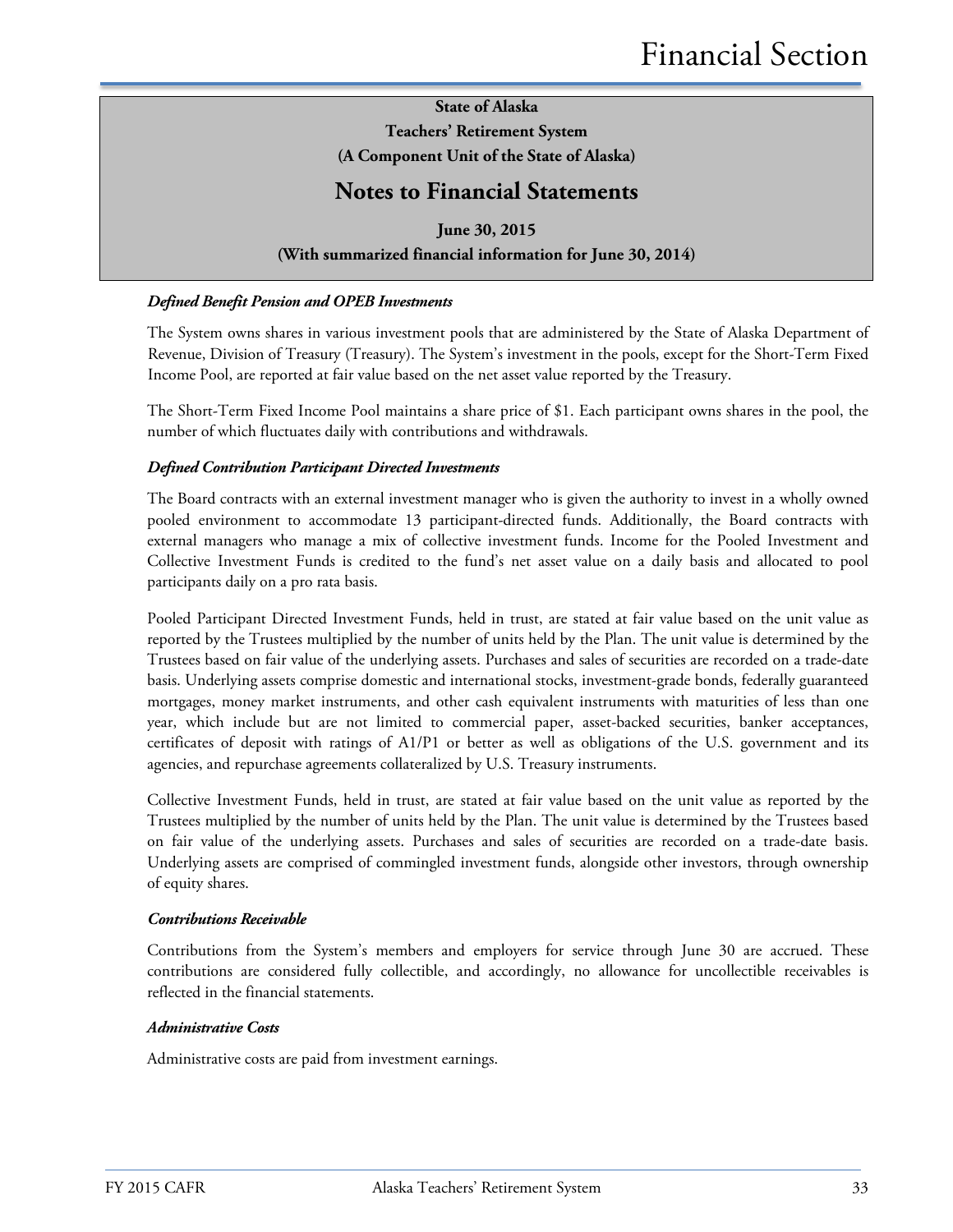#### *Defined Benefit Pension and OPEB Investments*

The System owns shares in various investment pools that are administered by the State of Alaska Department of Revenue, Division of Treasury (Treasury). The System's investment in the pools, except for the Short-Term Fixed Income Pool, are reported at fair value based on the net asset value reported by the Treasury.

The Short-Term Fixed Income Pool maintains a share price of $1. Each participant owns shares in the pool, the number of which fluctuates daily with contributions and withdrawals.

#### *Defined Contribution Participant Directed Investments*

The Board contracts with an external investment manager who is given the authority to invest in a wholly owned pooled environment to accommodate 13 participant-directed funds. Additionally, the Board contracts with external managers who manage a mix of collective investment funds. Income for the Pooled Investment and Collective Investment Funds is credited to the fund's net asset value on a daily basis and allocated to pool participants daily on a pro rata basis.

Pooled Participant Directed Investment Funds, held in trust, are stated at fair value based on the unit value as reported by the Trustees multiplied by the number of units held by the Plan. The unit value is determined by the Trustees based on fair value of the underlying assets. Purchases and sales of securities are recorded on a trade-date basis. Underlying assets comprise domestic and international stocks, investment-grade bonds, federally guaranteed mortgages, money market instruments, and other cash equivalent instruments with maturities of less than one year, which include but are not limited to commercial paper, asset-backed securities, banker acceptances, certificates of deposit with ratings of A1/P1 or better as well as obligations of the U.S. government and its agencies, and repurchase agreements collateralized by U.S. Treasury instruments.

Collective Investment Funds, held in trust, are stated at fair value based on the unit value as reported by the Trustees multiplied by the number of units held by the Plan. The unit value is determined by the Trustees based on fair value of the underlying assets. Purchases and sales of securities are recorded on a trade-date basis. Underlying assets are comprised of commingled investment funds, alongside other investors, through ownership of equity shares.

#### *Contributions Receivable*

Contributions from the System's members and employers for service through June 30 are accrued. These contributions are considered fully collectible, and accordingly, no allowance for uncollectible receivables is reflected in the financial statements.

#### *Administrative Costs*

Administrative costs are paid from investment earnings.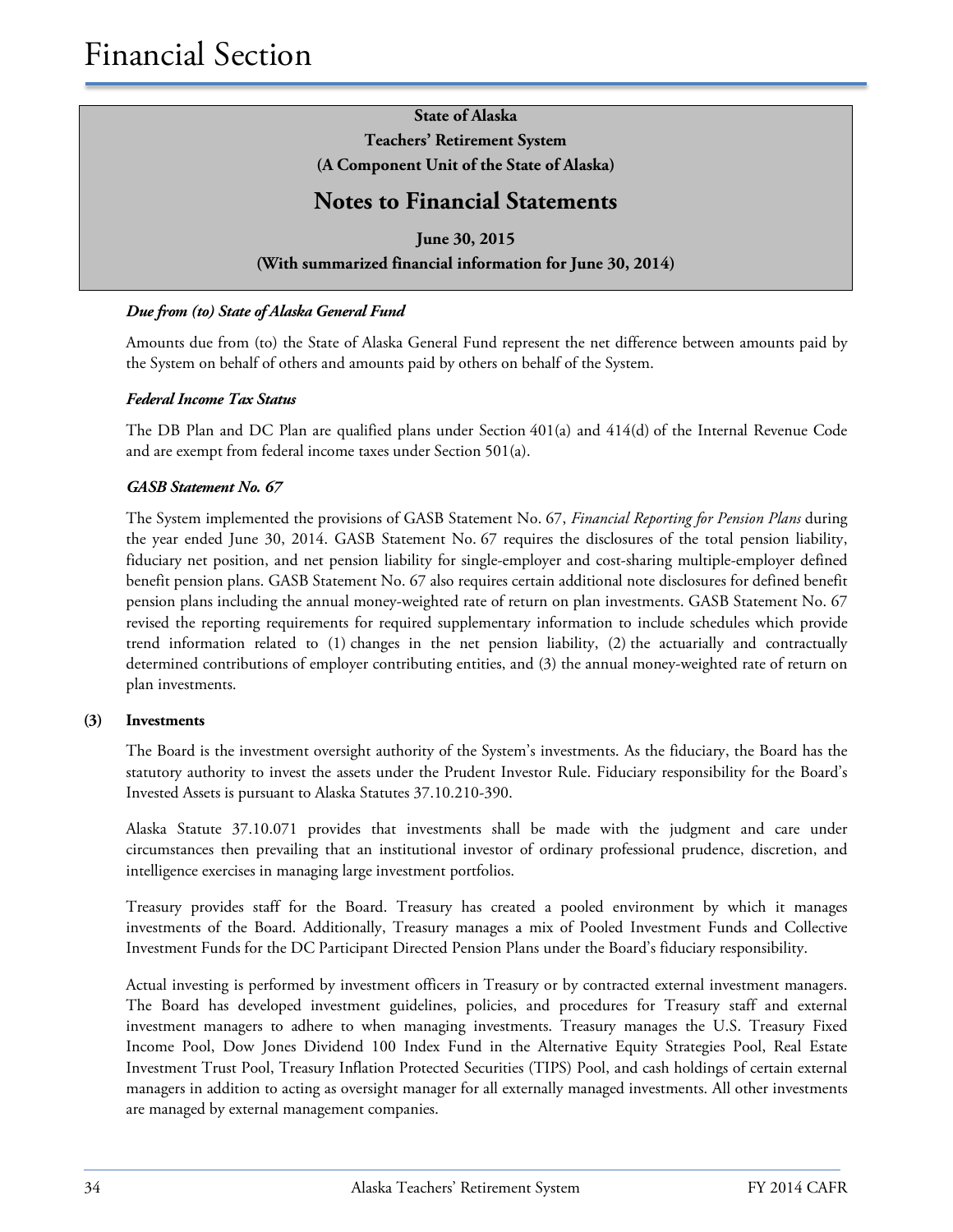# Financial Section

**State of Alaska**
**Teachers' Retirement System**
**(A Component Unit of the State of Alaska)**

## Notes to Financial Statements

**June 30, 2015**
**(With summarized financial information for June 30, 2014)**

***Due from (to) State of Alaska General Fund***

Amounts due from (to) the State of Alaska General Fund represent the net difference between amounts paid by the System on behalf of others and amounts paid by others on behalf of the System.

***Federal Income Tax Status***

The DB Plan and DC Plan are qualified plans under Section 401(a) and 414(d) of the Internal Revenue Code and are exempt from federal income taxes under Section 501(a).

***GASB Statement No. 67***

The System implemented the provisions of GASB Statement No. 67, *Financial Reporting for Pension Plans* during the year ended June 30, 2014. GASB Statement No. 67 requires the disclosures of the total pension liability, fiduciary net position, and net pension liability for single-employer and cost-sharing multiple-employer defined benefit pension plans. GASB Statement No. 67 also requires certain additional note disclosures for defined benefit pension plans including the annual money-weighted rate of return on plan investments. GASB Statement No. 67 revised the reporting requirements for required supplementary information to include schedules which provide trend information related to (1) changes in the net pension liability, (2) the actuarially and contractually determined contributions of employer contributing entities, and (3) the annual money-weighted rate of return on plan investments.

**(3) Investments**

The Board is the investment oversight authority of the System's investments. As the fiduciary, the Board has the statutory authority to invest the assets under the Prudent Investor Rule. Fiduciary responsibility for the Board's Invested Assets is pursuant to Alaska Statutes 37.10.210-390.

Alaska Statute 37.10.071 provides that investments shall be made with the judgment and care under circumstances then prevailing that an institutional investor of ordinary professional prudence, discretion, and intelligence exercises in managing large investment portfolios.

Treasury provides staff for the Board. Treasury has created a pooled environment by which it manages investments of the Board. Additionally, Treasury manages a mix of Pooled Investment Funds and Collective Investment Funds for the DC Participant Directed Pension Plans under the Board's fiduciary responsibility.

Actual investing is performed by investment officers in Treasury or by contracted external investment managers. The Board has developed investment guidelines, policies, and procedures for Treasury staff and external investment managers to adhere to when managing investments. Treasury manages the U.S. Treasury Fixed Income Pool, Dow Jones Dividend 100 Index Fund in the Alternative Equity Strategies Pool, Real Estate Investment Trust Pool, Treasury Inflation Protected Securities (TIPS) Pool, and cash holdings of certain external managers in addition to acting as oversight manager for all externally managed investments. All other investments are managed by external management companies.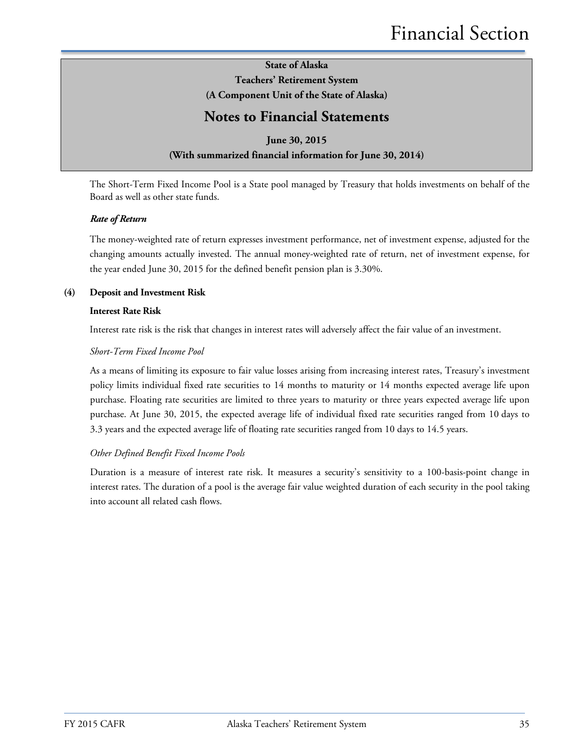The Short-Term Fixed Income Pool is a State pool managed by Treasury that holds investments on behalf of the Board as well as other state funds.

***Rate of Return***

The money-weighted rate of return expresses investment performance, net of investment expense, adjusted for the changing amounts actually invested. The annual money-weighted rate of return, net of investment expense, for the year ended June 30, 2015 for the defined benefit pension plan is 3.30%.

## (4) Deposit and Investment Risk

### Interest Rate Risk

Interest rate risk is the risk that changes in interest rates will adversely affect the fair value of an investment.

*Short-Term Fixed Income Pool*

As a means of limiting its exposure to fair value losses arising from increasing interest rates, Treasury's investment policy limits individual fixed rate securities to 14 months to maturity or 14 months expected average life upon purchase. Floating rate securities are limited to three years to maturity or three years expected average life upon purchase. At June 30, 2015, the expected average life of individual fixed rate securities ranged from 10 days to 3.3 years and the expected average life of floating rate securities ranged from 10 days to 14.5 years.

*Other Defined Benefit Fixed Income Pools*

Duration is a measure of interest rate risk. It measures a security's sensitivity to a 100-basis-point change in interest rates. The duration of a pool is the average fair value weighted duration of each security in the pool taking into account all related cash flows.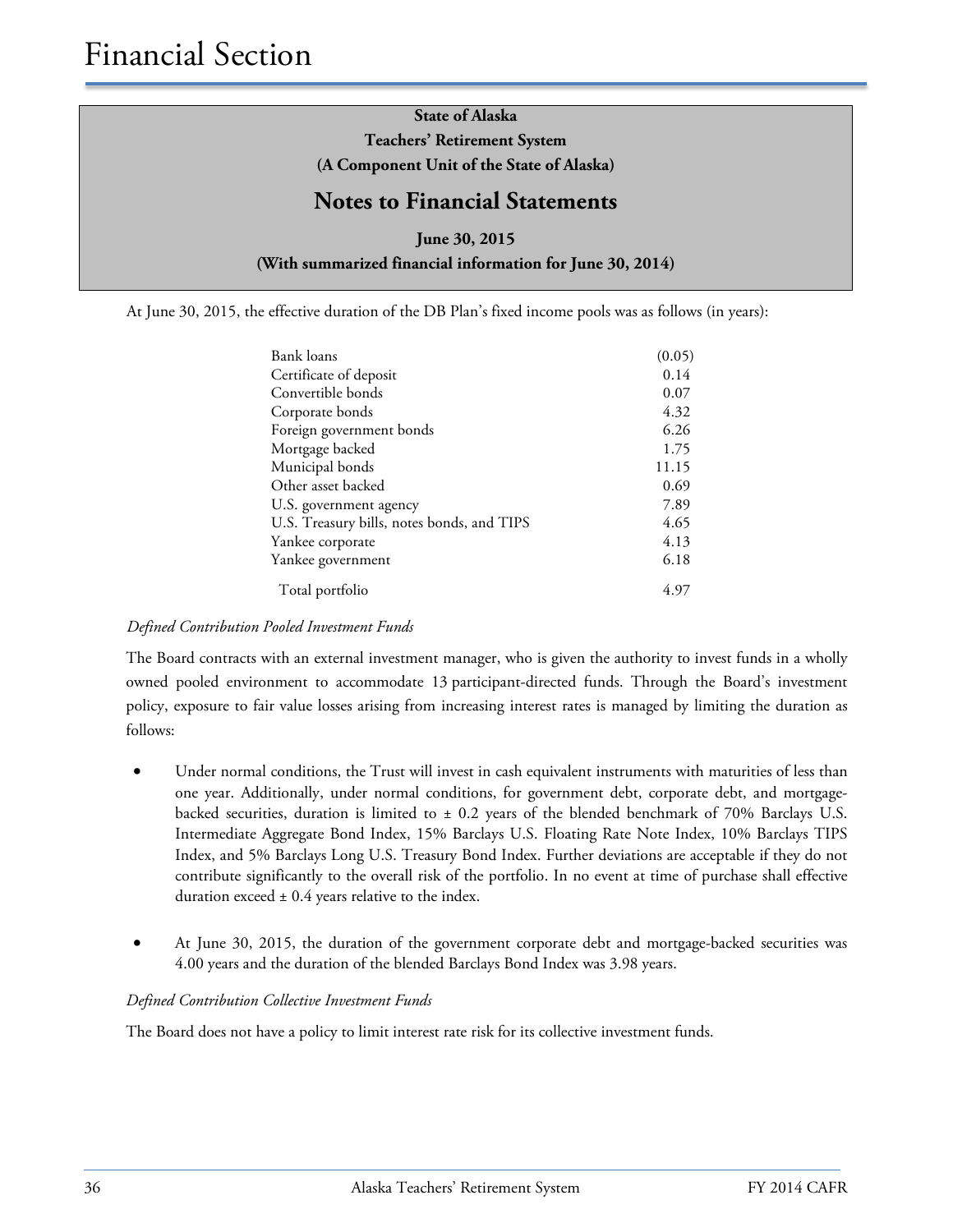State of Alaska
Teachers' Retirement System
(A Component Unit of the State of Alaska)

## Notes to Financial Statements

June 30, 2015
(With summarized financial information for June 30, 2014)

At June 30, 2015, the effective duration of the DB Plan's fixed income pools was as follows (in years):

| | |
|---|---|
| Bank loans | (0.05) |
| Certificate of deposit | 0.14 |
| Convertible bonds | 0.07 |
| Corporate bonds | 4.32 |
| Foreign government bonds | 6.26 |
| Mortgage backed | 1.75 |
| Municipal bonds | 11.15 |
| Other asset backed | 0.69 |
| U.S. government agency | 7.89 |
| U.S. Treasury bills, notes bonds, and TIPS | 4.65 |
| Yankee corporate | 4.13 |
| Yankee government | 6.18 |
| Total portfolio | 4.97 |

*Defined Contribution Pooled Investment Funds*

The Board contracts with an external investment manager, who is given the authority to invest funds in a wholly owned pooled environment to accommodate 13 participant-directed funds. Through the Board's investment policy, exposure to fair value losses arising from increasing interest rates is managed by limiting the duration as follows:

- Under normal conditions, the Trust will invest in cash equivalent instruments with maturities of less than one year. Additionally, under normal conditions, for government debt, corporate debt, and mortgage-backed securities, duration is limited to ± 0.2 years of the blended benchmark of 70% Barclays U.S. Intermediate Aggregate Bond Index, 15% Barclays U.S. Floating Rate Note Index, 10% Barclays TIPS Index, and 5% Barclays Long U.S. Treasury Bond Index. Further deviations are acceptable if they do not contribute significantly to the overall risk of the portfolio. In no event at time of purchase shall effective duration exceed ± 0.4 years relative to the index.

- At June 30, 2015, the duration of the government corporate debt and mortgage-backed securities was 4.00 years and the duration of the blended Barclays Bond Index was 3.98 years.

*Defined Contribution Collective Investment Funds*

The Board does not have a policy to limit interest rate risk for its collective investment funds.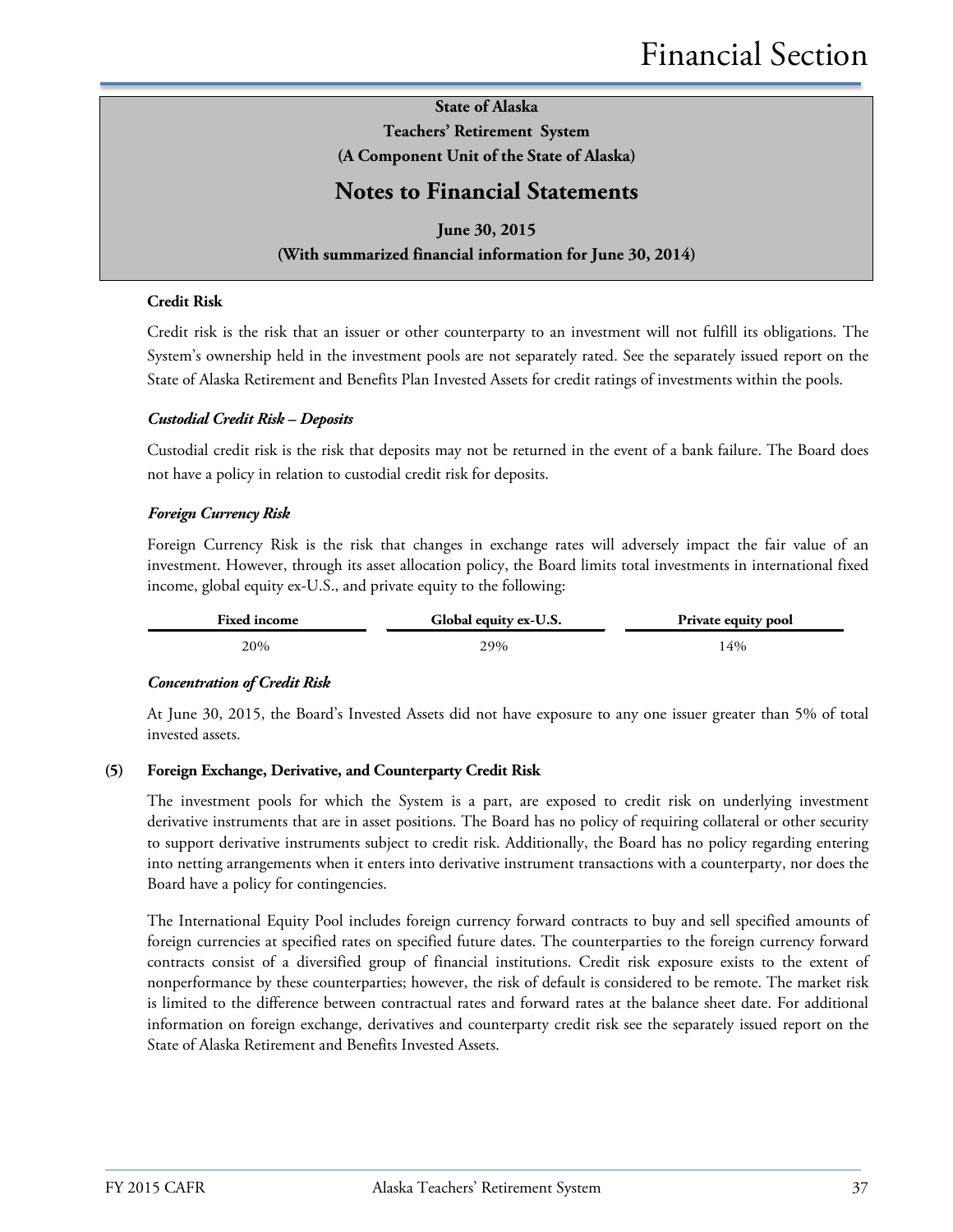State of Alaska
Teachers' Retirement System
(A Component Unit of the State of Alaska)

# Notes to Financial Statements

June 30, 2015
(With summarized financial information for June 30, 2014)

**Credit Risk**

Credit risk is the risk that an issuer or other counterparty to an investment will not fulfill its obligations. The System's ownership held in the investment pools are not separately rated. See the separately issued report on the State of Alaska Retirement and Benefits Plan Invested Assets for credit ratings of investments within the pools.

***Custodial Credit Risk – Deposits***

Custodial credit risk is the risk that deposits may not be returned in the event of a bank failure. The Board does not have a policy in relation to custodial credit risk for deposits.

***Foreign Currency Risk***

Foreign Currency Risk is the risk that changes in exchange rates will adversely impact the fair value of an investment. However, through its asset allocation policy, the Board limits total investments in international fixed income, global equity ex-U.S., and private equity to the following:

| Fixed income | Global equity ex-U.S. | Private equity pool |
|---|---|---|
| 20% | 29% | 14% |

***Concentration of Credit Risk***

At June 30, 2015, the Board's Invested Assets did not have exposure to any one issuer greater than 5% of total invested assets.

**(5) Foreign Exchange, Derivative, and Counterparty Credit Risk**

The investment pools for which the System is a part, are exposed to credit risk on underlying investment derivative instruments that are in asset positions. The Board has no policy of requiring collateral or other security to support derivative instruments subject to credit risk. Additionally, the Board has no policy regarding entering into netting arrangements when it enters into derivative instrument transactions with a counterparty, nor does the Board have a policy for contingencies.

The International Equity Pool includes foreign currency forward contracts to buy and sell specified amounts of foreign currencies at specified rates on specified future dates. The counterparties to the foreign currency forward contracts consist of a diversified group of financial institutions. Credit risk exposure exists to the extent of nonperformance by these counterparties; however, the risk of default is considered to be remote. The market risk is limited to the difference between contractual rates and forward rates at the balance sheet date. For additional information on foreign exchange, derivatives and counterparty credit risk see the separately issued report on the State of Alaska Retirement and Benefits Invested Assets.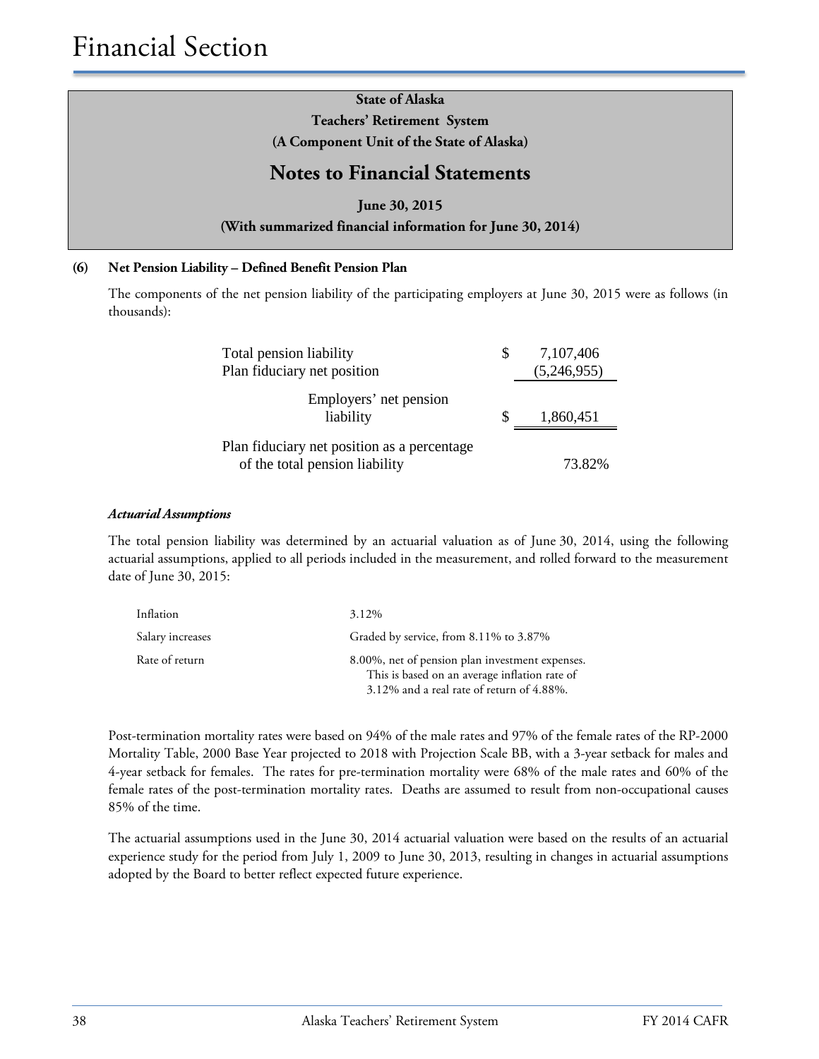## State of Alaska
## Teachers' Retirement System
## (A Component Unit of the State of Alaska)

# Notes to Financial Statements

**June 30, 2015**

**(With summarized financial information for June 30, 2014)**

### (6) Net Pension Liability – Defined Benefit Pension Plan

The components of the net pension liability of the participating employers at June 30, 2015 were as follows (in thousands):

| | | |
|---|---|---|
| Total pension liability | $ | 7,107,406 |
| Plan fiduciary net position | | (5,246,955) |
| Employers' net pension liability | $ | 1,860,451 |
| Plan fiduciary net position as a percentage of the total pension liability | | 73.82% |

#### *Actuarial Assumptions*

The total pension liability was determined by an actuarial valuation as of June 30, 2014, using the following actuarial assumptions, applied to all periods included in the measurement, and rolled forward to the measurement date of June 30, 2015:

| | |
|---|---|
| Inflation | 3.12% |
| Salary increases | Graded by service, from 8.11% to 3.87% |
| Rate of return | 8.00%, net of pension plan investment expenses. This is based on an average inflation rate of 3.12% and a real rate of return of 4.88%. |

Post-termination mortality rates were based on 94% of the male rates and 97% of the female rates of the RP-2000 Mortality Table, 2000 Base Year projected to 2018 with Projection Scale BB, with a 3-year setback for males and 4-year setback for females. The rates for pre-termination mortality were 68% of the male rates and 60% of the female rates of the post-termination mortality rates. Deaths are assumed to result from non-occupational causes 85% of the time.

The actuarial assumptions used in the June 30, 2014 actuarial valuation were based on the results of an actuarial experience study for the period from July 1, 2009 to June 30, 2013, resulting in changes in actuarial assumptions adopted by the Board to better reflect expected future experience.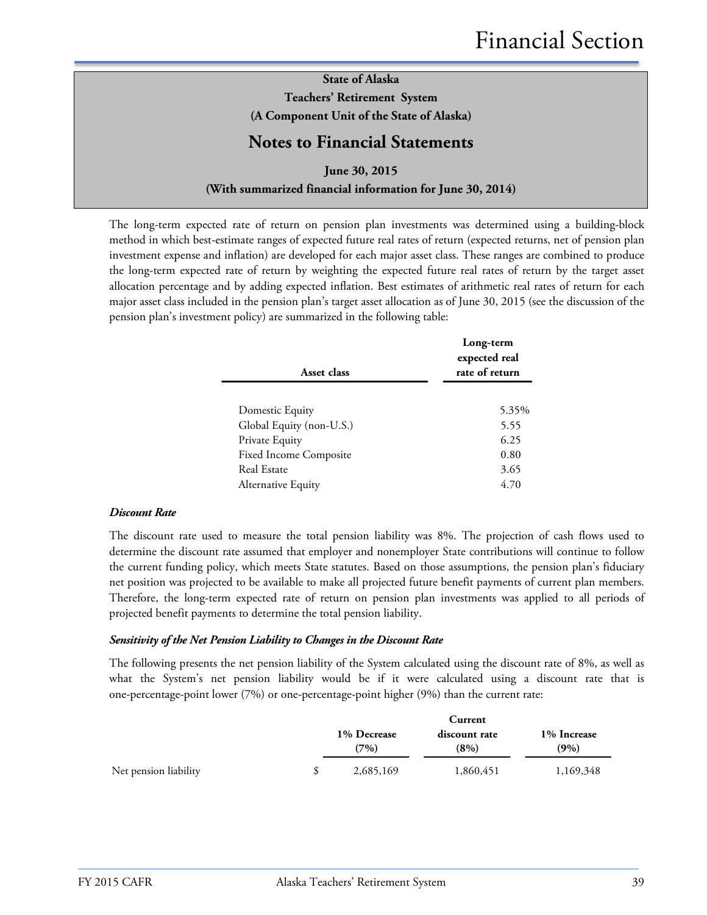The long-term expected rate of return on pension plan investments was determined using a building-block method in which best-estimate ranges of expected future real rates of return (expected returns, net of pension plan investment expense and inflation) are developed for each major asset class. These ranges are combined to produce the long-term expected rate of return by weighting the expected future real rates of return by the target asset allocation percentage and by adding expected inflation. Best estimates of arithmetic real rates of return for each major asset class included in the pension plan's target asset allocation as of June 30, 2015 (see the discussion of the pension plan's investment policy) are summarized in the following table:

| Asset class | Long-term expected real rate of return |
|---|---|
| Domestic Equity | 5.35% |
| Global Equity (non-U.S.) | 5.55 |
| Private Equity | 6.25 |
| Fixed Income Composite | 0.80 |
| Real Estate | 3.65 |
| Alternative Equity | 4.70 |

***Discount Rate***

The discount rate used to measure the total pension liability was 8%. The projection of cash flows used to determine the discount rate assumed that employer and nonemployer State contributions will continue to follow the current funding policy, which meets State statutes. Based on those assumptions, the pension plan's fiduciary net position was projected to be available to make all projected future benefit payments of current plan members. Therefore, the long-term expected rate of return on pension plan investments was applied to all periods of projected benefit payments to determine the total pension liability.

***Sensitivity of the Net Pension Liability to Changes in the Discount Rate***

The following presents the net pension liability of the System calculated using the discount rate of 8%, as well as what the System's net pension liability would be if it were calculated using a discount rate that is one-percentage-point lower (7%) or one-percentage-point higher (9%) than the current rate:

| | 1% Decrease (7%) | Current discount rate (8%) | 1% Increase (9%) |
|---|---|---|---|
| Net pension liability | $ 2,685,169 | 1,860,451 | 1,169,348 |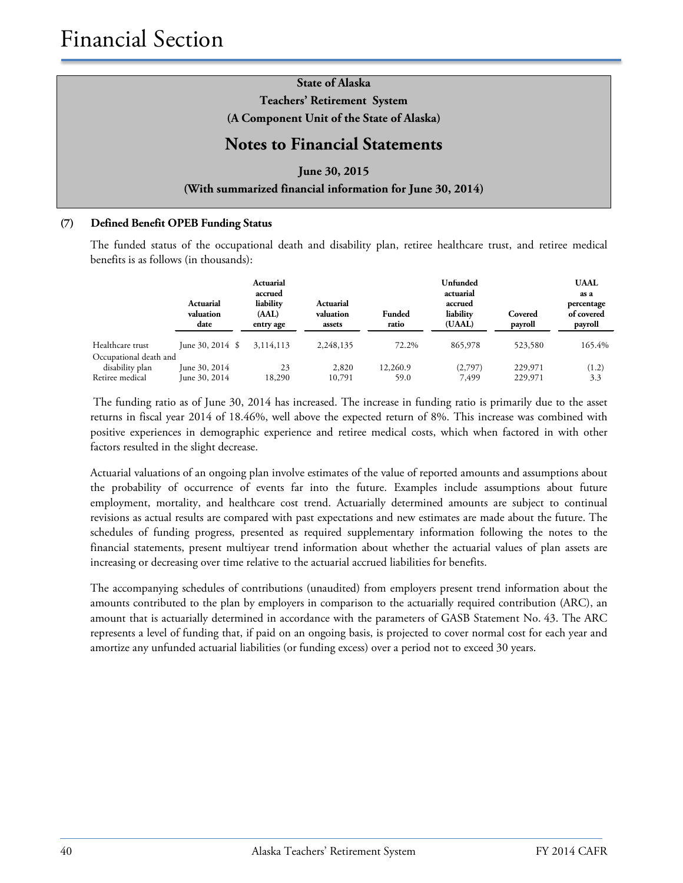# Financial Section

**State of Alaska**
**Teachers' Retirement System**
**(A Component Unit of the State of Alaska)**

## Notes to Financial Statements

**June 30, 2015**
**(With summarized financial information for June 30, 2014)**

### (7) Defined Benefit OPEB Funding Status

The funded status of the occupational death and disability plan, retiree healthcare trust, and retiree medical benefits is as follows (in thousands):

| | Actuarial valuation date | Actuarial accrued liability (AAL) entry age | Actuarial valuation assets | Funded ratio | Unfunded actuarial accrued liability (UAAL) | Covered payroll | UAAL as a percentage of covered payroll |
|---|---|---|---|---|---|---|---|
| Healthcare trust | June 30, 2014 | $ 3,114,113 | 2,248,135 | 72.2% | 865,978 | 523,580 | 165.4% |
| Occupational death and disability plan | June 30, 2014 | 23 | 2,820 | 12,260.9 | (2,797) | 229,971 | (1.2) |
| Retiree medical | June 30, 2014 | 18,290 | 10,791 | 59.0 | 7,499 | 229,971 | 3.3 |

The funding ratio as of June 30, 2014 has increased. The increase in funding ratio is primarily due to the asset returns in fiscal year 2014 of 18.46%, well above the expected return of 8%. This increase was combined with positive experiences in demographic experience and retiree medical costs, which when factored in with other factors resulted in the slight decrease.

Actuarial valuations of an ongoing plan involve estimates of the value of reported amounts and assumptions about the probability of occurrence of events far into the future. Examples include assumptions about future employment, mortality, and healthcare cost trend. Actuarially determined amounts are subject to continual revisions as actual results are compared with past expectations and new estimates are made about the future. The schedules of funding progress, presented as required supplementary information following the notes to the financial statements, present multiyear trend information about whether the actuarial values of plan assets are increasing or decreasing over time relative to the actuarial accrued liabilities for benefits.

The accompanying schedules of contributions (unaudited) from employers present trend information about the amounts contributed to the plan by employers in comparison to the actuarially required contribution (ARC), an amount that is actuarially determined in accordance with the parameters of GASB Statement No. 43. The ARC represents a level of funding that, if paid on an ongoing basis, is projected to cover normal cost for each year and amortize any unfunded actuarial liabilities (or funding excess) over a period not to exceed 30 years.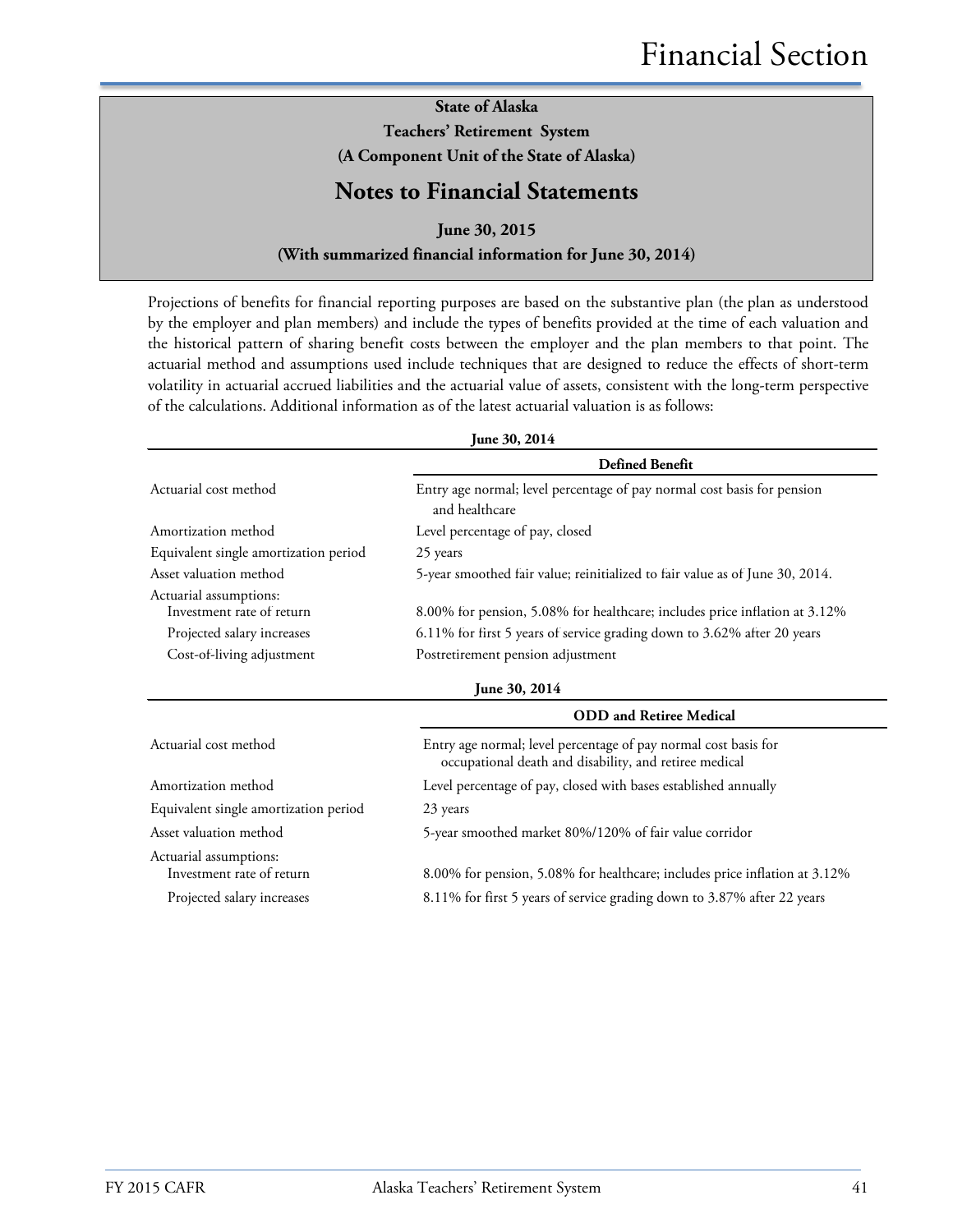**State of Alaska**
**Teachers' Retirement System**
**(A Component Unit of the State of Alaska)**

## Notes to Financial Statements

**June 30, 2015**
**(With summarized financial information for June 30, 2014)**

Projections of benefits for financial reporting purposes are based on the substantive plan (the plan as understood by the employer and plan members) and include the types of benefits provided at the time of each valuation and the historical pattern of sharing benefit costs between the employer and the plan members to that point. The actuarial method and assumptions used include techniques that are designed to reduce the effects of short-term volatility in actuarial accrued liabilities and the actuarial value of assets, consistent with the long-term perspective of the calculations. Additional information as of the latest actuarial valuation is as follows:

**June 30, 2014**

| | **Defined Benefit** |
|---|---|
| Actuarial cost method | Entry age normal; level percentage of pay normal cost basis for pension and healthcare |
| Amortization method | Level percentage of pay, closed |
| Equivalent single amortization period | 25 years |
| Asset valuation method | 5-year smoothed fair value; reinitialized to fair value as of June 30, 2014. |
| Actuarial assumptions: | |
| Investment rate of return | 8.00% for pension, 5.08% for healthcare; includes price inflation at 3.12% |
| Projected salary increases | 6.11% for first 5 years of service grading down to 3.62% after 20 years |
| Cost-of-living adjustment | Postretirement pension adjustment |

**June 30, 2014**

| | **ODD and Retiree Medical** |
|---|---|
| Actuarial cost method | Entry age normal; level percentage of pay normal cost basis for occupational death and disability, and retiree medical |
| Amortization method | Level percentage of pay, closed with bases established annually |
| Equivalent single amortization period | 23 years |
| Asset valuation method | 5-year smoothed market 80%/120% of fair value corridor |
| Actuarial assumptions: | |
| Investment rate of return | 8.00% for pension, 5.08% for healthcare; includes price inflation at 3.12% |
| Projected salary increases | 8.11% for first 5 years of service grading down to 3.87% after 22 years |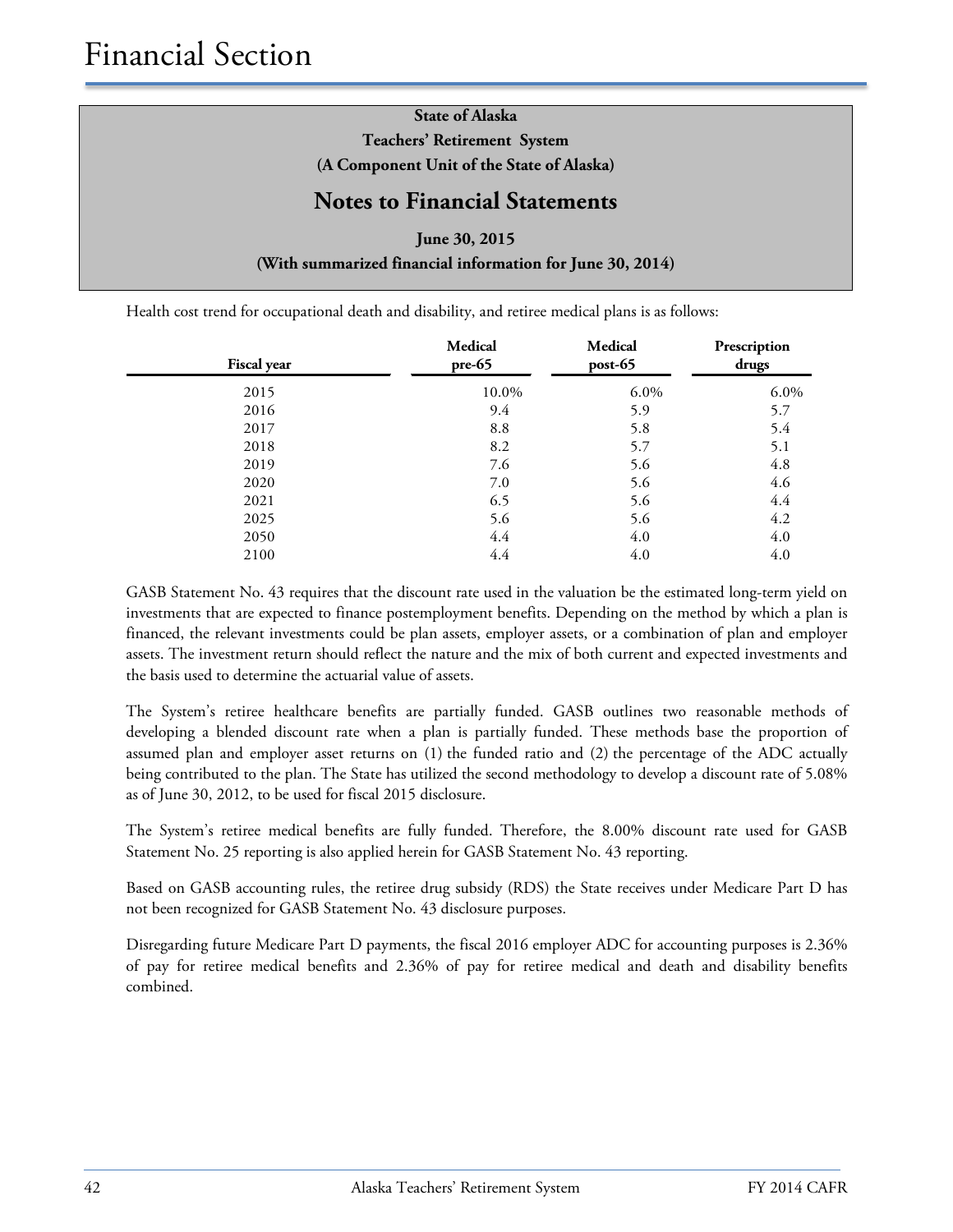State of Alaska

Teachers' Retirement System

(A Component Unit of the State of Alaska)

## Notes to Financial Statements

June 30, 2015

(With summarized financial information for June 30, 2014)

Health cost trend for occupational death and disability, and retiree medical plans is as follows:

| Fiscal year | Medical pre-65 | Medical post-65 | Prescription drugs |
|---|---|---|---|
| 2015 | 10.0% | 6.0% | 6.0% |
| 2016 | 9.4 | 5.9 | 5.7 |
| 2017 | 8.8 | 5.8 | 5.4 |
| 2018 | 8.2 | 5.7 | 5.1 |
| 2019 | 7.6 | 5.6 | 4.8 |
| 2020 | 7.0 | 5.6 | 4.6 |
| 2021 | 6.5 | 5.6 | 4.4 |
| 2025 | 5.6 | 5.6 | 4.2 |
| 2050 | 4.4 | 4.0 | 4.0 |
| 2100 | 4.4 | 4.0 | 4.0 |

GASB Statement No. 43 requires that the discount rate used in the valuation be the estimated long-term yield on investments that are expected to finance postemployment benefits. Depending on the method by which a plan is financed, the relevant investments could be plan assets, employer assets, or a combination of plan and employer assets. The investment return should reflect the nature and the mix of both current and expected investments and the basis used to determine the actuarial value of assets.

The System's retiree healthcare benefits are partially funded. GASB outlines two reasonable methods of developing a blended discount rate when a plan is partially funded. These methods base the proportion of assumed plan and employer asset returns on (1) the funded ratio and (2) the percentage of the ADC actually being contributed to the plan. The State has utilized the second methodology to develop a discount rate of 5.08% as of June 30, 2012, to be used for fiscal 2015 disclosure.

The System's retiree medical benefits are fully funded. Therefore, the 8.00% discount rate used for GASB Statement No. 25 reporting is also applied herein for GASB Statement No. 43 reporting.

Based on GASB accounting rules, the retiree drug subsidy (RDS) the State receives under Medicare Part D has not been recognized for GASB Statement No. 43 disclosure purposes.

Disregarding future Medicare Part D payments, the fiscal 2016 employer ADC for accounting purposes is 2.36% of pay for retiree medical benefits and 2.36% of pay for retiree medical and death and disability benefits combined.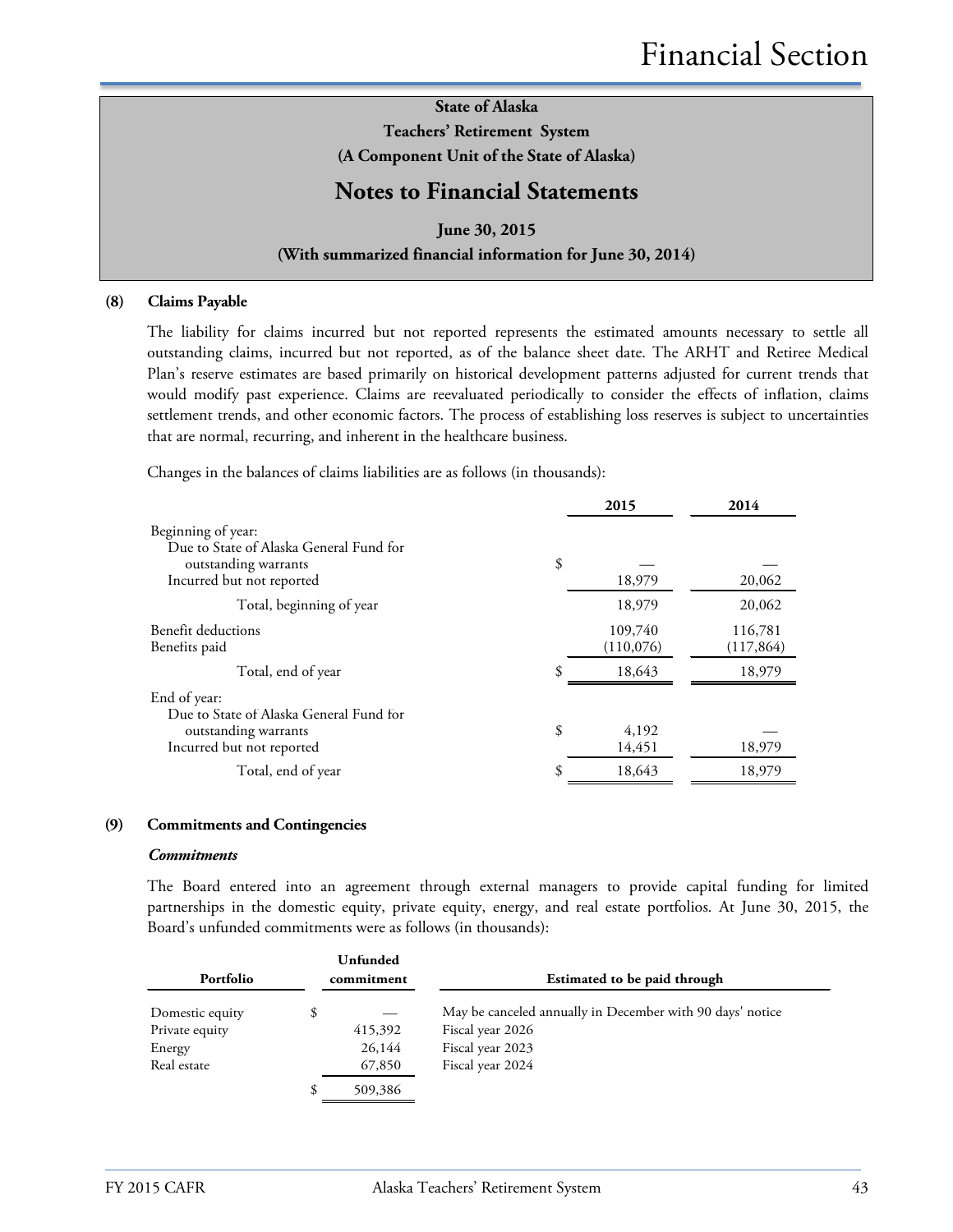State of Alaska
Teachers' Retirement System
(A Component Unit of the State of Alaska)

## Notes to Financial Statements

June 30, 2015
(With summarized financial information for June 30, 2014)

### (8) Claims Payable

The liability for claims incurred but not reported represents the estimated amounts necessary to settle all outstanding claims, incurred but not reported, as of the balance sheet date. The ARHT and Retiree Medical Plan's reserve estimates are based primarily on historical development patterns adjusted for current trends that would modify past experience. Claims are reevaluated periodically to consider the effects of inflation, claims settlement trends, and other economic factors. The process of establishing loss reserves is subject to uncertainties that are normal, recurring, and inherent in the healthcare business.

Changes in the balances of claims liabilities are as follows (in thousands):

| | 2015 | 2014 |
|---|---|---|
| Beginning of year: | | |
| Due to State of Alaska General Fund for outstanding warrants | $ — | — |
| Incurred but not reported | 18,979 | 20,062 |
| Total, beginning of year | 18,979 | 20,062 |
| Benefit deductions | 109,740 | 116,781 |
| Benefits paid | (110,076) | (117,864) |
| Total, end of year | $ 18,643 | 18,979 |
| End of year: | | |
| Due to State of Alaska General Fund for outstanding warrants | $ 4,192 | — |
| Incurred but not reported | 14,451 | 18,979 |
| Total, end of year | $ 18,643 | 18,979 |

### (9) Commitments and Contingencies

***Commitments***

The Board entered into an agreement through external managers to provide capital funding for limited partnerships in the domestic equity, private equity, energy, and real estate portfolios. At June 30, 2015, the Board's unfunded commitments were as follows (in thousands):

| Portfolio | Unfunded commitment | Estimated to be paid through |
|---|---|---|
| Domestic equity | $ — | May be canceled annually in December with 90 days' notice |
| Private equity | 415,392 | Fiscal year 2026 |
| Energy | 26,144 | Fiscal year 2023 |
| Real estate | 67,850 | Fiscal year 2024 |
| | $ 509,386 | |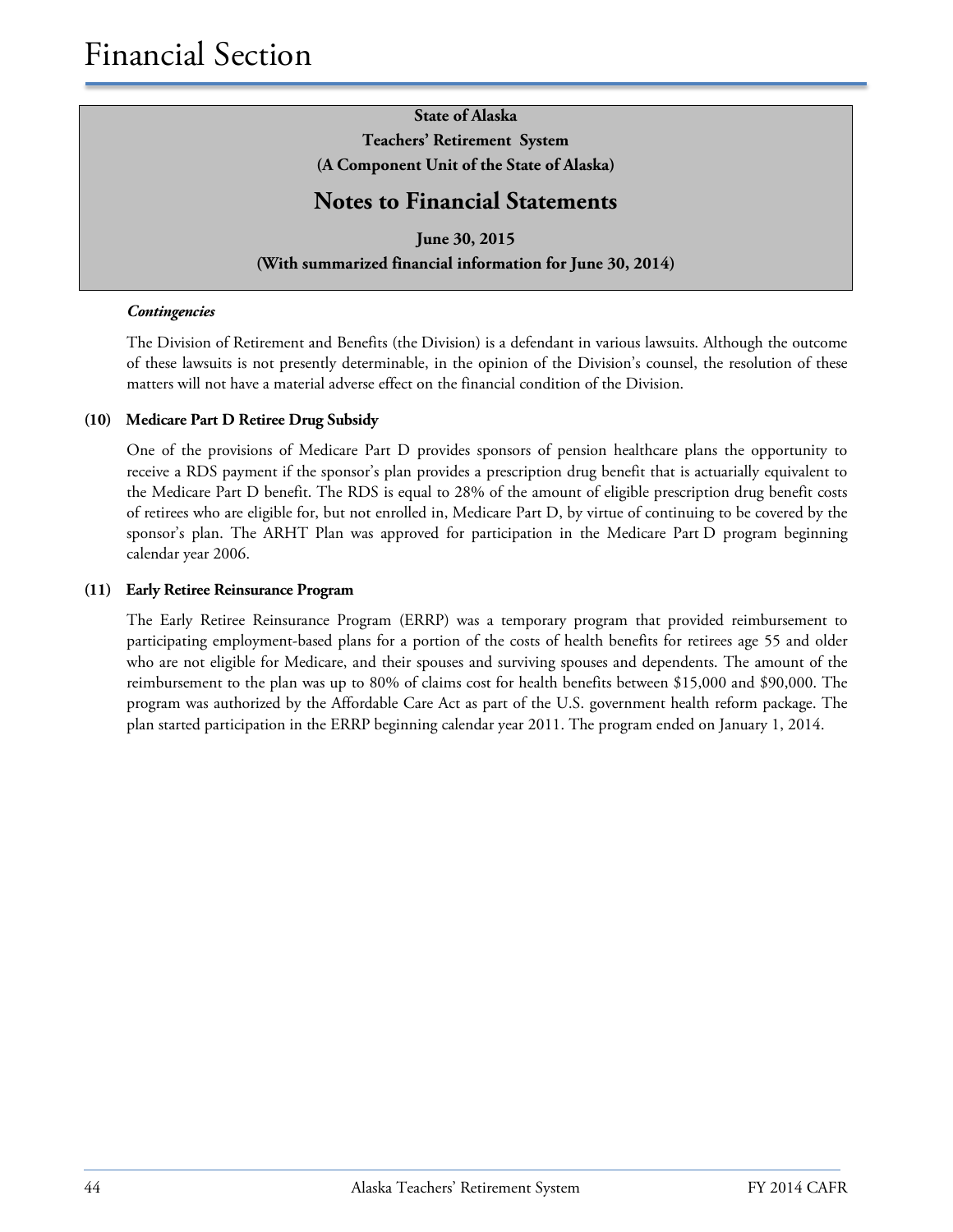# Financial Section

**State of Alaska**
**Teachers' Retirement System**
**(A Component Unit of the State of Alaska)**

## Notes to Financial Statements

**June 30, 2015**
**(With summarized financial information for June 30, 2014)**

***Contingencies***

The Division of Retirement and Benefits (the Division) is a defendant in various lawsuits. Although the outcome of these lawsuits is not presently determinable, in the opinion of the Division's counsel, the resolution of these matters will not have a material adverse effect on the financial condition of the Division.

### (10) Medicare Part D Retiree Drug Subsidy

One of the provisions of Medicare Part D provides sponsors of pension healthcare plans the opportunity to receive a RDS payment if the sponsor's plan provides a prescription drug benefit that is actuarially equivalent to the Medicare Part D benefit. The RDS is equal to 28% of the amount of eligible prescription drug benefit costs of retirees who are eligible for, but not enrolled in, Medicare Part D, by virtue of continuing to be covered by the sponsor's plan. The ARHT Plan was approved for participation in the Medicare Part D program beginning calendar year 2006.

### (11) Early Retiree Reinsurance Program

The Early Retiree Reinsurance Program (ERRP) was a temporary program that provided reimbursement to participating employment-based plans for a portion of the costs of health benefits for retirees age 55 and older who are not eligible for Medicare, and their spouses and surviving spouses and dependents. The amount of the reimbursement to the plan was up to 80% of claims cost for health benefits between $15,000 and $90,000. The program was authorized by the Affordable Care Act as part of the U.S. government health reform package. The plan started participation in the ERRP beginning calendar year 2011. The program ended on January 1, 2014.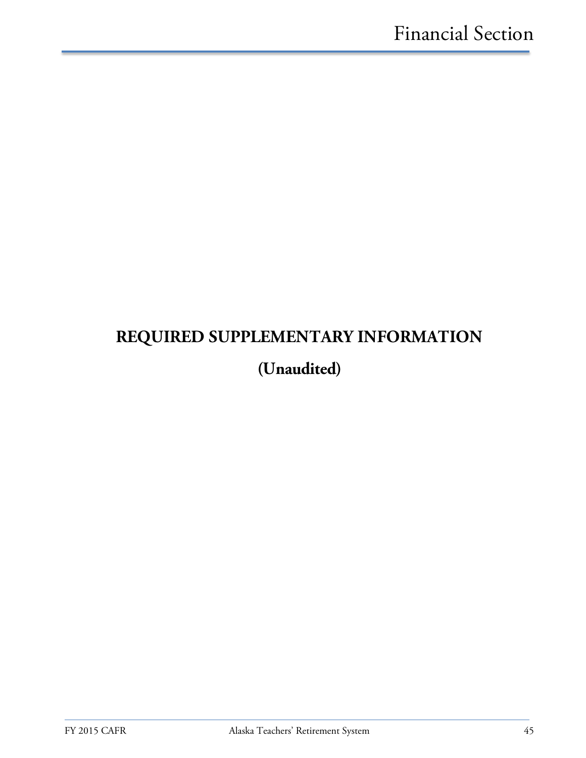# REQUIRED SUPPLEMENTARY INFORMATION

## (Unaudited)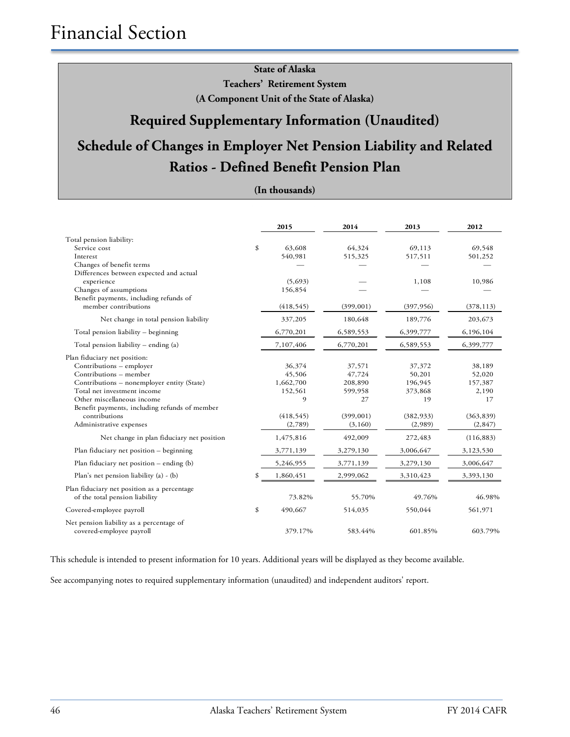# Financial Section

**State of Alaska**
**Teachers' Retirement System**
**(A Component Unit of the State of Alaska)**

## Required Supplementary Information (Unaudited)

## Schedule of Changes in Employer Net Pension Liability and Related Ratios - Defined Benefit Pension Plan

**(In thousands)**

| | | 2015 | 2014 | 2013 | 2012 |
|---|---|---|---|---|---|
| Total pension liability: | | | | | |
| Service cost | $ | 63,608 | 64,324 | 69,113 | 69,548 |
| Interest | | 540,981 | 515,325 | 517,511 | 501,252 |
| Changes of benefit terms | | — | — | — | — |
| Differences between expected and actual experience | | (5,693) | — | 1,108 | 10,986 |
| Changes of assumptions | | 156,854 | — | — | — |
| Benefit payments, including refunds of member contributions | | (418,545) | (399,001) | (397,956) | (378,113) |
| Net change in total pension liability | | 337,205 | 180,648 | 189,776 | 203,673 |
| Total pension liability – beginning | | 6,770,201 | 6,589,553 | 6,399,777 | 6,196,104 |
| Total pension liability – ending (a) | | 7,107,406 | 6,770,201 | 6,589,553 | 6,399,777 |
| Plan fiduciary net position: | | | | | |
| Contributions – employer | | 36,374 | 37,571 | 37,372 | 38,189 |
| Contributions – member | | 45,506 | 47,724 | 50,201 | 52,020 |
| Contributions – nonemployer entity (State) | | 1,662,700 | 208,890 | 196,945 | 157,387 |
| Total net investment income | | 152,561 | 599,958 | 373,868 | 2,190 |
| Other miscellaneous income | | 9 | 27 | 19 | 17 |
| Benefit payments, including refunds of member contributions | | (418,545) | (399,001) | (382,933) | (363,839) |
| Administrative expenses | | (2,789) | (3,160) | (2,989) | (2,847) |
| Net change in plan fiduciary net position | | 1,475,816 | 492,009 | 272,483 | (116,883) |
| Plan fiduciary net position – beginning | | 3,771,139 | 3,279,130 | 3,006,647 | 3,123,530 |
| Plan fiduciary net position – ending (b) | | 5,246,955 | 3,771,139 | 3,279,130 | 3,006,647 |
| Plan's net pension liability (a) - (b) | $ | 1,860,451 | 2,999,062 | 3,310,423 | 3,393,130 |
| Plan fiduciary net position as a percentage of the total pension liability | | 73.82% | 55.70% | 49.76% | 46.98% |
| Covered-employee payroll | $ | 490,667 | 514,035 | 550,044 | 561,971 |
| Net pension liability as a percentage of covered-employee payroll | | 379.17% | 583.44% | 601.85% | 603.79% |

This schedule is intended to present information for 10 years. Additional years will be displayed as they become available.

See accompanying notes to required supplementary information (unaudited) and independent auditors' report.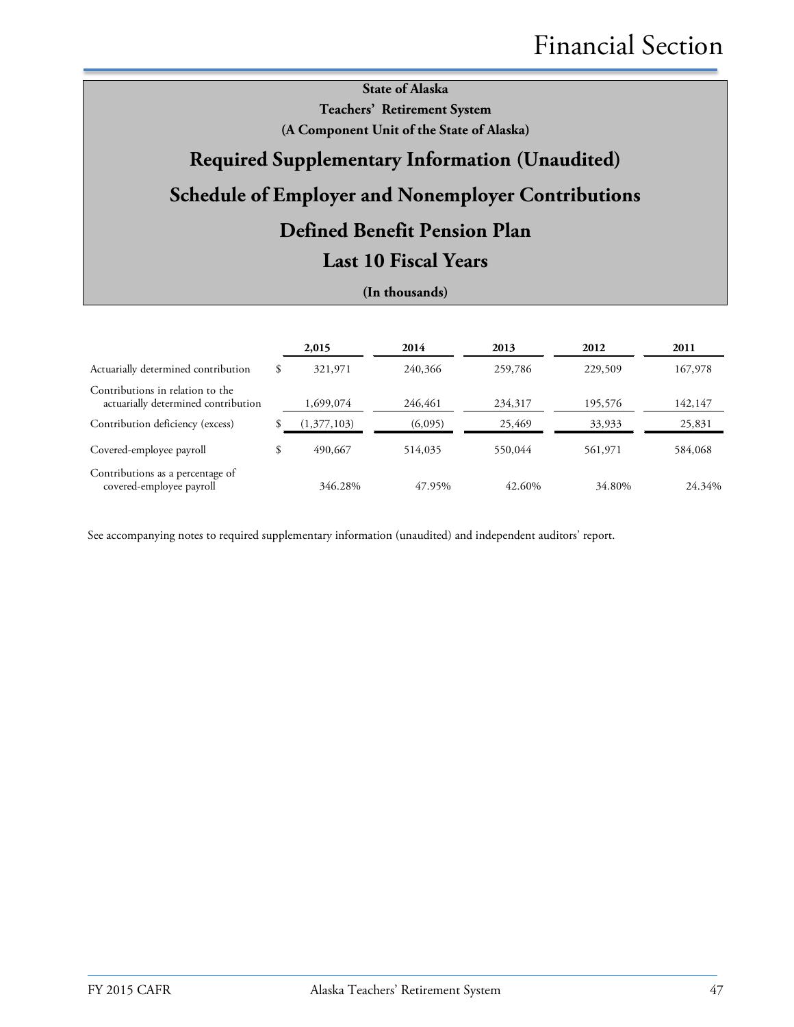**State of Alaska**

**Teachers' Retirement System**

**(A Component Unit of the State of Alaska)**

## Required Supplementary Information (Unaudited)

## Schedule of Employer and Nonemployer Contributions

## Defined Benefit Pension Plan

## Last 10 Fiscal Years

**(In thousands)**

| | | 2,015 | 2014 | 2013 | 2012 | 2011 |
|---|---|---|---|---|---|---|
| Actuarially determined contribution | $ | 321,971 | 240,366 | 259,786 | 229,509 | 167,978 |
| Contributions in relation to the actuarially determined contribution | | 1,699,074 | 246,461 | 234,317 | 195,576 | 142,147 |
| Contribution deficiency (excess) | $ | (1,377,103) | (6,095) | 25,469 | 33,933 | 25,831 |
| Covered-employee payroll | $ | 490,667 | 514,035 | 550,044 | 561,971 | 584,068 |
| Contributions as a percentage of covered-employee payroll | | 346.28% | 47.95% | 42.60% | 34.80% | 24.34% |

See accompanying notes to required supplementary information (unaudited) and independent auditors' report.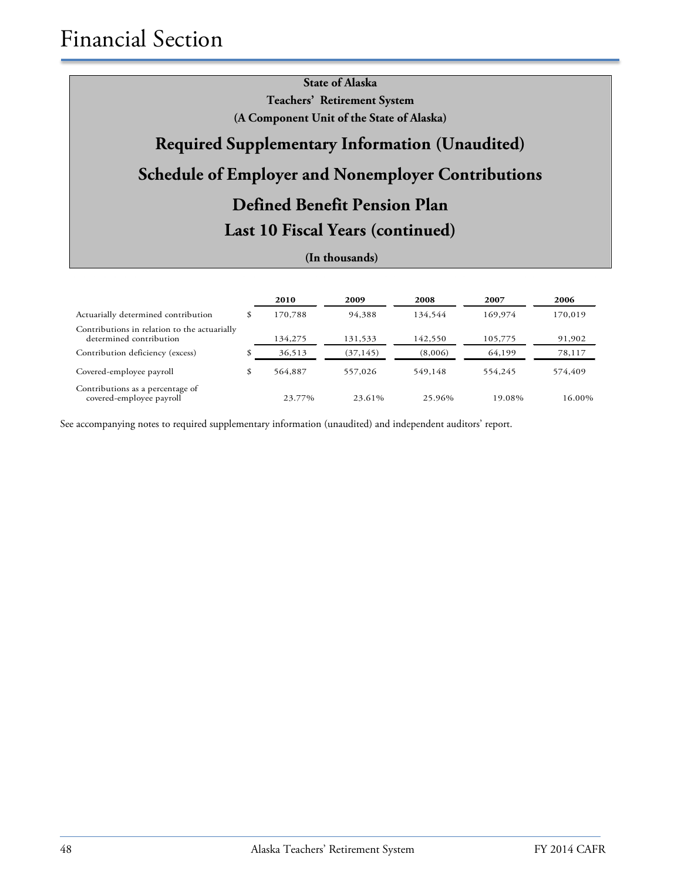# Financial Section

**State of Alaska**
**Teachers' Retirement System**
**(A Component Unit of the State of Alaska)**

## Required Supplementary Information (Unaudited)

## Schedule of Employer and Nonemployer Contributions

## Defined Benefit Pension Plan

## Last 10 Fiscal Years (continued)

**(In thousands)**

| | | 2010 | 2009 | 2008 | 2007 | 2006 |
|---|---|---|---|---|---|---|
| Actuarially determined contribution | $ | 170,788 | 94,388 | 134,544 | 169,974 | 170,019 |
| Contributions in relation to the actuarially determined contribution | | 134,275 | 131,533 | 142,550 | 105,775 | 91,902 |
| Contribution deficiency (excess) | $ | 36,513 | (37,145) | (8,006) | 64,199 | 78,117 |
| Covered-employee payroll | $ | 564,887 | 557,026 | 549,148 | 554,245 | 574,409 |
| Contributions as a percentage of covered-employee payroll | | 23.77% | 23.61% | 25.96% | 19.08% | 16.00% |

See accompanying notes to required supplementary information (unaudited) and independent auditors' report.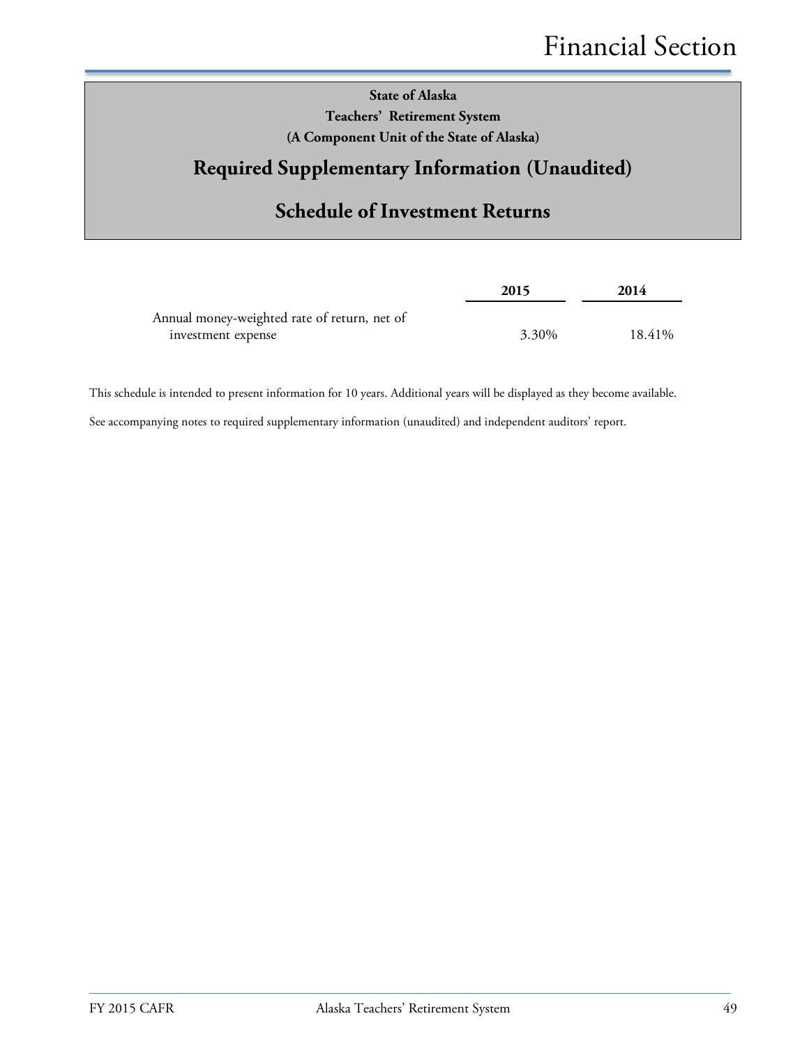**State of Alaska**

**Teachers' Retirement System**

**(A Component Unit of the State of Alaska)**

## Required Supplementary Information (Unaudited)

## Schedule of Investment Returns

| | 2015 | 2014 |
|---|---|---|
| Annual money-weighted rate of return, net of investment expense | 3.30% | 18.41% |

This schedule is intended to present information for 10 years. Additional years will be displayed as they become available.

See accompanying notes to required supplementary information (unaudited) and independent auditors' report.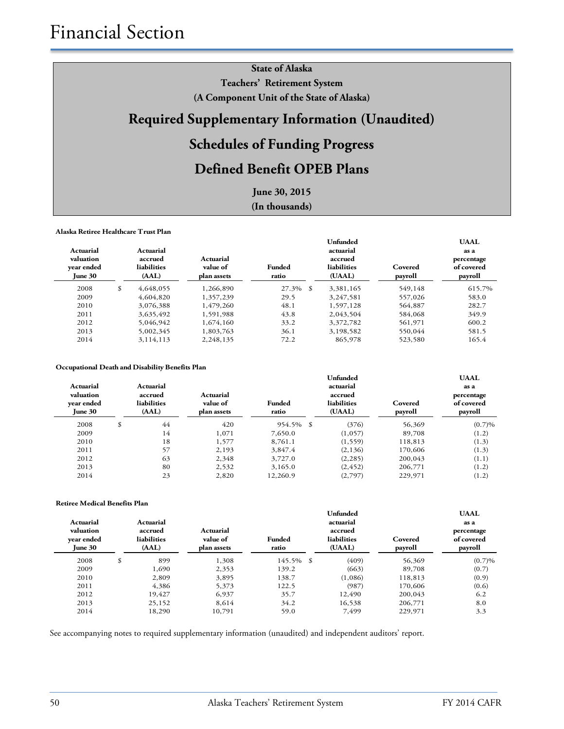# Financial Section

**State of Alaska**
**Teachers' Retirement System**
**(A Component Unit of the State of Alaska)**

## Required Supplementary Information (Unaudited)

## Schedules of Funding Progress

## Defined Benefit OPEB Plans

**June 30, 2015**
**(In thousands)**

**Alaska Retiree Healthcare Trust Plan**

| Actuarial valuation year ended June 30 | Actuarial accrued liabilities (AAL) | Actuarial value of plan assets | Funded ratio | Unfunded actuarial accrued liabilities (UAAL) | Covered payroll | UAAL as a percentage of covered payroll |
|---|---|---|---|---|---|---|
| 2008 | $ 4,648,055 | 1,266,890 | 27.3% | $ 3,381,165 | 549,148 | 615.7% |
| 2009 | 4,604,820 | 1,357,239 | 29.5 | 3,247,581 | 557,026 | 583.0 |
| 2010 | 3,076,388 | 1,479,260 | 48.1 | 1,597,128 | 564,887 | 282.7 |
| 2011 | 3,635,492 | 1,591,988 | 43.8 | 2,043,504 | 584,068 | 349.9 |
| 2012 | 5,046,942 | 1,674,160 | 33.2 | 3,372,782 | 561,971 | 600.2 |
| 2013 | 5,002,345 | 1,803,763 | 36.1 | 3,198,582 | 550,044 | 581.5 |
| 2014 | 3,114,113 | 2,248,135 | 72.2 | 865,978 | 523,580 | 165.4 |

**Occupational Death and Disability Benefits Plan**

| Actuarial valuation year ended June 30 | Actuarial accrued liabilities (AAL) | Actuarial value of plan assets | Funded ratio | Unfunded actuarial accrued liabilities (UAAL) | Covered payroll | UAAL as a percentage of covered payroll |
|---|---|---|---|---|---|---|
| 2008 | $ 44 | 420 | 954.5% | $ (376) | 56,369 | (0.7)% |
| 2009 | 14 | 1,071 | 7,650.0 | (1,057) | 89,708 | (1.2) |
| 2010 | 18 | 1,577 | 8,761.1 | (1,559) | 118,813 | (1.3) |
| 2011 | 57 | 2,193 | 3,847.4 | (2,136) | 170,606 | (1.3) |
| 2012 | 63 | 2,348 | 3,727.0 | (2,285) | 200,043 | (1.1) |
| 2013 | 80 | 2,532 | 3,165.0 | (2,452) | 206,771 | (1.2) |
| 2014 | 23 | 2,820 | 12,260.9 | (2,797) | 229,971 | (1.2) |

**Retiree Medical Benefits Plan**

| Actuarial valuation year ended June 30 | Actuarial accrued liabilities (AAL) | Actuarial value of plan assets | Funded ratio | Unfunded actuarial accrued liabilities (UAAL) | Covered payroll | UAAL as a percentage of covered payroll |
|---|---|---|---|---|---|---|
| 2008 | $ 899 | 1,308 | 145.5% | $ (409) | 56,369 | (0.7)% |
| 2009 | 1,690 | 2,353 | 139.2 | (663) | 89,708 | (0.7) |
| 2010 | 2,809 | 3,895 | 138.7 | (1,086) | 118,813 | (0.9) |
| 2011 | 4,386 | 5,373 | 122.5 | (987) | 170,606 | (0.6) |
| 2012 | 19,427 | 6,937 | 35.7 | 12,490 | 200,043 | 6.2 |
| 2013 | 25,152 | 8,614 | 34.2 | 16,538 | 206,771 | 8.0 |
| 2014 | 18,290 | 10,791 | 59.0 | 7,499 | 229,971 | 3.3 |

See accompanying notes to required supplementary information (unaudited) and independent auditors' report.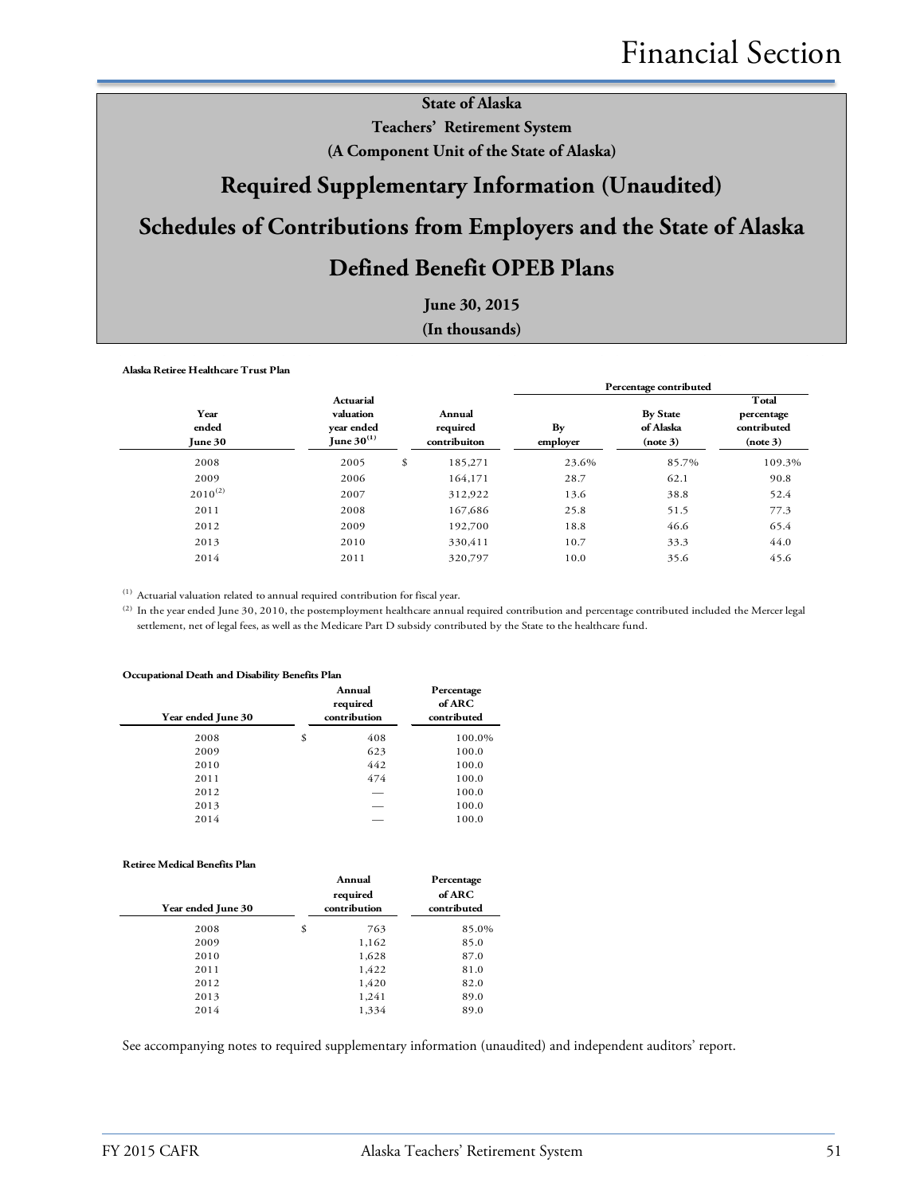# State of Alaska

## Teachers' Retirement System

### (A Component Unit of the State of Alaska)

## Required Supplementary Information (Unaudited)

## Schedules of Contributions from Employers and the State of Alaska

## Defined Benefit OPEB Plans

### June 30, 2015

### (In thousands)

**Alaska Retiree Healthcare Trust Plan**

| Year ended June 30 | Actuarial valuation year ended June 30 (1) | Annual required contribuiton | Percentage contributed By employer | By State of Alaska (note 3) | Total percentage contributed (note 3) |
|---|---|---|---|---|---|
| 2008 | 2005 | $ 185,271 | 23.6% | 85.7% | 109.3% |
| 2009 | 2006 | 164,171 | 28.7 | 62.1 | 90.8 |
| 2010 (2) | 2007 | 312,922 | 13.6 | 38.8 | 52.4 |
| 2011 | 2008 | 167,686 | 25.8 | 51.5 | 77.3 |
| 2012 | 2009 | 192,700 | 18.8 | 46.6 | 65.4 |
| 2013 | 2010 | 330,411 | 10.7 | 33.3 | 44.0 |
| 2014 | 2011 | 320,797 | 10.0 | 35.6 | 45.6 |

(1) Actuarial valuation related to annual required contribution for fiscal year.

(2) In the year ended June 30, 2010, the postemployment healthcare annual required contribution and percentage contributed included the Mercer legal settlement, net of legal fees, as well as the Medicare Part D subsidy contributed by the State to the healthcare fund.

**Occupational Death and Disability Benefits Plan**

| Year ended June 30 | Annual required contribution | Percentage of ARC contributed |
|---|---|---|
| 2008 | $ 408 | 100.0% |
| 2009 | 623 | 100.0 |
| 2010 | 442 | 100.0 |
| 2011 | 474 | 100.0 |
| 2012 | — | 100.0 |
| 2013 | — | 100.0 |
| 2014 | — | 100.0 |

**Retiree Medical Benefits Plan**

| Year ended June 30 | Annual required contribution | Percentage of ARC contributed |
|---|---|---|
| 2008 | $ 763 | 85.0% |
| 2009 | 1,162 | 85.0 |
| 2010 | 1,628 | 87.0 |
| 2011 | 1,422 | 81.0 |
| 2012 | 1,420 | 82.0 |
| 2013 | 1,241 | 89.0 |
| 2014 | 1,334 | 89.0 |

See accompanying notes to required supplementary information (unaudited) and independent auditors' report.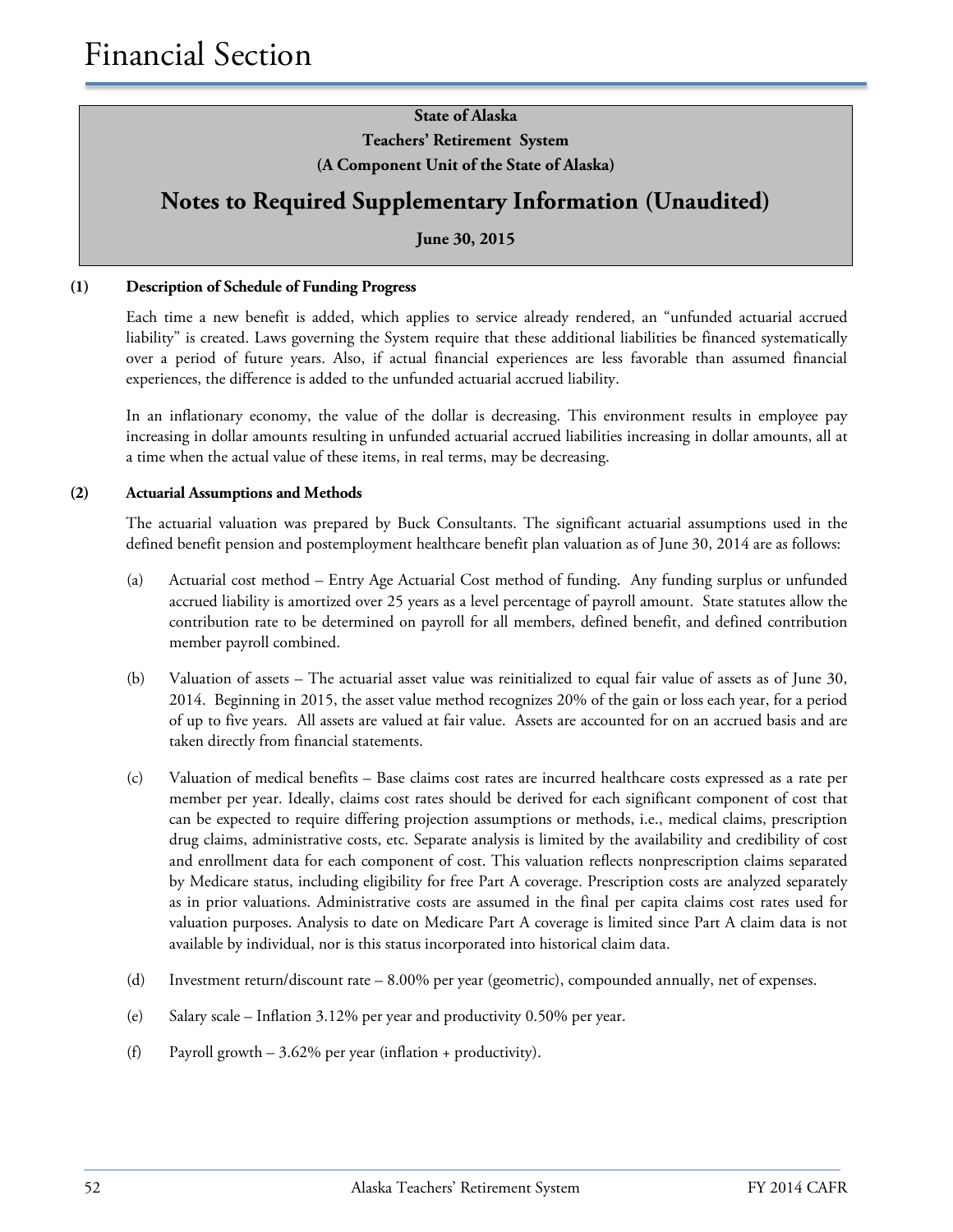# Financial Section

**State of Alaska**

**Teachers' Retirement System**

**(A Component Unit of the State of Alaska)**

## Notes to Required Supplementary Information (Unaudited)

**June 30, 2015**

### (1) Description of Schedule of Funding Progress

Each time a new benefit is added, which applies to service already rendered, an "unfunded actuarial accrued liability" is created. Laws governing the System require that these additional liabilities be financed systematically over a period of future years. Also, if actual financial experiences are less favorable than assumed financial experiences, the difference is added to the unfunded actuarial accrued liability.

In an inflationary economy, the value of the dollar is decreasing. This environment results in employee pay increasing in dollar amounts resulting in unfunded actuarial accrued liabilities increasing in dollar amounts, all at a time when the actual value of these items, in real terms, may be decreasing.

### (2) Actuarial Assumptions and Methods

The actuarial valuation was prepared by Buck Consultants. The significant actuarial assumptions used in the defined benefit pension and postemployment healthcare benefit plan valuation as of June 30, 2014 are as follows:

(a) Actuarial cost method – Entry Age Actuarial Cost method of funding. Any funding surplus or unfunded accrued liability is amortized over 25 years as a level percentage of payroll amount. State statutes allow the contribution rate to be determined on payroll for all members, defined benefit, and defined contribution member payroll combined.

(b) Valuation of assets – The actuarial asset value was reinitialized to equal fair value of assets as of June 30, 2014. Beginning in 2015, the asset value method recognizes 20% of the gain or loss each year, for a period of up to five years. All assets are valued at fair value. Assets are accounted for on an accrued basis and are taken directly from financial statements.

(c) Valuation of medical benefits – Base claims cost rates are incurred healthcare costs expressed as a rate per member per year. Ideally, claims cost rates should be derived for each significant component of cost that can be expected to require differing projection assumptions or methods, i.e., medical claims, prescription drug claims, administrative costs, etc. Separate analysis is limited by the availability and credibility of cost and enrollment data for each component of cost. This valuation reflects nonprescription claims separated by Medicare status, including eligibility for free Part A coverage. Prescription costs are analyzed separately as in prior valuations. Administrative costs are assumed in the final per capita claims cost rates used for valuation purposes. Analysis to date on Medicare Part A coverage is limited since Part A claim data is not available by individual, nor is this status incorporated into historical claim data.

(d) Investment return/discount rate – 8.00% per year (geometric), compounded annually, net of expenses.

(e) Salary scale – Inflation 3.12% per year and productivity 0.50% per year.

(f) Payroll growth – 3.62% per year (inflation + productivity).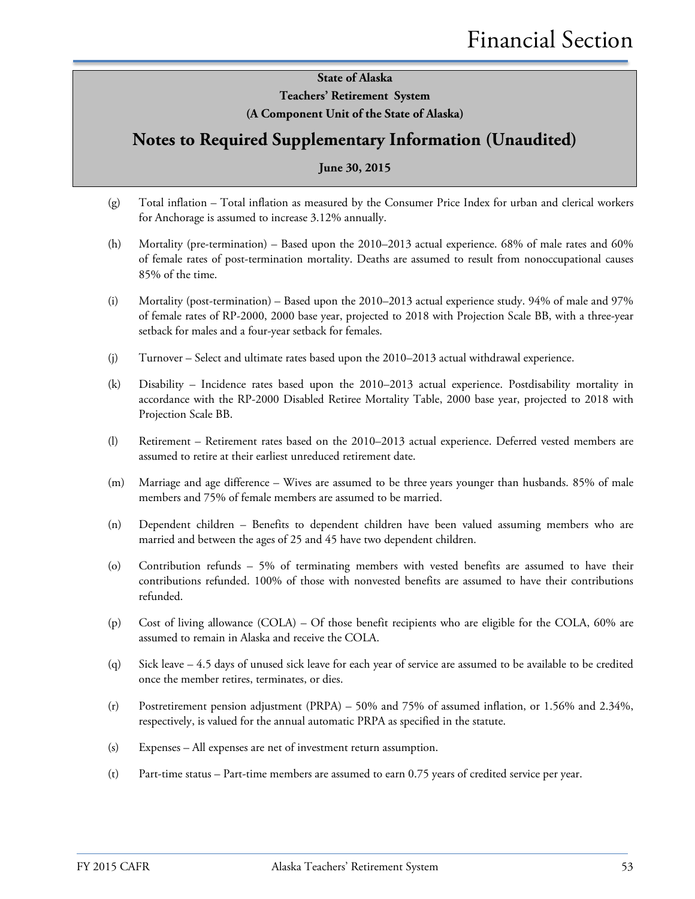**State of Alaska**
**Teachers' Retirement System**
**(A Component Unit of the State of Alaska)**

## Notes to Required Supplementary Information (Unaudited)

**June 30, 2015**

(g) Total inflation – Total inflation as measured by the Consumer Price Index for urban and clerical workers for Anchorage is assumed to increase 3.12% annually.

(h) Mortality (pre-termination) – Based upon the 2010–2013 actual experience. 68% of male rates and 60% of female rates of post-termination mortality. Deaths are assumed to result from nonoccupational causes 85% of the time.

(i) Mortality (post-termination) – Based upon the 2010–2013 actual experience study. 94% of male and 97% of female rates of RP-2000, 2000 base year, projected to 2018 with Projection Scale BB, with a three-year setback for males and a four-year setback for females.

(j) Turnover – Select and ultimate rates based upon the 2010–2013 actual withdrawal experience.

(k) Disability – Incidence rates based upon the 2010–2013 actual experience. Postdisability mortality in accordance with the RP-2000 Disabled Retiree Mortality Table, 2000 base year, projected to 2018 with Projection Scale BB.

(l) Retirement – Retirement rates based on the 2010–2013 actual experience. Deferred vested members are assumed to retire at their earliest unreduced retirement date.

(m) Marriage and age difference – Wives are assumed to be three years younger than husbands. 85% of male members and 75% of female members are assumed to be married.

(n) Dependent children – Benefits to dependent children have been valued assuming members who are married and between the ages of 25 and 45 have two dependent children.

(o) Contribution refunds – 5% of terminating members with vested benefits are assumed to have their contributions refunded. 100% of those with nonvested benefits are assumed to have their contributions refunded.

(p) Cost of living allowance (COLA) – Of those benefit recipients who are eligible for the COLA, 60% are assumed to remain in Alaska and receive the COLA.

(q) Sick leave – 4.5 days of unused sick leave for each year of service are assumed to be available to be credited once the member retires, terminates, or dies.

(r) Postretirement pension adjustment (PRPA) – 50% and 75% of assumed inflation, or 1.56% and 2.34%, respectively, is valued for the annual automatic PRPA as specified in the statute.

(s) Expenses – All expenses are net of investment return assumption.

(t) Part-time status – Part-time members are assumed to earn 0.75 years of credited service per year.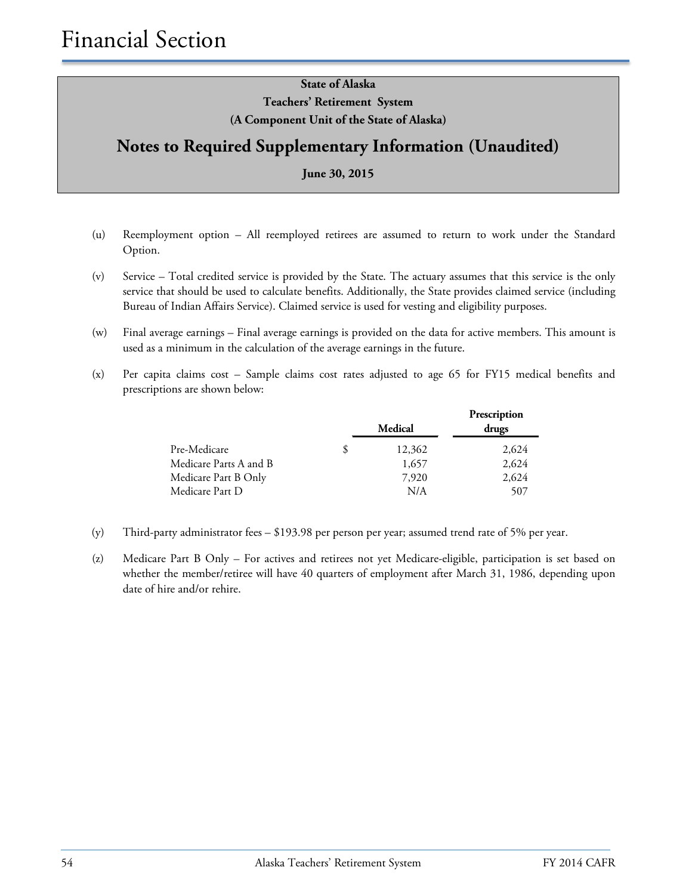State of Alaska

Teachers' Retirement System

(A Component Unit of the State of Alaska)

## Notes to Required Supplementary Information (Unaudited)

June 30, 2015

(u) Reemployment option – All reemployed retirees are assumed to return to work under the Standard Option.

(v) Service – Total credited service is provided by the State. The actuary assumes that this service is the only service that should be used to calculate benefits. Additionally, the State provides claimed service (including Bureau of Indian Affairs Service). Claimed service is used for vesting and eligibility purposes.

(w) Final average earnings – Final average earnings is provided on the data for active members. This amount is used as a minimum in the calculation of the average earnings in the future.

(x) Per capita claims cost – Sample claims cost rates adjusted to age 65 for FY15 medical benefits and prescriptions are shown below:

| | | Medical | Prescription drugs |
|---|---|---|---|
| Pre-Medicare | $ | 12,362 | 2,624 |
| Medicare Parts A and B | | 1,657 | 2,624 |
| Medicare Part B Only | | 7,920 | 2,624 |
| Medicare Part D | | N/A | 507 |

(y) Third-party administrator fees – $193.98 per person per year; assumed trend rate of 5% per year.

(z) Medicare Part B Only – For actives and retirees not yet Medicare-eligible, participation is set based on whether the member/retiree will have 40 quarters of employment after March 31, 1986, depending upon date of hire and/or rehire.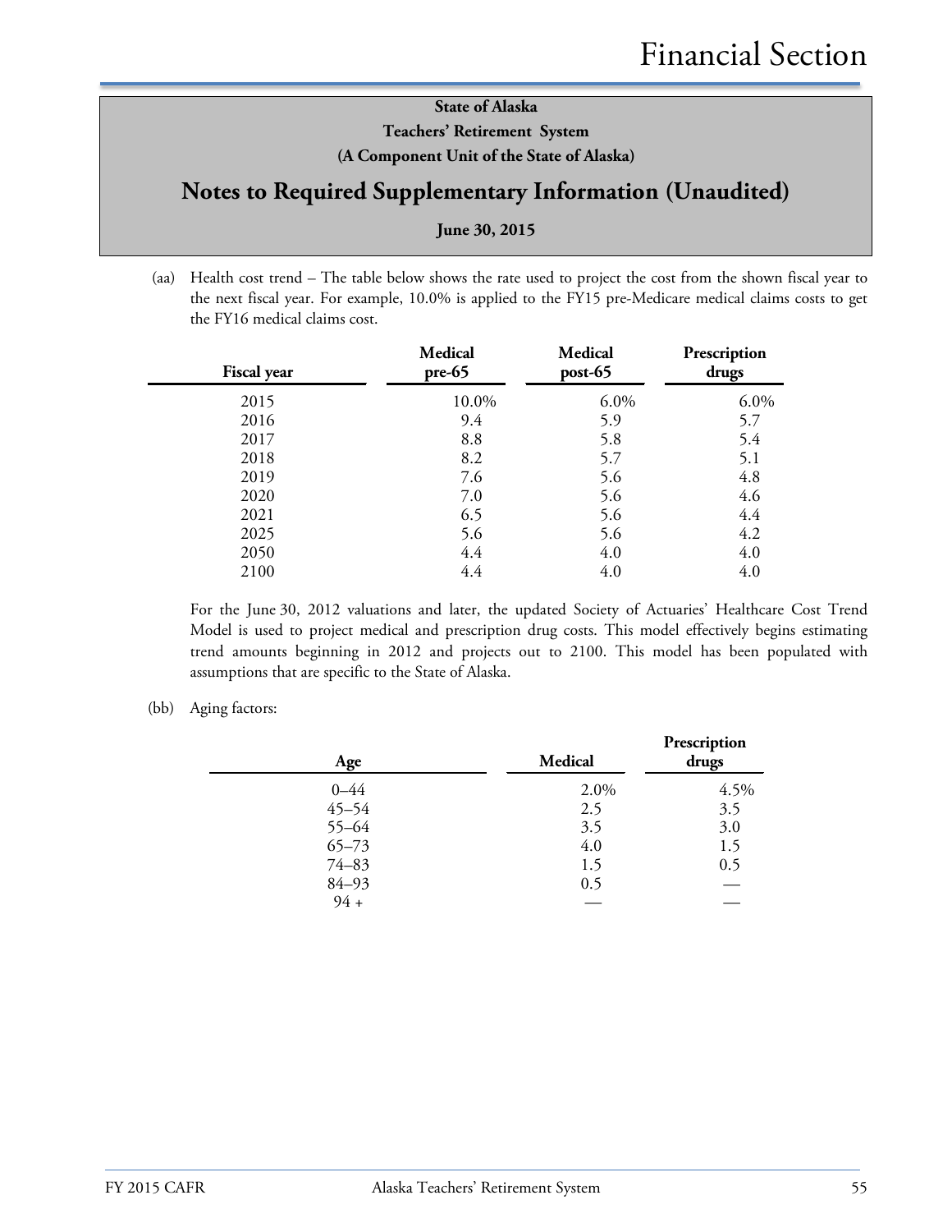**State of Alaska**
**Teachers' Retirement System**
**(A Component Unit of the State of Alaska)**

## Notes to Required Supplementary Information (Unaudited)

**June 30, 2015**

(aa) Health cost trend – The table below shows the rate used to project the cost from the shown fiscal year to the next fiscal year. For example, 10.0% is applied to the FY15 pre-Medicare medical claims costs to get the FY16 medical claims cost.

| Fiscal year | Medical pre-65 | Medical post-65 | Prescription drugs |
|---|---|---|---|
| 2015 | 10.0% | 6.0% | 6.0% |
| 2016 | 9.4 | 5.9 | 5.7 |
| 2017 | 8.8 | 5.8 | 5.4 |
| 2018 | 8.2 | 5.7 | 5.1 |
| 2019 | 7.6 | 5.6 | 4.8 |
| 2020 | 7.0 | 5.6 | 4.6 |
| 2021 | 6.5 | 5.6 | 4.4 |
| 2025 | 5.6 | 5.6 | 4.2 |
| 2050 | 4.4 | 4.0 | 4.0 |
| 2100 | 4.4 | 4.0 | 4.0 |

For the June 30, 2012 valuations and later, the updated Society of Actuaries' Healthcare Cost Trend Model is used to project medical and prescription drug costs. This model effectively begins estimating trend amounts beginning in 2012 and projects out to 2100. This model has been populated with assumptions that are specific to the State of Alaska.

(bb) Aging factors:

| Age | Medical | Prescription drugs |
|---|---|---|
| 0–44 | 2.0% | 4.5% |
| 45–54 | 2.5 | 3.5 |
| 55–64 | 3.5 | 3.0 |
| 65–73 | 4.0 | 1.5 |
| 74–83 | 1.5 | 0.5 |
| 84–93 | 0.5 | — |
| 94 + | — | — |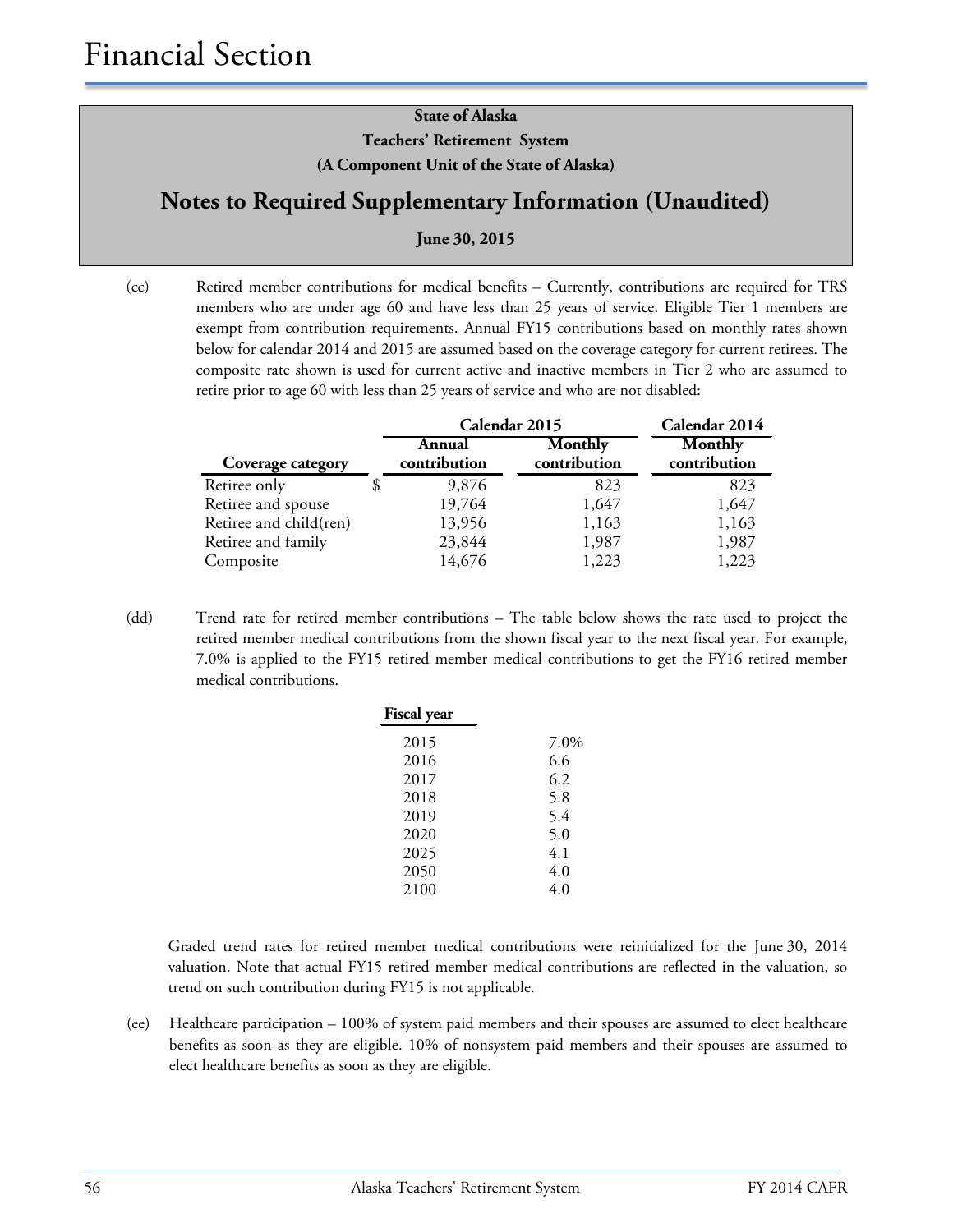# Financial Section

**State of Alaska**
**Teachers' Retirement System**
**(A Component Unit of the State of Alaska)**

## Notes to Required Supplementary Information (Unaudited)

**June 30, 2015**

(cc) Retired member contributions for medical benefits – Currently, contributions are required for TRS members who are under age 60 and have less than 25 years of service. Eligible Tier 1 members are exempt from contribution requirements. Annual FY15 contributions based on monthly rates shown below for calendar 2014 and 2015 are assumed based on the coverage category for current retirees. The composite rate shown is used for current active and inactive members in Tier 2 who are assumed to retire prior to age 60 with less than 25 years of service and who are not disabled:

| | Calendar 2015 | | Calendar 2014 |
|---|---|---|---|
| **Coverage category** | **Annual contribution** | **Monthly contribution** | **Monthly contribution** |
| Retiree only | $ 9,876 | 823 | 823 |
| Retiree and spouse | 19,764 | 1,647 | 1,647 |
| Retiree and child(ren) | 13,956 | 1,163 | 1,163 |
| Retiree and family | 23,844 | 1,987 | 1,987 |
| Composite | 14,676 | 1,223 | 1,223 |

(dd) Trend rate for retired member contributions – The table below shows the rate used to project the retired member medical contributions from the shown fiscal year to the next fiscal year. For example, 7.0% is applied to the FY15 retired member medical contributions to get the FY16 retired member medical contributions.

| Fiscal year | |
|---|---|
| 2015 | 7.0% |
| 2016 | 6.6 |
| 2017 | 6.2 |
| 2018 | 5.8 |
| 2019 | 5.4 |
| 2020 | 5.0 |
| 2025 | 4.1 |
| 2050 | 4.0 |
| 2100 | 4.0 |

Graded trend rates for retired member medical contributions were reinitialized for the June 30, 2014 valuation. Note that actual FY15 retired member medical contributions are reflected in the valuation, so trend on such contribution during FY15 is not applicable.

(ee) Healthcare participation – 100% of system paid members and their spouses are assumed to elect healthcare benefits as soon as they are eligible. 10% of nonsystem paid members and their spouses are assumed to elect healthcare benefits as soon as they are eligible.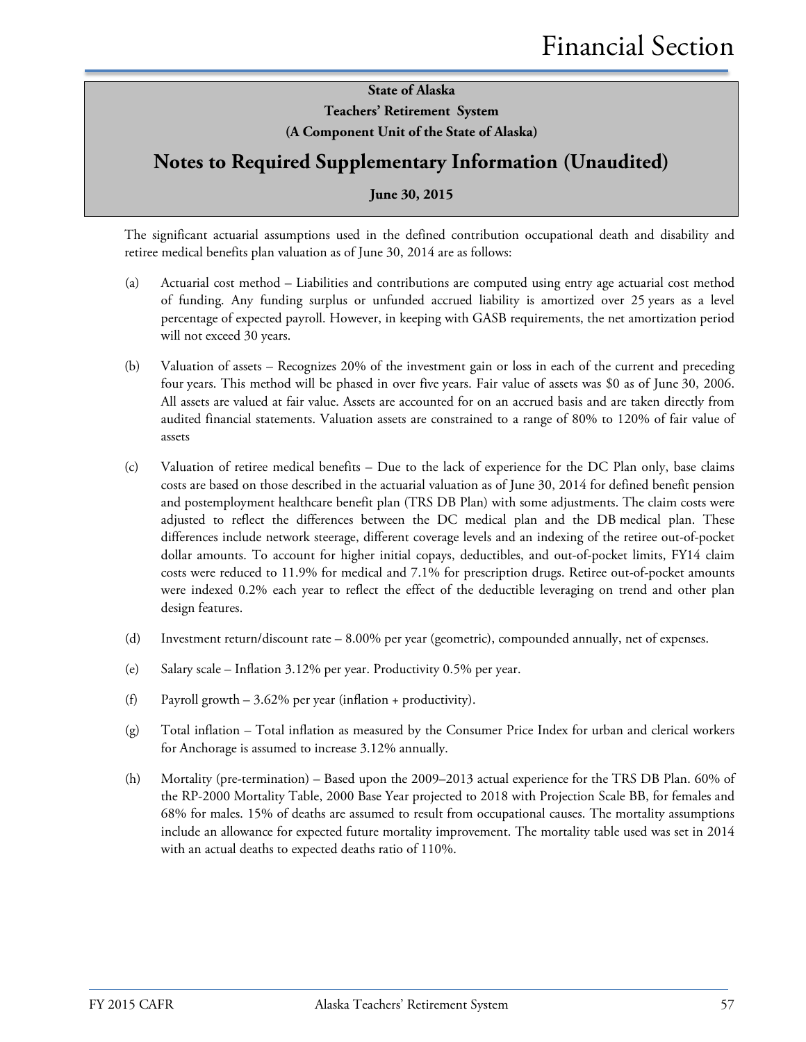**State of Alaska**

**Teachers' Retirement System**

**(A Component Unit of the State of Alaska)**

## Notes to Required Supplementary Information (Unaudited)

**June 30, 2015**

The significant actuarial assumptions used in the defined contribution occupational death and disability and retiree medical benefits plan valuation as of June 30, 2014 are as follows:

(a) Actuarial cost method – Liabilities and contributions are computed using entry age actuarial cost method of funding. Any funding surplus or unfunded accrued liability is amortized over 25 years as a level percentage of expected payroll. However, in keeping with GASB requirements, the net amortization period will not exceed 30 years.

(b) Valuation of assets – Recognizes 20% of the investment gain or loss in each of the current and preceding four years. This method will be phased in over five years. Fair value of assets was $0 as of June 30, 2006. All assets are valued at fair value. Assets are accounted for on an accrued basis and are taken directly from audited financial statements. Valuation assets are constrained to a range of 80% to 120% of fair value of assets

(c) Valuation of retiree medical benefits – Due to the lack of experience for the DC Plan only, base claims costs are based on those described in the actuarial valuation as of June 30, 2014 for defined benefit pension and postemployment healthcare benefit plan (TRS DB Plan) with some adjustments. The claim costs were adjusted to reflect the differences between the DC medical plan and the DB medical plan. These differences include network steerage, different coverage levels and an indexing of the retiree out-of-pocket dollar amounts. To account for higher initial copays, deductibles, and out-of-pocket limits, FY14 claim costs were reduced to 11.9% for medical and 7.1% for prescription drugs. Retiree out-of-pocket amounts were indexed 0.2% each year to reflect the effect of the deductible leveraging on trend and other plan design features.

(d) Investment return/discount rate – 8.00% per year (geometric), compounded annually, net of expenses.

(e) Salary scale – Inflation 3.12% per year. Productivity 0.5% per year.

(f) Payroll growth – 3.62% per year (inflation + productivity).

(g) Total inflation – Total inflation as measured by the Consumer Price Index for urban and clerical workers for Anchorage is assumed to increase 3.12% annually.

(h) Mortality (pre-termination) – Based upon the 2009–2013 actual experience for the TRS DB Plan. 60% of the RP-2000 Mortality Table, 2000 Base Year projected to 2018 with Projection Scale BB, for females and 68% for males. 15% of deaths are assumed to result from occupational causes. The mortality assumptions include an allowance for expected future mortality improvement. The mortality table used was set in 2014 with an actual deaths to expected deaths ratio of 110%.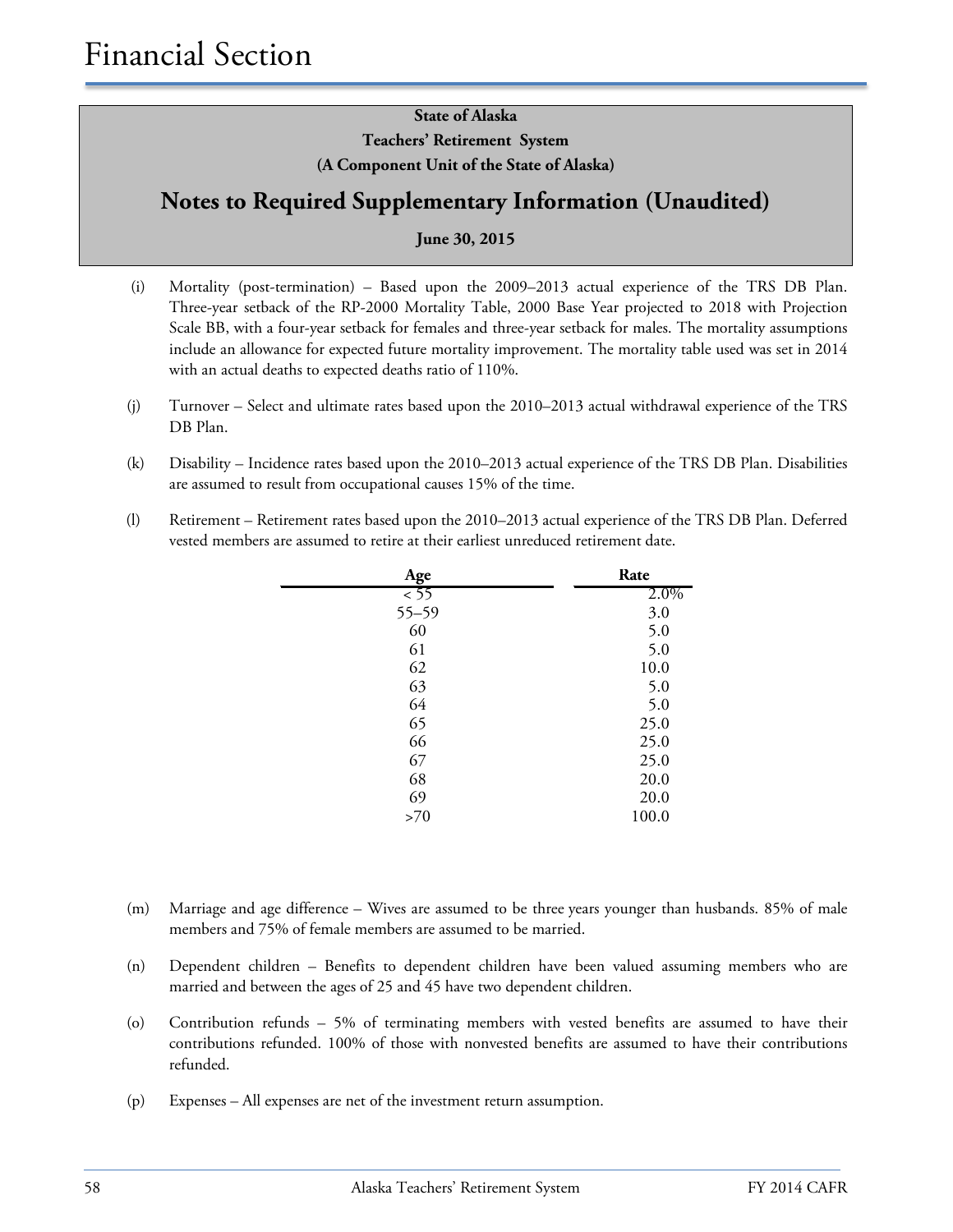State of Alaska

Teachers' Retirement System

(A Component Unit of the State of Alaska)

## Notes to Required Supplementary Information (Unaudited)

June 30, 2015

(i) Mortality (post-termination) – Based upon the 2009–2013 actual experience of the TRS DB Plan. Three-year setback of the RP-2000 Mortality Table, 2000 Base Year projected to 2018 with Projection Scale BB, with a four-year setback for females and three-year setback for males. The mortality assumptions include an allowance for expected future mortality improvement. The mortality table used was set in 2014 with an actual deaths to expected deaths ratio of 110%.

(j) Turnover – Select and ultimate rates based upon the 2010–2013 actual withdrawal experience of the TRS DB Plan.

(k) Disability – Incidence rates based upon the 2010–2013 actual experience of the TRS DB Plan. Disabilities are assumed to result from occupational causes 15% of the time.

(l) Retirement – Retirement rates based upon the 2010–2013 actual experience of the TRS DB Plan. Deferred vested members are assumed to retire at their earliest unreduced retirement date.

| Age | Rate |
|---|---|
| < 55 | 2.0% |
| 55–59 | 3.0 |
| 60 | 5.0 |
| 61 | 5.0 |
| 62 | 10.0 |
| 63 | 5.0 |
| 64 | 5.0 |
| 65 | 25.0 |
| 66 | 25.0 |
| 67 | 25.0 |
| 68 | 20.0 |
| 69 | 20.0 |
| >70 | 100.0 |

(m) Marriage and age difference – Wives are assumed to be three years younger than husbands. 85% of male members and 75% of female members are assumed to be married.

(n) Dependent children – Benefits to dependent children have been valued assuming members who are married and between the ages of 25 and 45 have two dependent children.

(o) Contribution refunds – 5% of terminating members with vested benefits are assumed to have their contributions refunded. 100% of those with nonvested benefits are assumed to have their contributions refunded.

(p) Expenses – All expenses are net of the investment return assumption.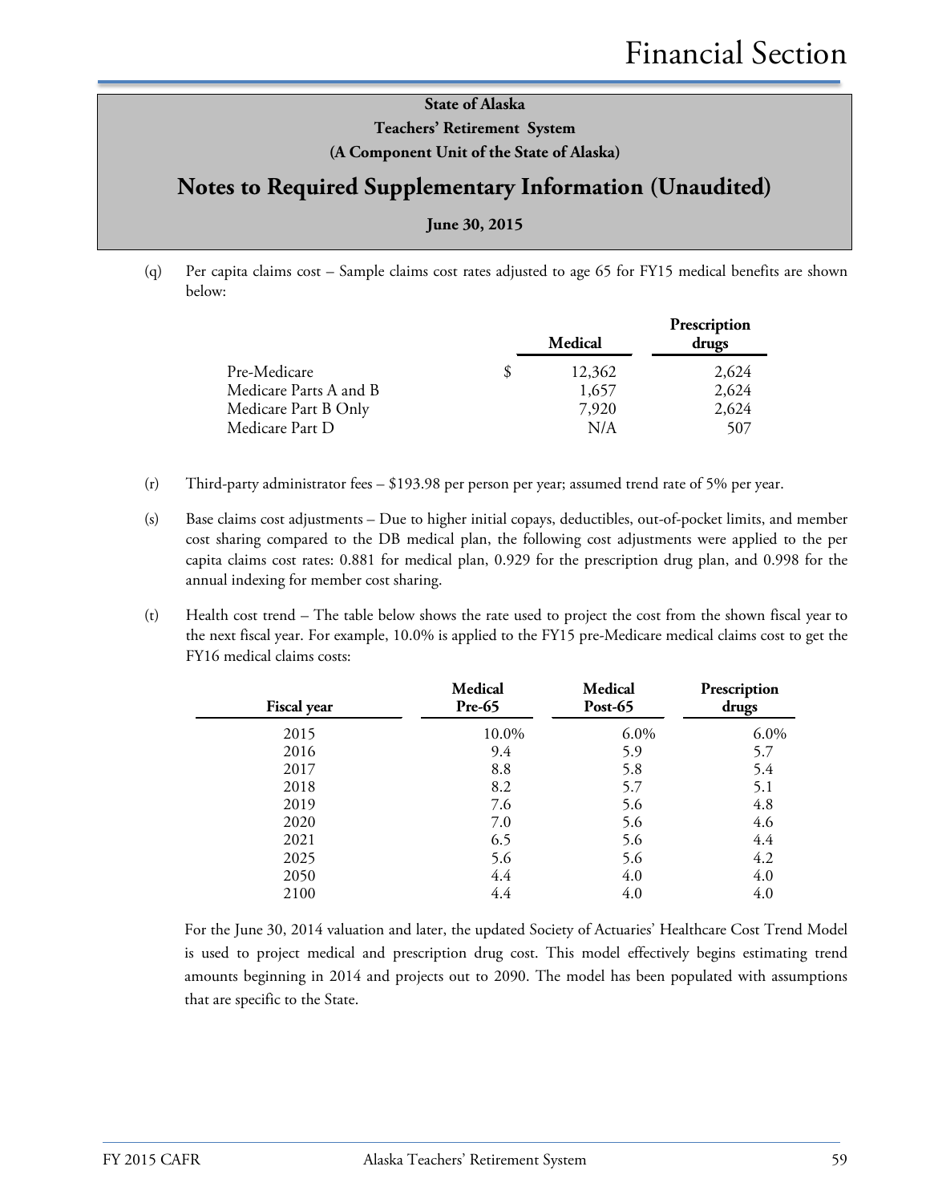State of Alaska
Teachers' Retirement System
(A Component Unit of the State of Alaska)

## Notes to Required Supplementary Information (Unaudited)

June 30, 2015

(q) Per capita claims cost – Sample claims cost rates adjusted to age 65 for FY15 medical benefits are shown below:

| | Medical | Prescription drugs |
|---|---|---|
| Pre-Medicare | $ 12,362 | 2,624 |
| Medicare Parts A and B | 1,657 | 2,624 |
| Medicare Part B Only | 7,920 | 2,624 |
| Medicare Part D | N/A | 507 |

(r) Third-party administrator fees – $193.98 per person per year; assumed trend rate of 5% per year.

(s) Base claims cost adjustments – Due to higher initial copays, deductibles, out-of-pocket limits, and member cost sharing compared to the DB medical plan, the following cost adjustments were applied to the per capita claims cost rates: 0.881 for medical plan, 0.929 for the prescription drug plan, and 0.998 for the annual indexing for member cost sharing.

(t) Health cost trend – The table below shows the rate used to project the cost from the shown fiscal year to the next fiscal year. For example, 10.0% is applied to the FY15 pre-Medicare medical claims cost to get the FY16 medical claims costs:

| Fiscal year | Medical Pre-65 | Medical Post-65 | Prescription drugs |
|---|---|---|---|
| 2015 | 10.0% | 6.0% | 6.0% |
| 2016 | 9.4 | 5.9 | 5.7 |
| 2017 | 8.8 | 5.8 | 5.4 |
| 2018 | 8.2 | 5.7 | 5.1 |
| 2019 | 7.6 | 5.6 | 4.8 |
| 2020 | 7.0 | 5.6 | 4.6 |
| 2021 | 6.5 | 5.6 | 4.4 |
| 2025 | 5.6 | 5.6 | 4.2 |
| 2050 | 4.4 | 4.0 | 4.0 |
| 2100 | 4.4 | 4.0 | 4.0 |

For the June 30, 2014 valuation and later, the updated Society of Actuaries' Healthcare Cost Trend Model is used to project medical and prescription drug cost. This model effectively begins estimating trend amounts beginning in 2014 and projects out to 2090. The model has been populated with assumptions that are specific to the State.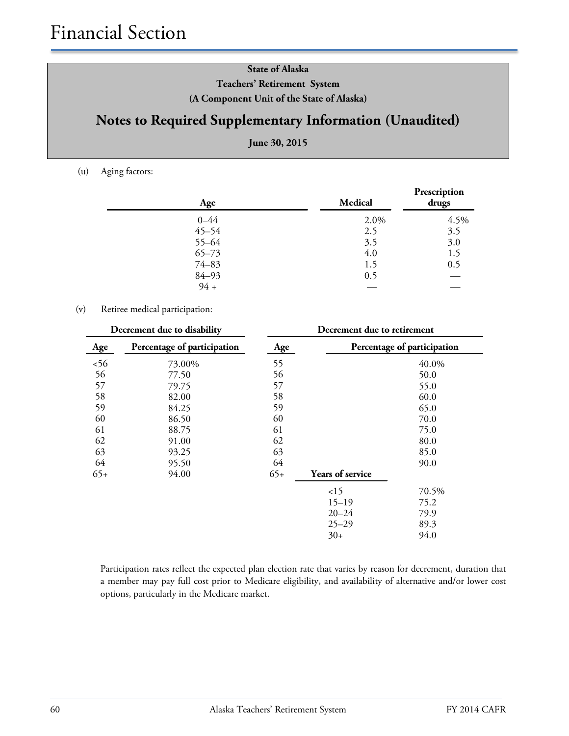State of Alaska
Teachers' Retirement System
(A Component Unit of the State of Alaska)

# Notes to Required Supplementary Information (Unaudited)

June 30, 2015

(u) Aging factors:

| Age | Medical | Prescription drugs |
|---|---|---|
| 0–44 | 2.0% | 4.5% |
| 45–54 | 2.5 | 3.5 |
| 55–64 | 3.5 | 3.0 |
| 65–73 | 4.0 | 1.5 |
| 74–83 | 1.5 | 0.5 |
| 84–93 | 0.5 | — |
| 94 + | — | — |

(v) Retiree medical participation:

| Decrement due to disability | | Decrement due to retirement | | |
|---|---|---|---|---|
| Age | Percentage of participation | Age | | Percentage of participation |
| <56 | 73.00% | 55 | | 40.0% |
| 56 | 77.50 | 56 | | 50.0 |
| 57 | 79.75 | 57 | | 55.0 |
| 58 | 82.00 | 58 | | 60.0 |
| 59 | 84.25 | 59 | | 65.0 |
| 60 | 86.50 | 60 | | 70.0 |
| 61 | 88.75 | 61 | | 75.0 |
| 62 | 91.00 | 62 | | 80.0 |
| 63 | 93.25 | 63 | | 85.0 |
| 64 | 95.50 | 64 | | 90.0 |
| 65+ | 94.00 | 65+ | Years of service | |
| | | | <15 | 70.5% |
| | | | 15–19 | 75.2 |
| | | | 20–24 | 79.9 |
| | | | 25–29 | 89.3 |
| | | | 30+ | 94.0 |

Participation rates reflect the expected plan election rate that varies by reason for decrement, duration that a member may pay full cost prior to Medicare eligibility, and availability of alternative and/or lower cost options, particularly in the Medicare market.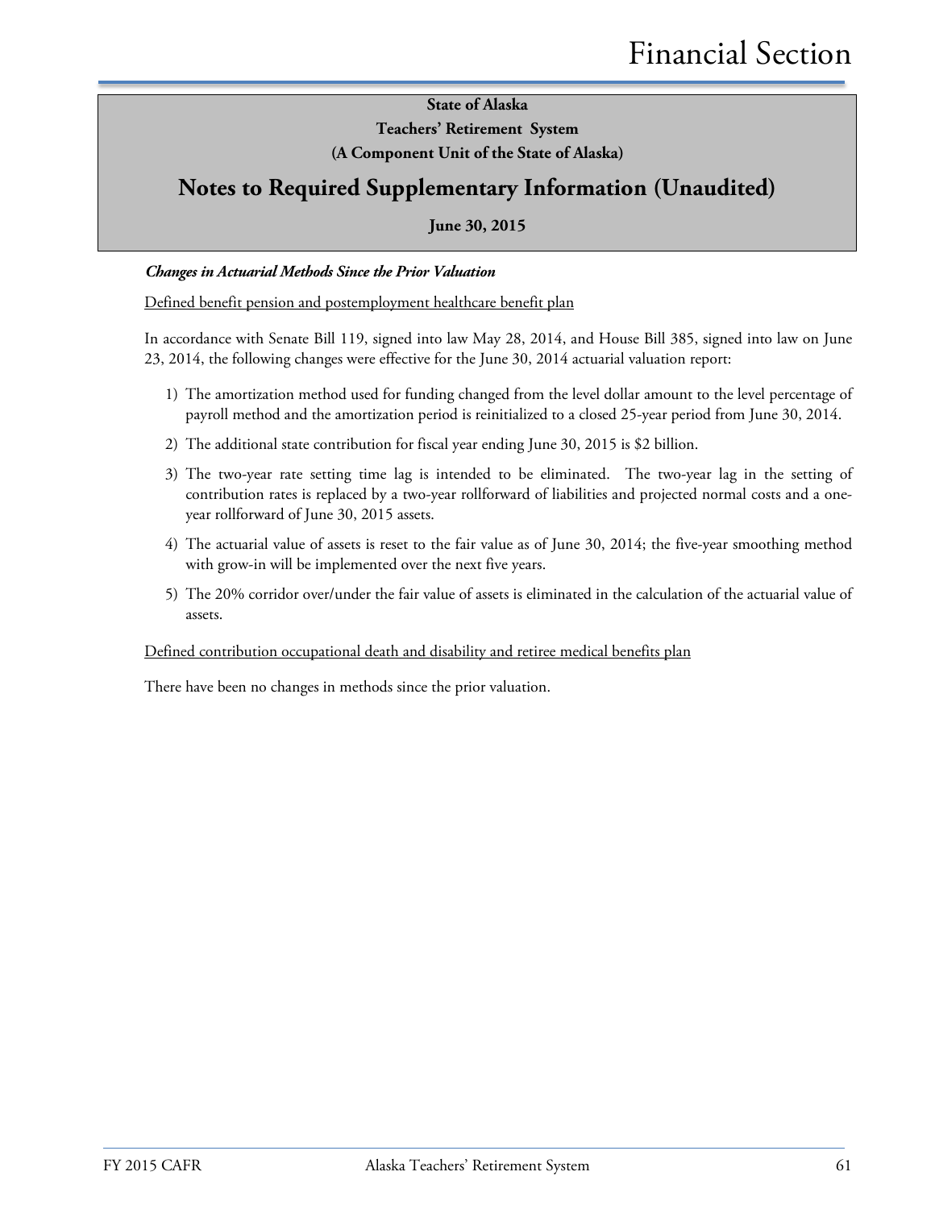**State of Alaska**

**Teachers' Retirement System**

**(A Component Unit of the State of Alaska)**

# Notes to Required Supplementary Information (Unaudited)

**June 30, 2015**

***Changes in Actuarial Methods Since the Prior Valuation***

Defined benefit pension and postemployment healthcare benefit plan

In accordance with Senate Bill 119, signed into law May 28, 2014, and House Bill 385, signed into law on June 23, 2014, the following changes were effective for the June 30, 2014 actuarial valuation report:

1) The amortization method used for funding changed from the level dollar amount to the level percentage of payroll method and the amortization period is reinitialized to a closed 25-year period from June 30, 2014.
2) The additional state contribution for fiscal year ending June 30, 2015 is $2 billion.
3) The two-year rate setting time lag is intended to be eliminated. The two-year lag in the setting of contribution rates is replaced by a two-year rollforward of liabilities and projected normal costs and a one-year rollforward of June 30, 2015 assets.
4) The actuarial value of assets is reset to the fair value as of June 30, 2014; the five-year smoothing method with grow-in will be implemented over the next five years.
5) The 20% corridor over/under the fair value of assets is eliminated in the calculation of the actuarial value of assets.

Defined contribution occupational death and disability and retiree medical benefits plan

There have been no changes in methods since the prior valuation.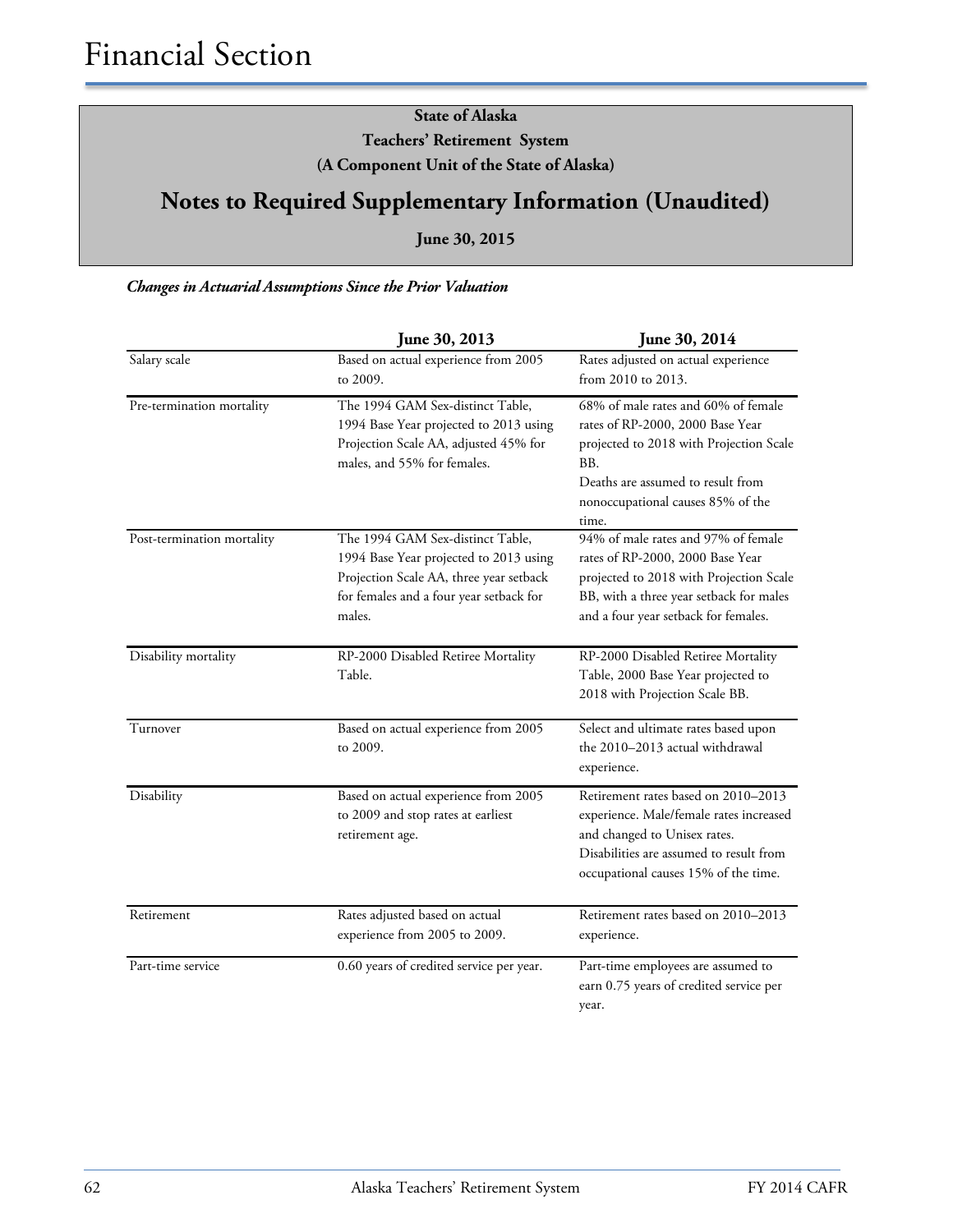# Financial Section

**State of Alaska**
**Teachers' Retirement System**
**(A Component Unit of the State of Alaska)**

## Notes to Required Supplementary Information (Unaudited)

**June 30, 2015**

***Changes in Actuarial Assumptions Since the Prior Valuation***

| | **June 30, 2013** | **June 30, 2014** |
|---|---|---|
| Salary scale | Based on actual experience from 2005 to 2009. | Rates adjusted on actual experience from 2010 to 2013. |
| Pre-termination mortality | The 1994 GAM Sex-distinct Table, 1994 Base Year projected to 2013 using Projection Scale AA, adjusted 45% for males, and 55% for females. | 68% of male rates and 60% of female rates of RP-2000, 2000 Base Year projected to 2018 with Projection Scale BB. Deaths are assumed to result from nonoccupational causes 85% of the time. |
| Post-termination mortality | The 1994 GAM Sex-distinct Table, 1994 Base Year projected to 2013 using Projection Scale AA, three year setback for females and a four year setback for males. | 94% of male rates and 97% of female rates of RP-2000, 2000 Base Year projected to 2018 with Projection Scale BB, with a three year setback for males and a four year setback for females. |
| Disability mortality | RP-2000 Disabled Retiree Mortality Table. | RP-2000 Disabled Retiree Mortality Table, 2000 Base Year projected to 2018 with Projection Scale BB. |
| Turnover | Based on actual experience from 2005 to 2009. | Select and ultimate rates based upon the 2010–2013 actual withdrawal experience. |
| Disability | Based on actual experience from 2005 to 2009 and stop rates at earliest retirement age. | Retirement rates based on 2010–2013 experience. Male/female rates increased and changed to Unisex rates. Disabilities are assumed to result from occupational causes 15% of the time. |
| Retirement | Rates adjusted based on actual experience from 2005 to 2009. | Retirement rates based on 2010–2013 experience. |
| Part-time service | 0.60 years of credited service per year. | Part-time employees are assumed to earn 0.75 years of credited service per year. |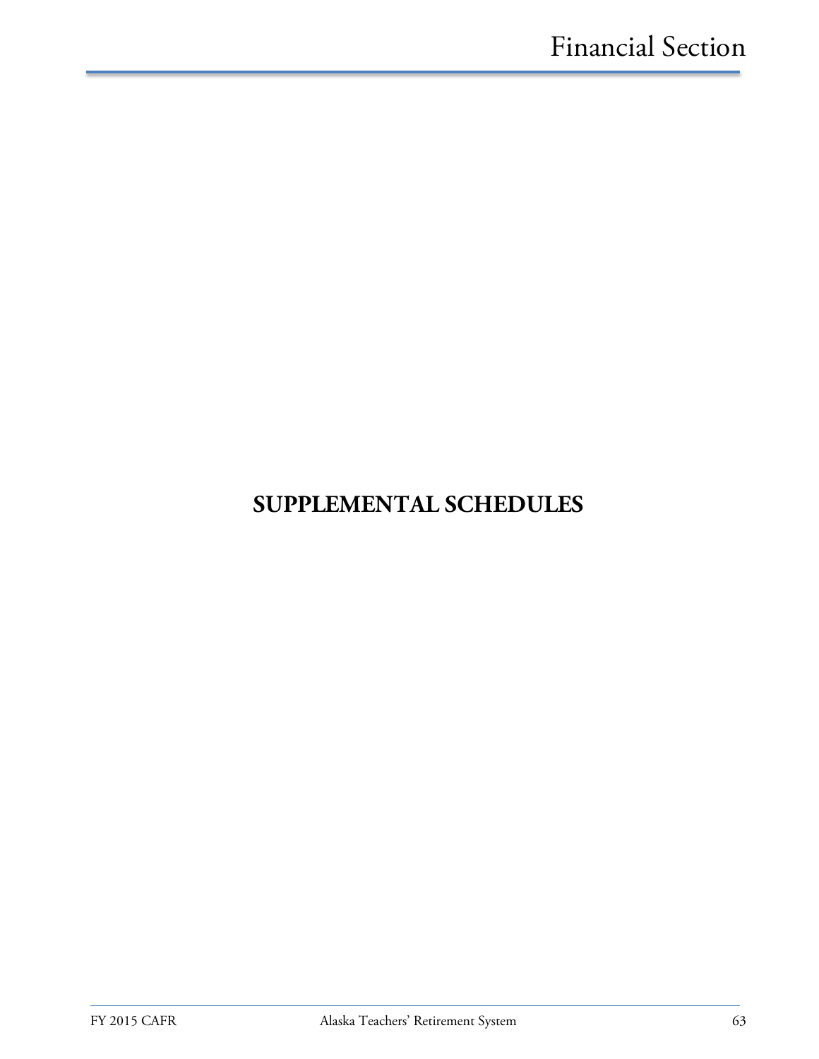# SUPPLEMENTAL SCHEDULES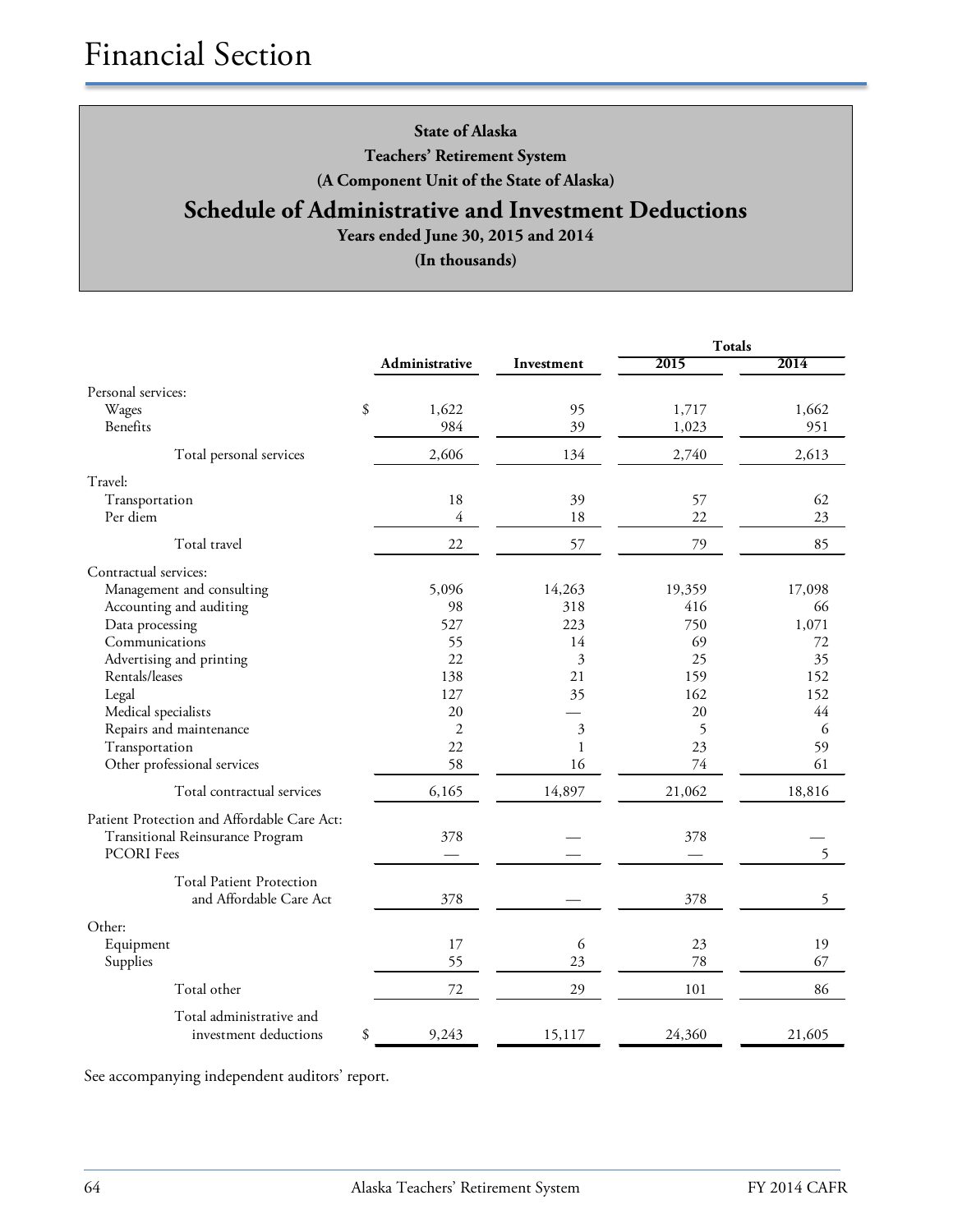# Financial Section

**State of Alaska**
**Teachers' Retirement System**
**(A Component Unit of the State of Alaska)**

## Schedule of Administrative and Investment Deductions

**Years ended June 30, 2015 and 2014**
**(In thousands)**

| | Administrative | Investment | Totals 2015 | Totals 2014 |
|---|---|---|---|---|
| **Personal services:** | | | | |
| Wages | $ 1,622 | 95 | 1,717 | 1,662 |
| Benefits | 984 | 39 | 1,023 | 951 |
| Total personal services | 2,606 | 134 | 2,740 | 2,613 |
| **Travel:** | | | | |
| Transportation | 18 | 39 | 57 | 62 |
| Per diem | 4 | 18 | 22 | 23 |
| Total travel | 22 | 57 | 79 | 85 |
| **Contractual services:** | | | | |
| Management and consulting | 5,096 | 14,263 | 19,359 | 17,098 |
| Accounting and auditing | 98 | 318 | 416 | 66 |
| Data processing | 527 | 223 | 750 | 1,071 |
| Communications | 55 | 14 | 69 | 72 |
| Advertising and printing | 22 | 3 | 25 | 35 |
| Rentals/leases | 138 | 21 | 159 | 152 |
| Legal | 127 | 35 | 162 | 152 |
| Medical specialists | 20 | — | 20 | 44 |
| Repairs and maintenance | 2 | 3 | 5 | 6 |
| Transportation | 22 | 1 | 23 | 59 |
| Other professional services | 58 | 16 | 74 | 61 |
| Total contractual services | 6,165 | 14,897 | 21,062 | 18,816 |
| **Patient Protection and Affordable Care Act:** | | | | |
| Transitional Reinsurance Program | 378 | — | 378 | — |
| PCORI Fees | — | — | — | 5 |
| Total Patient Protection and Affordable Care Act | 378 | — | 378 | 5 |
| **Other:** | | | | |
| Equipment | 17 | 6 | 23 | 19 |
| Supplies | 55 | 23 | 78 | 67 |
| Total other | 72 | 29 | 101 | 86 |
| Total administrative and investment deductions | $ 9,243 | 15,117 | 24,360 | 21,605 |

See accompanying independent auditors' report.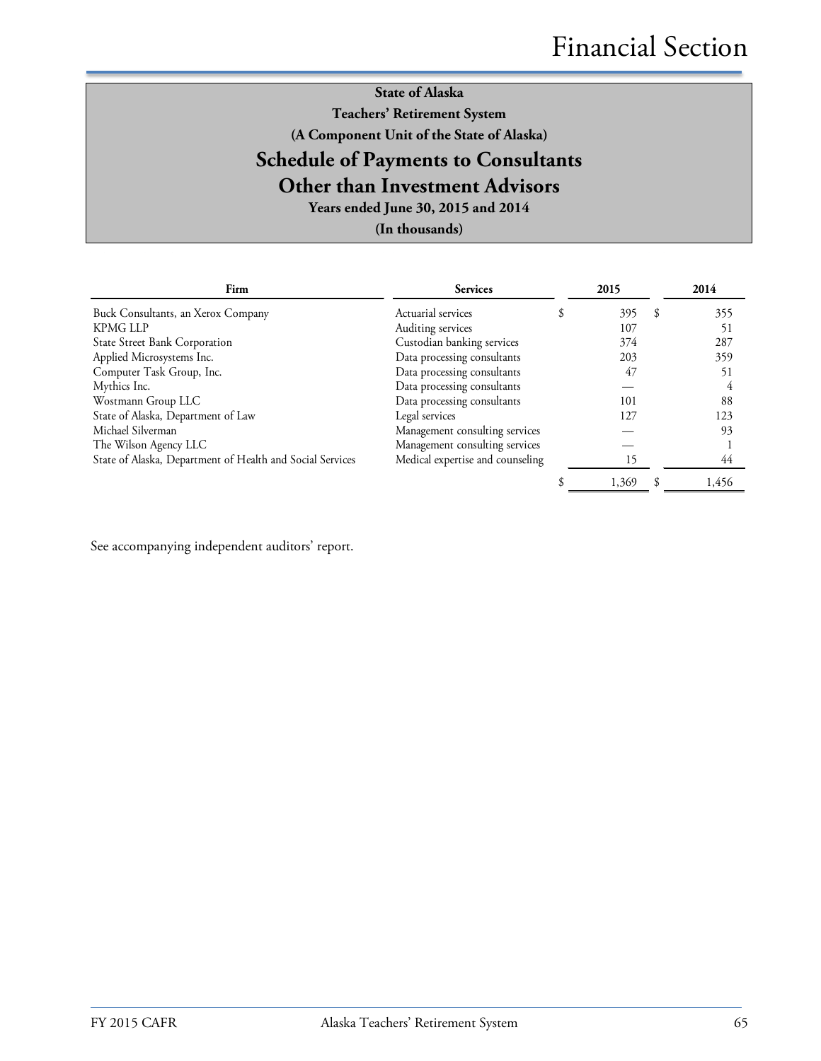**State of Alaska**

**Teachers' Retirement System**

**(A Component Unit of the State of Alaska)**

## Schedule of Payments to Consultants Other than Investment Advisors

**Years ended June 30, 2015 and 2014**

**(In thousands)**

| Firm | Services | 2015 | 2014 |
|---|---|---|---|
| Buck Consultants, an Xerox Company | Actuarial services | $ 395 | $ 355 |
| KPMG LLP | Auditing services | 107 | 51 |
| State Street Bank Corporation | Custodian banking services | 374 | 287 |
| Applied Microsystems Inc. | Data processing consultants | 203 | 359 |
| Computer Task Group, Inc. | Data processing consultants | 47 | 51 |
| Mythics Inc. | Data processing consultants | — | 4 |
| Wostmann Group LLC | Data processing consultants | 101 | 88 |
| State of Alaska, Department of Law | Legal services | 127 | 123 |
| Michael Silverman | Management consulting services | — | 93 |
| The Wilson Agency LLC | Management consulting services | — | 1 |
| State of Alaska, Department of Health and Social Services | Medical expertise and counseling | 15 | 44 |
| | | $ 1,369 | $ 1,456 |

See accompanying independent auditors' report.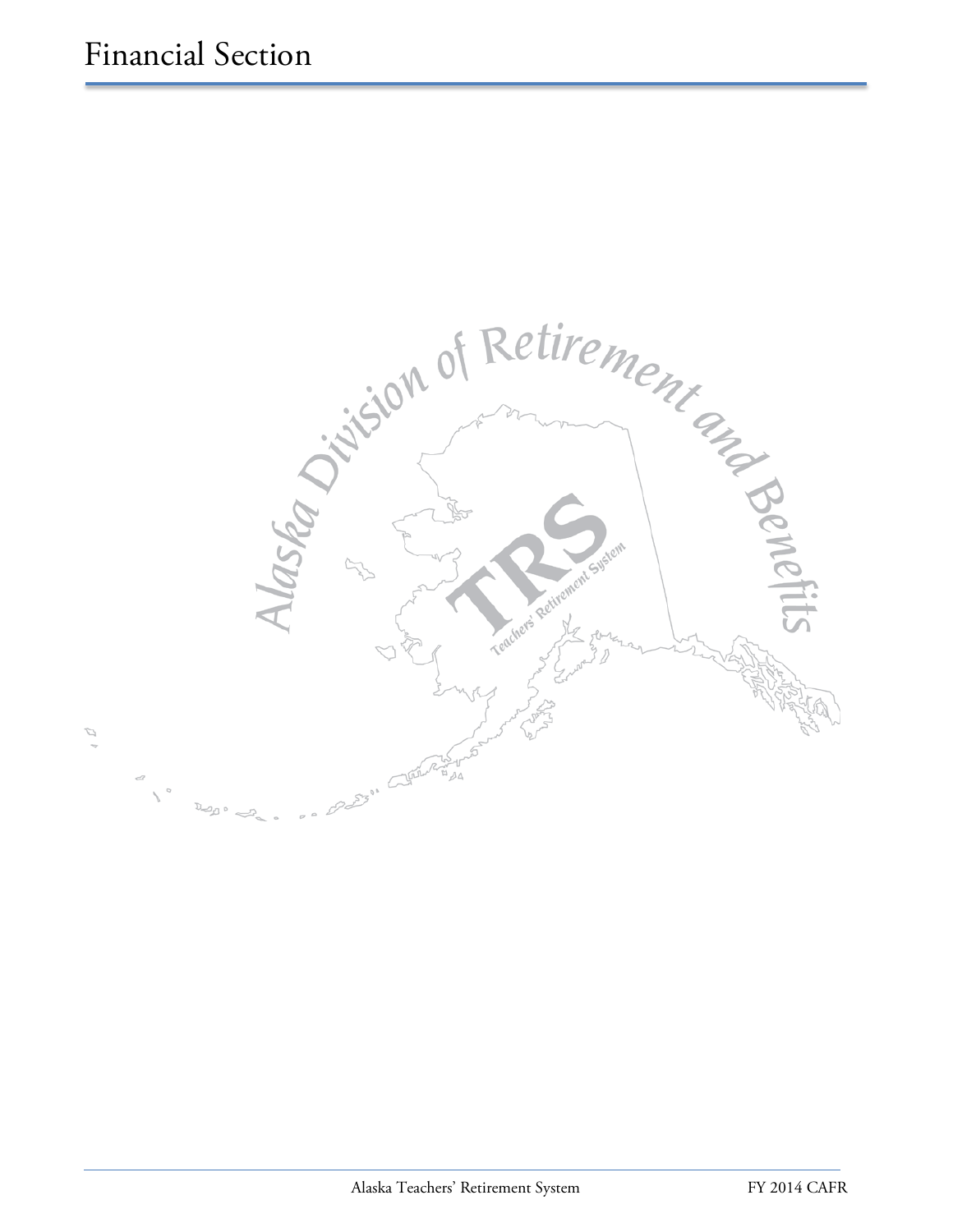# Financial Section